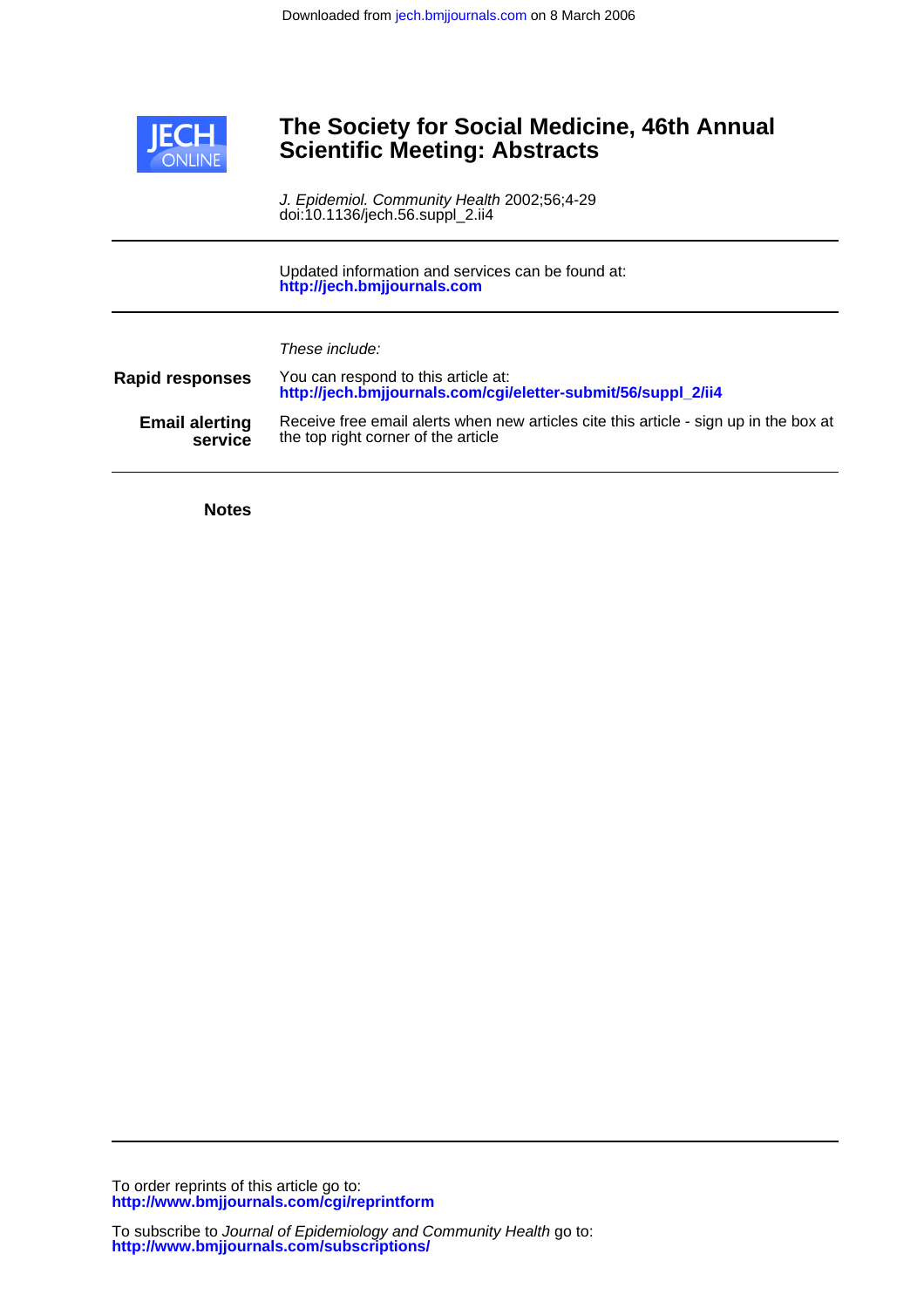Downloaded from jech.bmjjournals.com on 8 March 2006

JECH ONLINE

# The Society for Social Medicine, 46th Annual Scientific Meeting: Abstracts

*J. Epidemiol. Community Health* 2002;56;4-29
doi:10.1136/jech.56.suppl_2.ii4

Updated information and services can be found at:
**http://jech.bmjjournals.com**

*These include:*

**Rapid responses** You can respond to this article at:
**http://jech.bmjjournals.com/cgi/eletter-submit/56/suppl_2/ii4**

**Email alerting service** Receive free email alerts when new articles cite this article - sign up in the box at the top right corner of the article

**Notes**

To order reprints of this article go to:
**http://www.bmjjournals.com/cgi/reprintform**

To subscribe to *Journal of Epidemiology and Community Health* go to:
**http://www.bmjjournals.com/subscriptions/**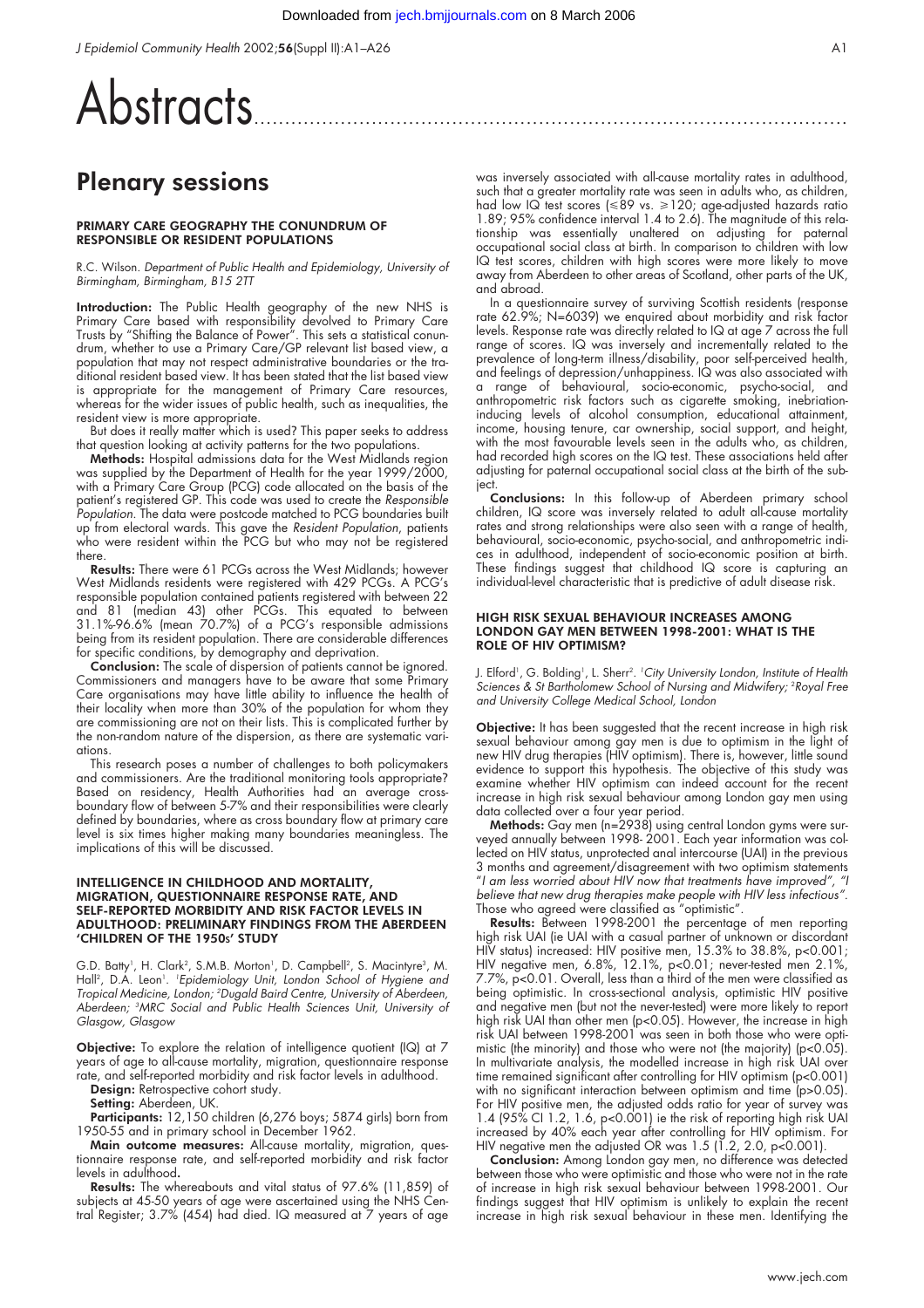# Abstracts

## Plenary sessions

### PRIMARY CARE GEOGRAPHY THE CONUNDRUM OF RESPONSIBLE OR RESIDENT POPULATIONS

R.C. Wilson. *Department of Public Health and Epidemiology, University of Birmingham, Birmingham, B15 2TT*

**Introduction:** The Public Health geography of the new NHS is Primary Care based with responsibility devolved to Primary Care Trusts by "Shifting the Balance of Power". This sets a statistical conundrum, whether to use a Primary Care/GP relevant list based view, a population that may not respect administrative boundaries or the traditional resident based view. It has been stated that the list based view is appropriate for the management of Primary Care resources, whereas for the wider issues of public health, such as inequalities, the resident view is more appropriate.

But does it really matter which is used? This paper seeks to address that question looking at activity patterns for the two populations.

**Methods:** Hospital admissions data for the West Midlands region was supplied by the Department of Health for the year 1999/2000, with a Primary Care Group (PCG) code allocated on the basis of the patient's registered GP. This code was used to create the *Responsible Population*. The data were postcode matched to PCG boundaries built up from electoral wards. This gave the *Resident Population*, patients who were resident within the PCG but who may not be registered there.

**Results:** There were 61 PCGs across the West Midlands; however West Midlands residents were registered with 429 PCGs. A PCG's responsible population contained patients registered with between 22 and 81 (median 43) other PCGs. This equated to between 31.1%-96.6% (mean 70.7%) of a PCG's responsible admissions being from its resident population. There are considerable differences for specific conditions, by demography and deprivation.

**Conclusion:** The scale of dispersion of patients cannot be ignored. Commissioners and managers have to be aware that some Primary Care organisations may have little ability to influence the health of their locality when more than 30% of the population for whom they are commissioning are not on their lists. This is complicated further by the non-random nature of the dispersion, as there are systematic variations.

This research poses a number of challenges to both policymakers and commissioners. Are the traditional monitoring tools appropriate? Based on residency, Health Authorities had an average cross-boundary flow of between 5-7% and their responsibilities were clearly defined by boundaries, where as cross boundary flow at primary care level is six times higher making many boundaries meaningless. The implications of this will be discussed.

### INTELLIGENCE IN CHILDHOOD AND MORTALITY, MIGRATION, QUESTIONNAIRE RESPONSE RATE, AND SELF-REPORTED MORBIDITY AND RISK FACTOR LEVELS IN ADULTHOOD: PRELIMINARY FINDINGS FROM THE ABERDEEN 'CHILDREN OF THE 1950s' STUDY

G.D. Batty[1], H. Clark[2], S.M.B. Morton[1], D. Campbell[2], S. Macintyre[3], M. Hall[2], D.A. Leon[1]. [1]*Epidemiology Unit, London School of Hygiene and Tropical Medicine, London;* [2]*Dugald Baird Centre, University of Aberdeen, Aberdeen;* [3]*MRC Social and Public Health Sciences Unit, University of Glasgow, Glasgow*

**Objective:** To explore the relation of intelligence quotient (IQ) at 7 years of age to all-cause mortality, migration, questionnaire response rate, and self-reported morbidity and risk factor levels in adulthood.

**Design:** Retrospective cohort study.

**Setting:** Aberdeen, UK.

**Participants:** 12,150 children (6,276 boys; 5874 girls) born from 1950-55 and in primary school in December 1962.

**Main outcome measures:** All-cause mortality, migration, questionnaire response rate, and self-reported morbidity and risk factor levels in adulthood.

**Results:** The whereabouts and vital status of 97.6% (11,859) of subjects at 45-50 years of age were ascertained using the NHS Central Register; 3.7% (454) had died. IQ measured at 7 years of age was inversely associated with all-cause mortality rates in adulthood, such that a greater mortality rate was seen in adults who, as children, had low IQ test scores ($\leq$89 vs. $\geq$120; age-adjusted hazards ratio 1.89; 95% confidence interval 1.4 to 2.6). The magnitude of this relationship was essentially unaltered on adjusting for paternal occupational social class at birth. In comparison to children with low IQ test scores, children with high scores were more likely to move away from Aberdeen to other areas of Scotland, other parts of the UK, and abroad.

In a questionnaire survey of surviving Scottish residents (response rate 62.9%; N=6039) we enquired about morbidity and risk factor levels. Response rate was directly related to IQ at age 7 across the full range of scores. IQ was inversely and incrementally related to the prevalence of long-term illness/disability, poor self-perceived health, and feelings of depression/unhappiness. IQ was also associated with a range of behavioural, socio-economic, psycho-social, and anthropometric risk factors such as cigarette smoking, inebriation-inducing levels of alcohol consumption, educational attainment, income, housing tenure, car ownership, social support, and height, with the most favourable levels seen in the adults who, as children, had recorded high scores on the IQ test. These associations held after adjusting for paternal occupational social class at the birth of the subject.

**Conclusions:** In this follow-up of Aberdeen primary school children, IQ score was inversely related to adult all-cause mortality rates and strong relationships were also seen with a range of health, behavioural, socio-economic, psycho-social, and anthropometric indices in adulthood, independent of socio-economic position at birth. These findings suggest that childhood IQ score is capturing an individual-level characteristic that is predictive of adult disease risk.

### HIGH RISK SEXUAL BEHAVIOUR INCREASES AMONG LONDON GAY MEN BETWEEN 1998-2001: WHAT IS THE ROLE OF HIV OPTIMISM?

J. Elford[1], G. Bolding[1], L. Sherr[2]. [1]*City University London, Institute of Health Sciences & St Bartholomew School of Nursing and Midwifery;* [2]*Royal Free and University College Medical School, London*

**Objective:** It has been suggested that the recent increase in high risk sexual behaviour among gay men is due to optimism in the light of new HIV drug therapies (HIV optimism). There is, however, little sound evidence to support this hypothesis. The objective of this study was examine whether HIV optimism can indeed account for the recent increase in high risk sexual behaviour among London gay men using data collected over a four year period.

**Methods:** Gay men (n=2938) using central London gyms were surveyed annually between 1998- 2001. Each year information was collected on HIV status, unprotected anal intercourse (UAI) in the previous 3 months and agreement/disagreement with two optimism statements "*I am less worried about HIV now that treatments have improved*", "*I believe that new drug therapies make people with HIV less infectious*". Those who agreed were classified as "optimistic".

**Results:** Between 1998-2001 the percentage of men reporting high risk UAI (ie UAI with a casual partner of unknown or discordant HIV status) increased: HIV positive men, 15.3% to 38.8%, $p<0.001$; HIV negative men, 6.8%, 12.1%, $p<0.01$; never-tested men 2.1%, 7.7%, $p<0.01$. Overall, less than a third of the men were classified as being optimistic. In cross-sectional analysis, optimistic HIV positive and negative men (but not the never-tested) were more likely to report high risk UAI than other men ($p<0.05$). However, the increase in high risk UAI between 1998-2001 was seen in both those who were optimistic (the minority) and those who were not (the majority) ($p<0.05$). In multivariate analysis, the modelled increase in high risk UAI over time remained significant after controlling for HIV optimism ($p<0.001$) with no significant interaction between optimism and time ($p>0.05$). For HIV positive men, the adjusted odds ratio for year of survey was 1.4 (95% CI 1.2, 1.6, $p<0.001$) ie the risk of reporting high risk UAI increased by 40% each year after controlling for HIV optimism. For HIV negative men the adjusted OR was 1.5 (1.2, 2.0, $p<0.001$).

**Conclusion:** Among London gay men, no difference was detected between those who were optimistic and those who were not in the rate of increase in high risk sexual behaviour between 1998-2001. Our findings suggest that HIV optimism is unlikely to explain the recent increase in high risk sexual behaviour in these men. Identifying the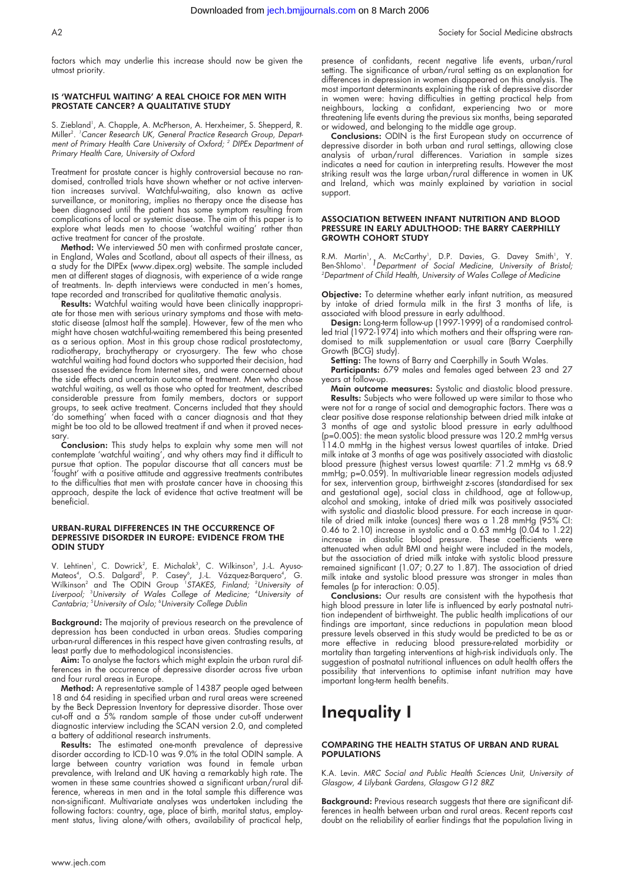factors which may underlie this increase should now be given the utmost priority.

### IS 'WATCHFUL WAITING' A REAL CHOICE FOR MEN WITH PROSTATE CANCER? A QUALITATIVE STUDY

S. Ziebland[1], A. Chapple, A. McPherson, A. Herxheimer, S. Shepperd, R. Miller[2]. [1]*Cancer Research UK, General Practice Research Group, Department of Primary Health Care University of Oxford;* [2] *DIPEx Department of Primary Health Care, University of Oxford*

Treatment for prostate cancer is highly controversial because no randomised, controlled trials have shown whether or not active intervention increases survival. Watchful-waiting, also known as active surveillance, or monitoring, implies no therapy once the disease has been diagnosed until the patient has some symptom resulting from complications of local or systemic disease. The aim of this paper is to explore what leads men to choose 'watchful waiting' rather than active treatment for cancer of the prostate.

**Method:** We interviewed 50 men with confirmed prostate cancer, in England, Wales and Scotland, about all aspects of their illness, as a study for the DIPEx (www.dipex.org) website. The sample included men at different stages of diagnosis, with experience of a wide range of treatments. In- depth interviews were conducted in men's homes, tape recorded and transcribed for qualitative thematic analysis.

**Results:** Watchful waiting would have been clinically inappropriate for those men with serious urinary symptoms and those with metastatic disease (almost half the sample). However, few of the men who might have chosen watchful-waiting remembered this being presented as a serious option. Most in this group chose radical prostatectomy, radiotherapy, brachytherapy or cryosurgery. The few who chose watchful waiting had found doctors who supported their decision, had assessed the evidence from Internet sites, and were concerned about the side effects and uncertain outcome of treatment. Men who chose watchful waiting, as well as those who opted for treatment, described considerable pressure from family members, doctors or support groups, to seek active treatment. Concerns included that they should 'do something' when faced with a cancer diagnosis and that they might be too old to be allowed treatment if and when it proved necessary.

**Conclusion:** This study helps to explain why some men will not contemplate 'watchful waiting', and why others may find it difficult to pursue that option. The popular discourse that all cancers must be 'fought' with a positive attitude and aggressive treatments contributes to the difficulties that men with prostate cancer have in choosing this approach, despite the lack of evidence that active treatment will be beneficial.

### URBAN-RURAL DIFFERENCES IN THE OCCURRENCE OF DEPRESSIVE DISORDER IN EUROPE: EVIDENCE FROM THE ODIN STUDY

V. Lehtinen[1], C. Dowrick[2], E. Michalak[3], C. Wilkinson[3], J.-L. Ayuso-Mateos[4], O.S. Dalgard[5], P. Casey[6], J.-L. Vázquez-Barquero[4], G. Wilkinson[2] and The ODIN Group [1]*STAKES, Finland;* [2]*University of Liverpool;* [3]*University of Wales College of Medicine;* [4]*University of Cantabria;* [5]*University of Oslo;* [6]*University College Dublin*

**Background:** The majority of previous research on the prevalence of depression has been conducted in urban areas. Studies comparing urban-rural differences in this respect have given contrasting results, at least partly due to methodological inconsistencies.

**Aim:** To analyse the factors which might explain the urban rural differences in the occurrence of depressive disorder across five urban and four rural areas in Europe.

**Method:** A representative sample of 14387 people aged between 18 and 64 residing in specified urban and rural areas were screened by the Beck Depression Inventory for depressive disorder. Those over cut-off and a 5% random sample of those under cut-off underwent diagnostic interview including the SCAN version 2.0, and completed a battery of additional research instruments.

**Results:** The estimated one-month prevalence of depressive disorder according to ICD-10 was 9.0% in the total ODIN sample. A large between country variation was found in female urban prevalence, with Ireland and UK having a remarkably high rate. The women in these same countries showed a significant urban/rural difference, whereas in men and in the total sample this difference was non-significant. Multivariate analyses was undertaken including the following factors: country, age, place of birth, marital status, employment status, living alone/with others, availability of practical help, presence of confidants, recent negative life events, urban/rural setting. The significance of urban/rural setting as an explanation for differences in depression in women disappeared on this analysis. The most important determinants explaining the risk of depressive disorder in women were: having difficulties in getting practical help from neighbours, lacking a confidant, experiencing two or more threatening life events during the previous six months, being separated or widowed, and belonging to the middle age group.

**Conclusions:** ODIN is the first European study on occurrence of depressive disorder in both urban and rural settings, allowing close analysis of urban/rural differences. Variation in sample sizes indicates a need for caution in interpreting results. However the most striking result was the large urban/rural difference in women in UK and Ireland, which was mainly explained by variation in social support.

### ASSOCIATION BETWEEN INFANT NUTRITION AND BLOOD PRESSURE IN EARLY ADULTHOOD: THE BARRY CAERPHILLY GROWTH COHORT STUDY

R.M. Martin[1], A. McCarthy[1], D.P. Davies, G. Davey Smith[1], Y. Ben-Shlomo[1]. [1]*Department of Social Medicine, University of Bristol;* [2]*Department of Child Health, University of Wales College of Medicine*

**Objective:** To determine whether early infant nutrition, as measured by intake of dried formula milk in the first 3 months of life, is associated with blood pressure in early adulthood.

**Design:** Long-term follow-up (1997-1999) of a randomised controlled trial (1972-1974) into which mothers and their offspring were randomised to milk supplementation or usual care (Barry Caerphilly Growth (BCG) study).

**Setting:** The towns of Barry and Caerphilly in South Wales.

**Participants:** 679 males and females aged between 23 and 27 years at follow-up.

**Main outcome measures:** Systolic and diastolic blood pressure.

**Results:** Subjects who were followed up were similar to those who were not for a range of social and demographic factors. There was a clear positive dose response relationship between dried milk intake at 3 months of age and systolic blood pressure in early adulthood ($p=0.005$): the mean systolic blood pressure was 120.2 mmHg versus 114.0 mmHg in the highest versus lowest quartiles of intake. Dried milk intake at 3 months of age was positively associated with diastolic blood pressure (highest versus lowest quartile: 71.2 mmHg vs 68.9 mmHg; $p=0.059$). In multivariable linear regression models adjusted for sex, intervention group, birthweight z-scores (standardised for sex and gestational age), social class in childhood, age at follow-up, alcohol and smoking, intake of dried milk was positively associated with systolic and diastolic blood pressure. For each increase in quartile of dried milk intake (ounces) there was a 1.28 mmHg (95% CI: 0.46 to 2.10) increase in systolic and a 0.63 mmHg (0.04 to 1.22) increase in diastolic blood pressure. These coefficients were attenuated when adult BMI and height were included in the models, but the association of dried milk intake with systolic blood pressure remained significant (1.07; 0.27 to 1.87). The association of dried milk intake and systolic blood pressure was stronger in males than females (p for interaction: 0.05).

**Conclusions:** Our results are consistent with the hypothesis that high blood pressure in later life is influenced by early postnatal nutrition independent of birthweight. The public health implications of our findings are important, since reductions in population mean blood pressure levels observed in this study would be predicted to be as or more effective in reducing blood pressure-related morbidity or mortality than targeting interventions at high-risk individuals only. The suggestion of postnatal nutritional influences on adult health offers the possibility that interventions to optimise infant nutrition may have important long-term health benefits.

# Inequality I

### COMPARING THE HEALTH STATUS OF URBAN AND RURAL POPULATIONS

K.A. Levin. *MRC Social and Public Health Sciences Unit, University of Glasgow, 4 Lilybank Gardens, Glasgow G12 8RZ*

**Background:** Previous research suggests that there are significant differences in health between urban and rural areas. Recent reports cast doubt on the reliability of earlier findings that the population living in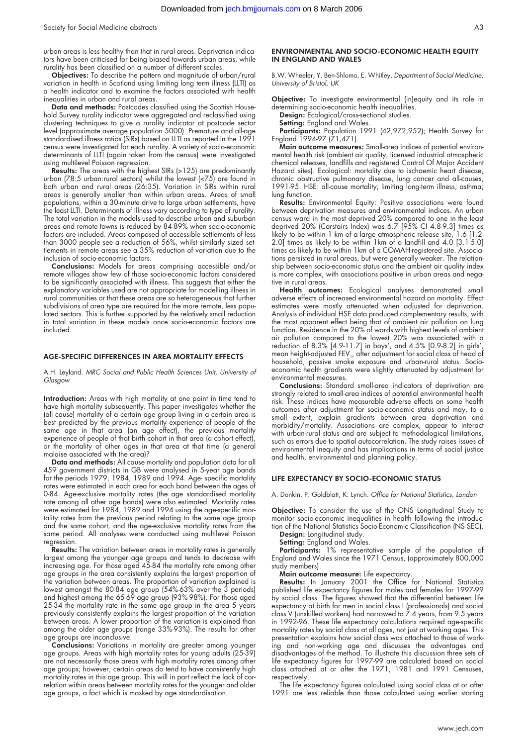urban areas is less healthy than that in rural areas. Deprivation indicators have been criticised for being biased towards urban areas, while rurality has been classified on a number of different scales.

**Objectives:** To describe the pattern and magnitude of urban/rural variation in health in Scotland using limiting long term illness (LLTI) as a health indicator and to examine the factors associated with health inequalities in urban and rural areas.

**Data and methods:** Postcodes classified using the Scottish Household Survey rurality indicator were aggregated and reclassified using clustering techniques to give a rurality indicator at postcode sector level (approximate average population 5000). Premature and all-age standardised illness ratios (SIRs) based on LLTI as reported in the 1991 census were investigated for each rurality. A variety of socio-economic determinants of LLTI (again taken from the census) were investigated using multilevel Poisson regression.

**Results:** The areas with the highest SIRs (>125) are predominantly urban (78:5 urban:rural sectors) whilst the lowest (<75) are found in both urban and rural areas (26:35). Variation in SIRs within rural areas is generally smaller than within urban areas. Areas of small populations, within a 30-minute drive to large urban settlements, have the least LLTI. Determinants of illness vary according to type of rurality. The total variation in the models used to describe urban and suburban areas and remote towns is reduced by 84-89% when socio-economic factors are included. Areas composed of accessible settlements of less than 3000 people see a reduction of 56%, whilst similarly sized settlements in remote areas see a 35% reduction of variation due to the inclusion of socio-economic factors.

**Conclusions:** Models for areas comprising accessible and/or remote villages show few of those socio-economic factors considered to be significantly associated with illness. This suggests that either the explanatory variables used are not appropriate for modelling illness in rural communities or that these areas are so heterogeneous that further subdivisions of area type are required for the more remote, less populated sectors. This is further supported by the relatively small reduction in total variation in these models once socio-economic factors are included.

## AGE-SPECIFIC DIFFERENCES IN AREA MORTALITY EFFECTS

A.H. Leyland. *MRC Social and Public Health Sciences Unit, University of Glasgow*

**Introduction:** Areas with high mortality at one point in time tend to have high mortality subsequently. This paper investigates whether the (all cause) mortality of a certain age group living in a certain area is best predicted by the previous mortality experience of people of the same age in that area (an age effect), the previous mortality experience of people of that birth cohort in that area (a cohort effect), or the mortality of other ages in that area at that time (a general malaise associated with the area)?

**Data and methods:** All cause mortality and population data for all 459 government districts in GB were analysed in 5-year age bands for the periods 1979, 1984, 1989 and 1994. Age- specific mortality rates were estimated in each area for each band between the ages of 0-84. Age-exclusive mortality rates (the age standardised mortality rate among all other age bands) were also estimated. Mortality rates were estimated for 1984, 1989 and 1994 using the age-specific mortality rates from the previous period relating to the same age group and the same cohort, and the age-exclusive mortality rates from the same period. All analyses were conducted using multilevel Poisson regression.

**Results:** The variation between areas in mortality rates is generally largest among the younger age groups and tends to decrease with increasing age. For those aged 45-84 the mortality rate among other age groups in the area consistently explains the largest proportion of the variation between areas. The proportion of variation explained is lowest amongst the 80-84 age group (54%-63% over the 3 periods) and highest among the 65-69 age group (93%-98%). For those aged 25-34 the mortality rate in the same age group in the area 5 years previously consistently explains the largest proportion of the variation between areas. A lower proportion of the variation is explained than among the older age groups (range 33%-93%). The results for other age groups are inconclusive.

**Conclusions:** Variations in mortality are greater among younger age groups. Areas with high mortality rates for young adults (25-39) are not necessarily those areas with high mortality rates among other age groups; however, certain areas do tend to have consistently high mortality rates in this age group. This will in part reflect the lack of correlation within areas between mortality rates for the younger and older age groups, a fact which is masked by age standardisation.

## ENVIRONMENTAL AND SOCIO-ECONOMIC HEALTH EQUITY IN ENGLAND AND WALES

B.W. Wheeler, Y. Ben-Shlomo, E. Whitley. *Department of Social Medicine, University of Bristol, UK*

**Objective:** To investigate environmental (in)equity and its role in determining socio-economic health inequalities.

**Design:** Ecological/cross-sectional studies.

**Setting:** England and Wales.

**Participants:** Population 1991 (42,972,952); Health Survey for England 1994-97 (71,471).

**Main outcome measures:** Small-area indices of potential environmental health risk (ambient air quality, licensed industrial atmospheric chemical releases, landfills and registered Control Of Major Accident Hazard sites). Ecological: mortality due to ischaemic heart disease, chronic obstructive pulmonary disease, lung cancer and all-causes, 1991-95. HSE: all-cause mortality; limiting long-term illness; asthma; lung function.

**Results:** Environmental Equity: Positive associations were found between deprivation measures and environmental indices. An urban census ward in the most deprived 20% compared to one in the least deprived 20% (Carstairs Index) was 6.7 [95% CI 4.8-9.3] times as likely to be within 1 km of a large atmospheric release site, 1.6 [1.2-2.0] times as likely to be within 1km of a landfill and 4.0 [3.1-5.0] times as likely to be within 1km of a COMAH-registered site. Associations persisted in rural areas, but were generally weaker. The relationship between socio-economic status and the ambient air quality index is more complex, with associations positive in urban areas and negative in rural areas.

**Health outcomes:** Ecological analyses demonstrated small adverse effects of increased environmental hazard on mortality. Effect estimates were mostly attenuated when adjusted for deprivation. Analysis of individual HSE data produced complementary results, with the most apparent effect being that of ambient air pollution on lung function. Residence in the 20% of wards with highest levels of ambient air pollution compared to the lowest 20% was associated with a reduction of 8.3% [4.9-11.7] in boys', and 4.5% [0.9-8.2] in girls', mean height-adjusted $FEV_1$, after adjustment for social class of head of household, passive smoke exposure and urban-rural status. Socio-economic health gradients were slightly attenuated by adjustment for environmental measures.

**Conclusions:** Standard small-area indicators of deprivation are strongly related to small-area indices of potential environmental health risk. These indices have measurable adverse effects on some health outcomes after adjustment for socio-economic status and may, to a small extent, explain gradients between area deprivation and morbidity/mortality. Associations are complex, appear to interact with urban-rural status and are subject to methodological limitations, such as errors due to spatial autocorrelation. The study raises issues of environmental inequity and has implications in terms of social justice and health, environmental and planning policy.

## LIFE EXPECTANCY BY SOCIO-ECONOMIC STATUS

A. Donkin, P. Goldblatt, K. Lynch. *Office for National Statistics, London*

**Objective:** To consider the use of the ONS Longitudinal Study to monitor socio-economic inequalities in health following the introduction of the National Statistics Socio-Economic Classification (NS SEC).

**Design:** Longitudinal study.

**Setting:** England and Wales.

**Participants:** 1% representative sample of the population of England and Wales since the 1971 Census, (approximately 800,000 study members).

**Main outcome measure:** Life expectancy.

**Results:** In January 2001 the Office for National Statistics published life expectancy figures for males and females for 1997-99 by social class. The figures showed that the differential between life expectancy at birth for men in social class I (professionals) and social class V (unskilled workers) had narrowed to 7.4 years, from 9.5 years in 1992-96. These life expectancy calculations required age-specific mortality rates by social class at all ages, not just at working ages. This presentation explains how social class was attached to those of working and non-working age and discusses the advantages and disadvantages of the method. To illustrate this discussion three sets of life expectancy figures for 1997-99 are calculated based on social class attached at or after the 1971, 1981 and 1991 Censuses, respectively.

The life expectancy figures calculated using social class at or after 1991 are less reliable than those calculated using earlier starting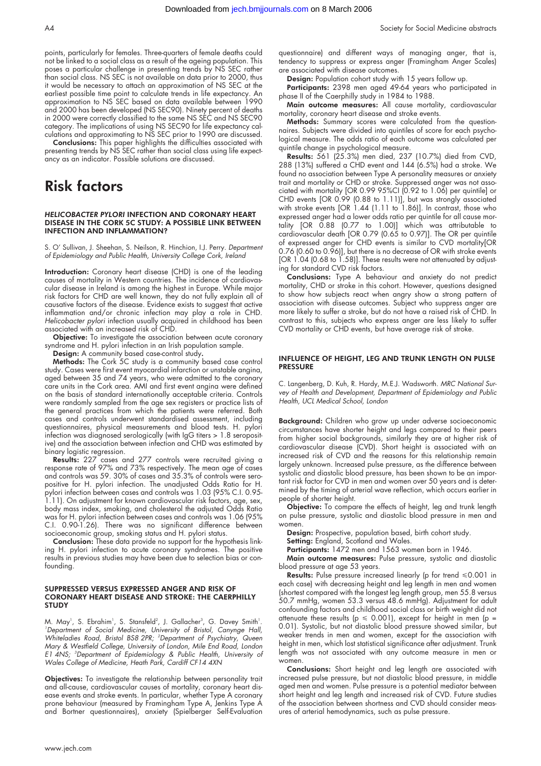points, particularly for females. Three-quarters of female deaths could not be linked to a social class as a result of the ageing population. This poses a particular challenge in presenting trends by NS SEC rather than social class. NS SEC is not available on data prior to 2000, thus it would be necessary to attach an approximation of NS SEC at the earliest possible time point to calculate trends in life expectancy. An approximation to NS SEC based on data available between 1990 and 2000 has been developed (NS SEC90). Ninety percent of deaths in 2000 were correctly classified to the same NS SEC and NS SEC90 category. The implications of using NS SEC90 for life expectancy calculations and approximating to NS SEC prior to 1990 are discussed.

**Conclusions:** This paper highlights the difficulties associated with presenting trends by NS SEC rather than social class using life expectancy as an indicator. Possible solutions are discussed.

# Risk factors

### *HELICOBACTER PYLORI* INFECTION AND CORONARY HEART DISEASE IN THE CORK 5C STUDY: A POSSIBLE LINK BETWEEN INFECTION AND INFLAMMATION?

S. O' Sullivan, J. Sheehan, S. Neilson, R. Hinchion, I.J. Perry. *Department of Epidemiology and Public Health, University College Cork, Ireland*

**Introduction:** Coronary heart disease (CHD) is one of the leading causes of mortality in Western countries. The incidence of cardiovascular disease in Ireland is among the highest in Europe. While major risk factors for CHD are well known, they do not fully explain all of causative factors of the disease. Evidence exists to suggest that active inflammation and/or chronic infection may play a role in CHD. *Helicobacter pylori* infection usually acquired in childhood has been associated with an increased risk of CHD.

**Objective:** To investigate the association between acute coronary syndrome and H. pylori infection in an Irish population sample.

**Design:** A community based case-control study.

**Methods:** The Cork 5C study is a community based case control study. Cases were first event myocardial infarction or unstable angina, aged between 35 and 74 years, who were admitted to the coronary care units in the Cork area. AMI and first event angina were defined on the basis of standard internationally acceptable criteria. Controls were randomly sampled from the age sex registers or practice lists of the general practices from which the patients were referred. Both cases and controls underwent standardised assessment, including questionnaires, physical measurements and blood tests. H. pylori infection was diagnosed serologically (with IgG titers > 1.8 seropositive) and the association between infection and CHD was estimated by binary logistic regression.

**Results:** 227 cases and 277 controls were recruited giving a response rate of 97% and 73% respectively. The mean age of cases and controls was 59. 30% of cases and 35.3% of controls were seropositive for H. pylori infection. The unadjusted Odds Ratio for H. pylori infection between cases and controls was 1.03 (95% C.I. 0.95-1.11). On adjustment for known cardiovascular risk factors, age, sex, body mass index, smoking, and cholesterol the adjusted Odds Ratio was for H. pylori infection between cases and controls was 1.06 (95% C.I. 0.90-1.26). There was no significant difference between socioeconomic group, smoking status and H. pylori status.

**Conclusion:** These data provide no support for the hypothesis linking H. pylori infection to acute coronary syndromes. The positive results in previous studies may have been due to selection bias or confounding.

### SUPPRESSED VERSUS EXPRESSED ANGER AND RISK OF CORONARY HEART DISEASE AND STROKE: THE CAERPHILLY STUDY

M. May[1], S. Ebrahim[1], S. Stansfeld[2], J. Gallacher[3], G. Davey Smith[1]. [1]*Department of Social Medicine, University of Bristol, Canynge Hall, Whiteladies Road, Bristol BS8 2PR;* [2]*Department of Psychiatry, Queen Mary & Westfield College, University of London, Mile End Road, London E1 4NS;* [3]*Department of Epidemiology & Public Health, University of Wales College of Medicine, Heath Park, Cardiff CF14 4XN*

**Objectives:** To investigate the relationship between personality trait and all-cause, cardiovascular causes of mortality, coronary heart disease events and stroke events. In particular, whether Type A coronary prone behaviour (measured by Framingham Type A, Jenkins Type A and Bortner questionnaires), anxiety (Spielberger Self-Evaluation questionnaire) and different ways of managing anger, that is, tendency to suppress or express anger (Framingham Anger Scales) are associated with disease outcomes.

**Design:** Population cohort study with 15 years follow up.

**Participants:** 2398 men aged 49-64 years who participated in phase II of the Caerphilly study in 1984 to 1988.

**Main outcome measures:** All cause mortality, cardiovascular mortality, coronary heart disease and stroke events.

**Methods:** Summary scores were calculated from the questionnaires. Subjects were divided into quintiles of score for each psychological measure. The odds ratio of each outcome was calculated per quintile change in psychological measure.

**Results:** 561 (25.3%) men died, 237 (10.7%) died from CVD, 288 (13%) suffered a CHD event and 144 (6.5%) had a stroke. We found no association between Type A personality measures or anxiety trait and mortality or CHD or stroke. Suppressed anger was not associated with mortality [OR 0.99 95%CI (0.92 to 1.06) per quintile] or CHD events [OR 0.99 (0.88 to 1.11)], but was strongly associated with stroke events [OR 1.44 (1.11 to 1.86)]. In contrast, those who expressed anger had a lower odds ratio per quintile for all cause mortality [OR 0.88 (0.77 to 1.00)] which was attributable to cardiovascular death [OR 0.79 (0.65 to 0.97)]. The OR per quintile of expressed anger for CHD events is similar to CVD mortality[OR 0.76 (0.60 to 0.96)], but there is no decrease of OR with stroke events [OR 1.04 (0.68 to 1.58)]. These results were not attenuated by adjusting for standard CVD risk factors.

**Conclusions:** Type A behaviour and anxiety do not predict mortality, CHD or stroke in this cohort. However, questions designed to show how subjects react when angry show a strong pattern of association with disease outcomes. Subject who suppress anger are more likely to suffer a stroke, but do not have a raised risk of CHD. In contrast to this, subjects who express anger are less likely to suffer CVD mortality or CHD events, but have average risk of stroke.

### INFLUENCE OF HEIGHT, LEG AND TRUNK LENGTH ON PULSE PRESSURE

C. Langenberg, D. Kuh, R. Hardy, M.E.J. Wadsworth. *MRC National Survey of Health and Development, Department of Epidemiology and Public Health, UCL Medical School, London*

**Background:** Children who grow up under adverse socioeconomic circumstances have shorter height and legs compared to their peers from higher social backgrounds, similarly they are at higher risk of cardiovascular disease (CVD). Short height is associated with an increased risk of CVD and the reasons for this relationship remain largely unknown. Increased pulse pressure, as the difference between systolic and diastolic blood pressure, has been shown to be an important risk factor for CVD in men and women over 50 years and is determined by the timing of arterial wave reflection, which occurs earlier in people of shorter height.

**Objective:** To compare the effects of height, leg and trunk length on pulse pressure, systolic and diastolic blood pressure in men and women.

**Design:** Prospective, population based, birth cohort study.

**Setting:** England, Scotland and Wales.

**Participants:** 1472 men and 1563 women born in 1946.

**Main outcome measures:** Pulse pressure, systolic and diastolic blood pressure at age 53 years.

**Results:** Pulse pressure increased linearly ($p$ for trend $\leqslant 0.001$ in each case) with decreasing height and leg length in men and women (shortest compared with the longest leg length group, men 55.8 versus 50.7 mmHg, women 53.3 versus 48.6 mmHg). Adjustment for adult confounding factors and childhood social class or birth weight did not attenuate these results ($p \leqslant 0.001$), except for height in men ($p = 0.01$). Systolic, but not diastolic blood pressure showed similar, but weaker trends in men and women, except for the association with height in men, which lost statistical significance after adjustment. Trunk length was not associated with any outcome measure in men or women.

**Conclusions:** Short height and leg length are associated with increased pulse pressure, but not diastolic blood pressure, in middle aged men and women. Pulse pressure is a potential mediator between short height and leg length and increased risk of CVD. Future studies of the association between shortness and CVD should consider measures of arterial hemodynamics, such as pulse pressure.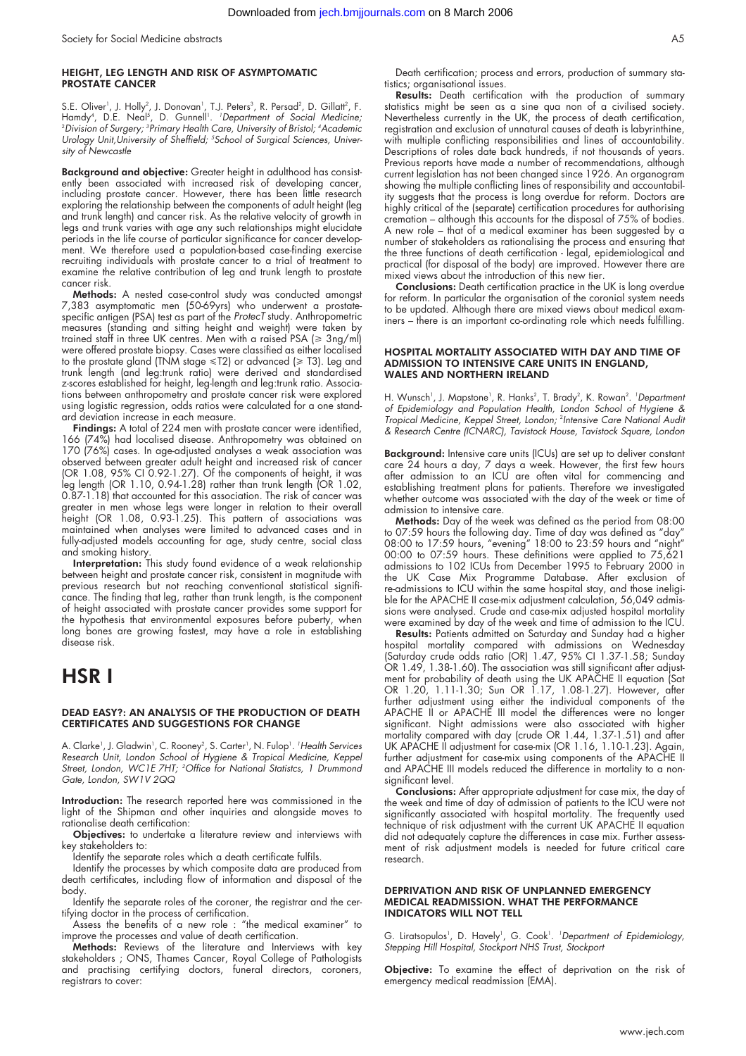### HEIGHT, LEG LENGTH AND RISK OF ASYMPTOMATIC PROSTATE CANCER

S.E. Oliver[1], J. Holly[2], J. Donovan[1], T.J. Peters[3], R. Persad[2], D. Gillatt[2], F. Hamdy[4], D.E. Neal[5], D. Gunnell[1]. [1]*Department of Social Medicine;* [2]*Division of Surgery;* [3]*Primary Health Care, University of Bristol;* [4]*Academic Urology Unit,University of Sheffield;* [5]*School of Surgical Sciences, University of Newcastle*

**Background and objective:** Greater height in adulthood has consistently been associated with increased risk of developing cancer, including prostate cancer. However, there has been little research exploring the relationship between the components of adult height (leg and trunk length) and cancer risk. As the relative velocity of growth in legs and trunk varies with age any such relationships might elucidate periods in the life course of particular significance for cancer development. We therefore used a population-based case-finding exercise recruiting individuals with prostate cancer to a trial of treatment to examine the relative contribution of leg and trunk length to prostate cancer risk.

**Methods:** A nested case-control study was conducted amongst 7,383 asymptomatic men (50-69yrs) who underwent a prostate-specific antigen (PSA) test as part of the *ProtecT* study. Anthropometric measures (standing and sitting height and weight) were taken by trained staff in three UK centres. Men with a raised PSA (⩾ 3ng/ml) were offered prostate biopsy. Cases were classified as either localised to the prostate gland (TNM stage ⩽T2) or advanced (⩾ T3). Leg and trunk length (and leg:trunk ratio) were derived and standardised z-scores established for height, leg-length and leg:trunk ratio. Associations between anthropometry and prostate cancer risk were explored using logistic regression, odds ratios were calculated for a one standard deviation increase in each measure.

**Findings:** A total of 224 men with prostate cancer were identified, 166 (74%) had localised disease. Anthropometry was obtained on 170 (76%) cases. In age-adjusted analyses a weak association was observed between greater adult height and increased risk of cancer (OR 1.08, 95% CI 0.92-1.27). Of the components of height, it was leg length (OR 1.10, 0.94-1.28) rather than trunk length (OR 1.02, 0.87-1.18) that accounted for this association. The risk of cancer was greater in men whose legs were longer in relation to their overall height (OR 1.08, 0.93-1.25). This pattern of associations was maintained when analyses were limited to advanced cases and in fully-adjusted models accounting for age, study centre, social class and smoking history.

**Interpretation:** This study found evidence of a weak relationship between height and prostate cancer risk, consistent in magnitude with previous research but not reaching conventional statistical significance. The finding that leg, rather than trunk length, is the component of height associated with prostate cancer provides some support for the hypothesis that environmental exposures before puberty, when long bones are growing fastest, may have a role in establishing disease risk.

# HSR I

### DEAD EASY?: AN ANALYSIS OF THE PRODUCTION OF DEATH CERTIFICATES AND SUGGESTIONS FOR CHANGE

A. Clarke[1], J. Gladwin[1], C. Rooney[2], S. Carter[1], N. Fulop[1]. [1]*Health Services Research Unit, London School of Hygiene & Tropical Medicine, Keppel Street, London, WC1E 7HT;* [2]*Office for National Statistcs, 1 Drummond Gate, London, SW1V 2QQ*

**Introduction:** The research reported here was commissioned in the light of the Shipman and other inquiries and alongside moves to rationalise death certification:

**Objectives:** to undertake a literature review and interviews with key stakeholders to:

Identify the separate roles which a death certificate fulfils.

Identify the processes by which composite data are produced from death certificates, including flow of information and disposal of the body.

Identify the separate roles of the coroner, the registrar and the certifying doctor in the process of certification.

Assess the benefits of a new role : "the medical examiner" to improve the processes and value of death certification.

**Methods:** Reviews of the literature and Interviews with key stakeholders ; ONS, Thames Cancer, Royal College of Pathologists and practising certifying doctors, funeral directors, coroners, registrars to cover:

Death certification; process and errors, production of summary statistics; organisational issues.

**Results:** Death certification with the production of summary statistics might be seen as a sine qua non of a civilised society. Nevertheless currently in the UK, the process of death certification, registration and exclusion of unnatural causes of death is labyrinthine, with multiple conflicting responsibilities and lines of accountability. Descriptions of roles date back hundreds, if not thousands of years. Previous reports have made a number of recommendations, although current legislation has not been changed since 1926. An organogram showing the multiple conflicting lines of responsibility and accountability suggests that the process is long overdue for reform. Doctors are highly critical of the (separate) certification procedures for authorising cremation – although this accounts for the disposal of 75% of bodies. A new role – that of a medical examiner has been suggested by a number of stakeholders as rationalising the process and ensuring that the three functions of death certification - legal, epidemiological and practical (for disposal of the body) are improved. However there are mixed views about the introduction of this new tier.

**Conclusions:** Death certification practice in the UK is long overdue for reform. In particular the organisation of the coronial system needs to be updated. Although there are mixed views about medical examiners – there is an important co-ordinating role which needs fulfilling.

### HOSPITAL MORTALITY ASSOCIATED WITH DAY AND TIME OF ADMISSION TO INTENSIVE CARE UNITS IN ENGLAND, WALES AND NORTHERN IRELAND

H. Wunsch[1], J. Mapstone[1], R. Hanks[2], T. Brady[2], K. Rowan[2]. [1]*Department of Epidemiology and Population Health, London School of Hygiene & Tropical Medicine, Keppel Street, London;* [2]*Intensive Care National Audit & Research Centre (ICNARC), Tavistock House, Tavistock Square, London*

**Background:** Intensive care units (ICUs) are set up to deliver constant care 24 hours a day, 7 days a week. However, the first few hours after admission to an ICU are often vital for commencing and establishing treatment plans for patients. Therefore we investigated whether outcome was associated with the day of the week or time of admission to intensive care.

**Methods:** Day of the week was defined as the period from 08:00 to 07:59 hours the following day. Time of day was defined as "day" 08:00 to 17:59 hours, "evening" 18:00 to 23:59 hours and "night" 00:00 to 07:59 hours. These definitions were applied to 75,621 admissions to 102 ICUs from December 1995 to February 2000 in the UK Case Mix Programme Database. After exclusion of re-admissions to ICU within the same hospital stay, and those ineligible for the APACHE II case-mix adjustment calculation, 56,049 admissions were analysed. Crude and case-mix adjusted hospital mortality were examined by day of the week and time of admission to the ICU.

**Results:** Patients admitted on Saturday and Sunday had a higher hospital mortality compared with admissions on Wednesday (Saturday crude odds ratio (OR) 1.47, 95% CI 1.37-1.58; Sunday OR 1.49, 1.38-1.60). The association was still significant after adjustment for probability of death using the UK APACHE II equation (Sat OR 1.20, 1.11-1.30; Sun OR 1.17, 1.08-1.27). However, after further adjustment using either the individual components of the APACHE II or APACHE III model the differences were no longer significant. Night admissions were also associated with higher mortality compared with day (crude OR 1.44, 1.37-1.51) and after UK APACHE II adjustment for case-mix (OR 1.16, 1.10-1.23). Again, further adjustment for case-mix using components of the APACHE II and APACHE III models reduced the difference in mortality to a non-significant level.

**Conclusions:** After appropriate adjustment for case mix, the day of the week and time of day of admission of patients to the ICU were not significantly associated with hospital mortality. The frequently used technique of risk adjustment with the current UK APACHE II equation did not adequately capture the differences in case mix. Further assessment of risk adjustment models is needed for future critical care research.

### DEPRIVATION AND RISK OF UNPLANNED EMERGENCY MEDICAL READMISSION. WHAT THE PERFORMANCE INDICATORS WILL NOT TELL

G. Liratsopulos[1], D. Havely[1], G. Cook[1]. [1]*Department of Epidemiology, Stepping Hill Hospital, Stockport NHS Trust, Stockport*

**Objective:** To examine the effect of deprivation on the risk of emergency medical readmission (EMA).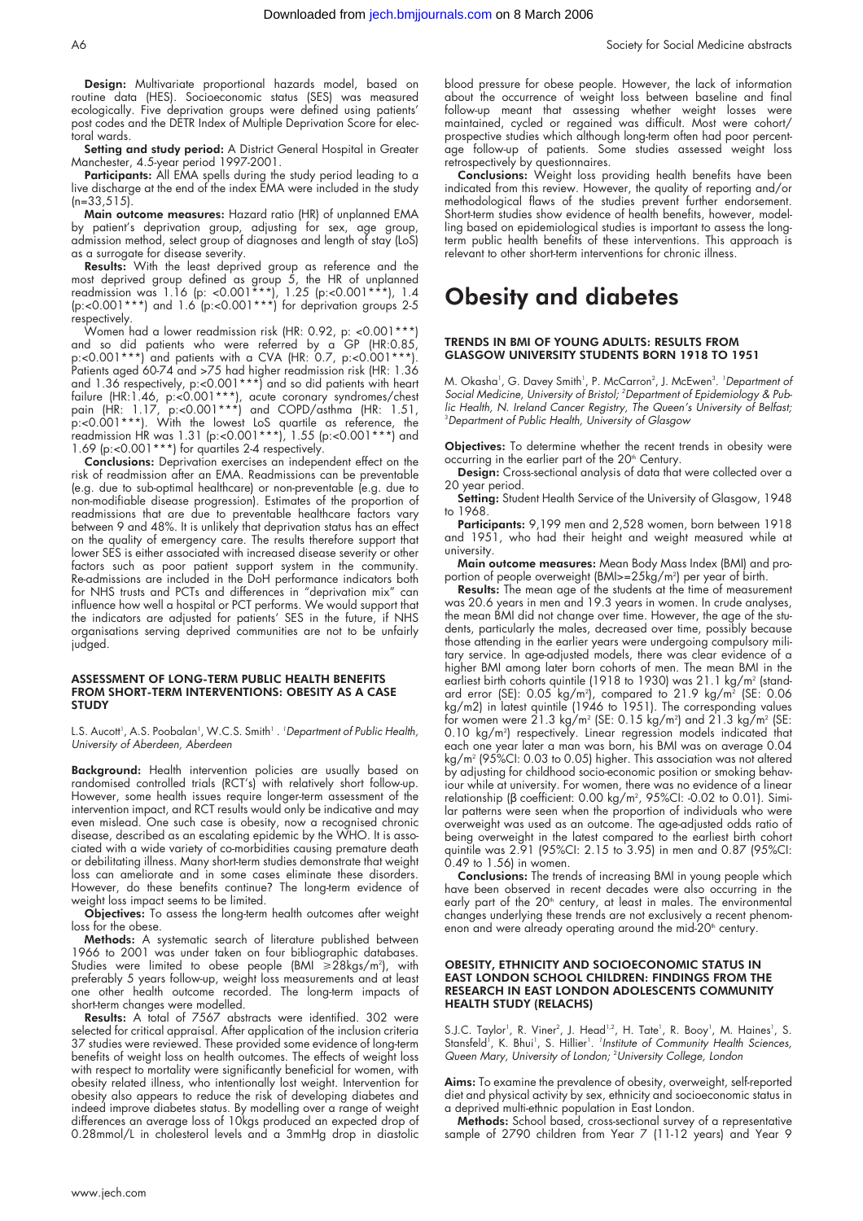**Design:** Multivariate proportional hazards model, based on routine data (HES). Socioeconomic status (SES) was measured ecologically. Five deprivation groups were defined using patients' post codes and the DETR Index of Multiple Deprivation Score for electoral wards.

**Setting and study period:** A District General Hospital in Greater Manchester, 4.5-year period 1997-2001.

**Participants:** All EMA spells during the study period leading to a live discharge at the end of the index EMA were included in the study (n=33,515).

**Main outcome measures:** Hazard ratio (HR) of unplanned EMA by patient's deprivation group, adjusting for sex, age group, admission method, select group of diagnoses and length of stay (LoS) as a surrogate for disease severity.

**Results:** With the least deprived group as reference and the most deprived group defined as group 5, the HR of unplanned readmission was 1.16 (p: <0.001***), 1.25 (p:<0.001***), 1.4 (p:<0.001***) and 1.6 (p:<0.001***) for deprivation groups 2-5 respectively.

Women had a lower readmission risk (HR: 0.92, p: <0.001***) and so did patients who were referred by a GP (HR:0.85, p:<0.001***) and patients with a CVA (HR: 0.7, p:<0.001***). Patients aged 60-74 and >75 had higher readmission risk (HR: 1.36 and 1.36 respectively, p:<0.001***) and so did patients with heart failure (HR:1.46, p:<0.001***), acute coronary syndromes/chest pain (HR: 1.17, p:<0.001***) and COPD/asthma (HR: 1.51, p:<0.001***). With the lowest LoS quartile as reference, the readmission HR was 1.31 (p:<0.001***), 1.55 (p:<0.001***) and 1.69 (p:<0.001***) for quartiles 2-4 respectively.

**Conclusions:** Deprivation exercises an independent effect on the risk of readmission after an EMA. Readmissions can be preventable (e.g. due to sub-optimal healthcare) or non-preventable (e.g. due to non-modifiable disease progression). Estimates of the proportion of readmissions that are due to preventable healthcare factors vary between 9 and 48%. It is unlikely that deprivation status has an effect on the quality of emergency care. The results therefore support that lower SES is either associated with increased disease severity or other factors such as poor patient support system in the community. Re-admissions are included in the DoH performance indicators both for NHS trusts and PCTs and differences in "deprivation mix" can influence how well a hospital or PCT performs. We would support that the indicators are adjusted for patients' SES in the future, if NHS organisations serving deprived communities are not to be unfairly judged.

### ASSESSMENT OF LONG-TERM PUBLIC HEALTH BENEFITS FROM SHORT-TERM INTERVENTIONS: OBESITY AS A CASE STUDY

L.S. Aucott[1], A.S. Poobalan[1], W.C.S. Smith[1]. [1]*Department of Public Health, University of Aberdeen, Aberdeen*

**Background:** Health intervention policies are usually based on randomised controlled trials (RCT's) with relatively short follow-up. However, some health issues require longer-term assessment of the intervention impact, and RCT results would only be indicative and may even mislead. One such case is obesity, now a recognised chronic disease, described as an escalating epidemic by the WHO. It is associated with a wide variety of co-morbidities causing premature death or debilitating illness. Many short-term studies demonstrate that weight loss can ameliorate and in some cases eliminate these disorders. However, do these benefits continue? The long-term evidence of weight loss impact seems to be limited.

**Objectives:** To assess the long-term health outcomes after weight loss for the obese.

**Methods:** A systematic search of literature published between 1966 to 2001 was under taken on four bibliographic databases. Studies were limited to obese people (BMI $\geqslant$28kgs/m$^2$), with preferably 5 years follow-up, weight loss measurements and at least one other health outcome recorded. The long-term impacts of short-term changes were modelled.

**Results:** A total of 7567 abstracts were identified. 302 were selected for critical appraisal. After application of the inclusion criteria 37 studies were reviewed. These provided some evidence of long-term benefits of weight loss on health outcomes. The effects of weight loss with respect to mortality were significantly beneficial for women, with obesity related illness, who intentionally lost weight. Intervention for obesity also appears to reduce the risk of developing diabetes and indeed improve diabetes status. By modelling over a range of weight differences an average loss of 10kgs produced an expected drop of 0.28mmol/L in cholesterol levels and a 3mmHg drop in diastolic blood pressure for obese people. However, the lack of information about the occurrence of weight loss between baseline and final follow-up meant that assessing whether weight losses were maintained, cycled or regained was difficult. Most were cohort/prospective studies which although long-term often had poor percentage follow-up of patients. Some studies assessed weight loss retrospectively by questionnaires.

**Conclusions:** Weight loss providing health benefits have been indicated from this review. However, the quality of reporting and/or methodological flaws of the studies prevent further endorsement. Short-term studies show evidence of health benefits, however, modelling based on epidemiological studies is important to assess the long-term public health benefits of these interventions. This approach is relevant to other short-term interventions for chronic illness.

# Obesity and diabetes

### TRENDS IN BMI OF YOUNG ADULTS: RESULTS FROM GLASGOW UNIVERSITY STUDENTS BORN 1918 TO 1951

M. Okasha[1], G. Davey Smith[1], P. McCarron[2], J. McEwen[3]. [1]*Department of Social Medicine, University of Bristol;* [2]*Department of Epidemiology & Public Health, N. Ireland Cancer Registry, The Queen's University of Belfast;* [3]*Department of Public Health, University of Glasgow*

**Objectives:** To determine whether the recent trends in obesity were occurring in the earlier part of the 20[th] Century.

**Design:** Cross-sectional analysis of data that were collected over a 20 year period.

**Setting:** Student Health Service of the University of Glasgow, 1948 to 1968.

**Participants:** 9,199 men and 2,528 women, born between 1918 and 1951, who had their height and weight measured while at university.

**Main outcome measures:** Mean Body Mass Index (BMI) and proportion of people overweight (BMI>=25kg/m$^2$) per year of birth.

**Results:** The mean age of the students at the time of measurement was 20.6 years in men and 19.3 years in women. In crude analyses, the mean BMI did not change over time. However, the age of the students, particularly the males, decreased over time, possibly because those attending in the earlier years were undergoing compulsory military service. In age-adjusted models, there was clear evidence of a higher BMI among later born cohorts of men. The mean BMI in the earliest birth cohorts quintile (1918 to 1930) was 21.1 kg/m$^2$ (standard error (SE): 0.05 kg/m$^2$), compared to 21.9 kg/m$^2$ (SE: 0.06 kg/m2) in latest quintile (1946 to 1951). The corresponding values for women were 21.3 kg/m$^2$ (SE: 0.15 kg/m$^2$) and 21.3 kg/m$^2$ (SE: 0.10 kg/m$^2$) respectively. Linear regression models indicated that each one year later a man was born, his BMI was on average 0.04 kg/m$^2$ (95%CI: 0.03 to 0.05) higher. This association was not altered by adjusting for childhood socio-economic position or smoking behaviour while at university. For women, there was no evidence of a linear relationship (β coefficient: 0.00 kg/m$^2$, 95%CI: -0.02 to 0.01). Similar patterns were seen when the proportion of individuals who were overweight was used as an outcome. The age-adjusted odds ratio of being overweight in the latest compared to the earliest birth cohort quintile was 2.91 (95%CI: 2.15 to 3.95) in men and 0.87 (95%CI: 0.49 to 1.56) in women.

**Conclusions:** The trends of increasing BMI in young people which have been observed in recent decades were also occurring in the early part of the 20[th] century, at least in males. The environmental changes underlying these trends are not exclusively a recent phenomenon and were already operating around the mid-20[th] century.

### OBESITY, ETHNICITY AND SOCIOECONOMIC STATUS IN EAST LONDON SCHOOL CHILDREN: FINDINGS FROM THE RESEARCH IN EAST LONDON ADOLESCENTS COMMUNITY HEALTH STUDY (RELACHS)

S.J.C. Taylor[1], R. Viner[2], J. Head[1,2], H. Tate[1], R. Booy[1], M. Haines[1], S. Stansfeld[1], K. Bhui[1], S. Hillier[1]. [1]*Institute of Community Health Sciences, Queen Mary, University of London;* [2]*University College, London*

**Aims:** To examine the prevalence of obesity, overweight, self-reported diet and physical activity by sex, ethnicity and socioeconomic status in a deprived multi-ethnic population in East London.

**Methods:** School based, cross-sectional survey of a representative sample of 2790 children from Year 7 (11-12 years) and Year 9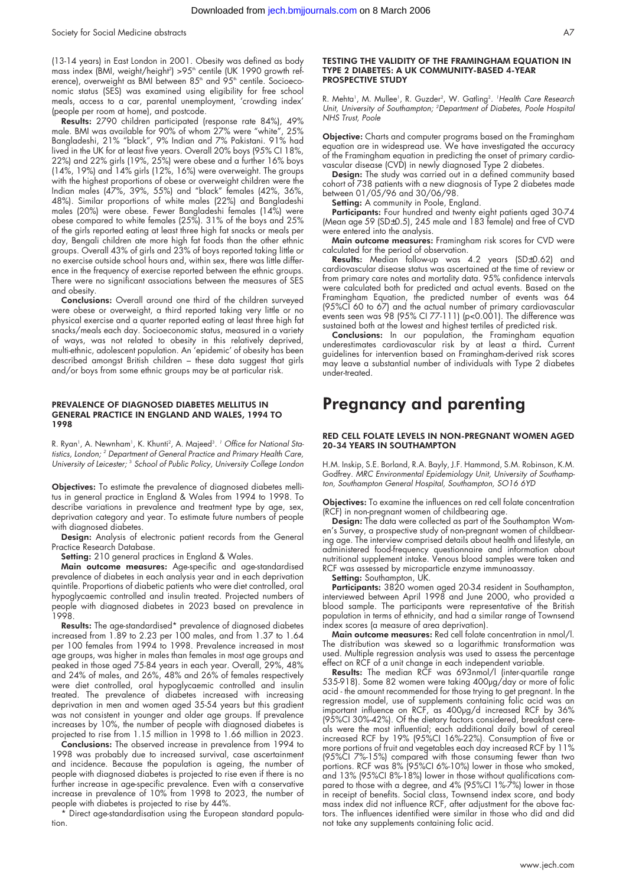(13-14 years) in East London in 2001. Obesity was defined as body mass index (BMI, weight/height$^2$) >95$^{th}$ centile (UK 1990 growth reference), overweight as BMI between 85$^{th}$ and 95$^{th}$ centile. Socioeconomic status (SES) was examined using eligibility for free school meals, access to a car, parental unemployment, 'crowding index' (people per room at home), and postcode.

**Results:** 2790 children participated (response rate 84%), 49% male. BMI was available for 90% of whom 27% were "white", 25% Bangladeshi, 21% "black", 9% Indian and 7% Pakistani. 91% had lived in the UK for at least five years. Overall 20% boys (95% CI 18%, 22%) and 22% girls (19%, 25%) were obese and a further 16% boys (14%, 19%) and 14% girls (12%, 16%) were overweight. The groups with the highest proportions of obese or overweight children were the Indian males (47%, 39%, 55%) and "black" females (42%, 36%, 48%). Similar proportions of white males (22%) and Bangladeshi males (20%) were obese. Fewer Bangladeshi females (14%) were obese compared to white females (25%). 31% of the boys and 25% of the girls reported eating at least three high fat snacks or meals per day, Bengali children ate more high fat foods than the other ethnic groups. Overall 43% of girls and 23% of boys reported taking little or no exercise outside school hours and, within sex, there was little difference in the frequency of exercise reported between the ethnic groups. There were no significant associations between the measures of SES and obesity.

**Conclusions:** Overall around one third of the children surveyed were obese or overweight, a third reported taking very little or no physical exercise and a quarter reported eating at least three high fat snacks/meals each day. Socioeconomic status, measured in a variety of ways, was not related to obesity in this relatively deprived, multi-ethnic, adolescent population. An 'epidemic' of obesity has been described amongst British children – these data suggest that girls and/or boys from some ethnic groups may be at particular risk.

### PREVALENCE OF DIAGNOSED DIABETES MELLITUS IN GENERAL PRACTICE IN ENGLAND AND WALES, 1994 TO 1998

R. Ryan[1], A. Newnham[1], K. Khunti[2], A. Majeed[3]. [1] *Office for National Statistics, London;* [2] *Department of General Practice and Primary Health Care, University of Leicester;* [3] *School of Public Policy, University College London*

**Objectives:** To estimate the prevalence of diagnosed diabetes mellitus in general practice in England & Wales from 1994 to 1998. To describe variations in prevalence and treatment type by age, sex, deprivation category and year. To estimate future numbers of people with diagnosed diabetes.

**Design:** Analysis of electronic patient records from the General Practice Research Database.

**Setting:** 210 general practices in England & Wales.

**Main outcome measures:** Age-specific and age-standardised prevalence of diabetes in each analysis year and in each deprivation quintile. Proportions of diabetic patients who were diet controlled, oral hypoglycaemic controlled and insulin treated. Projected numbers of people with diagnosed diabetes in 2023 based on prevalence in 1998.

**Results:** The age-standardised* prevalence of diagnosed diabetes increased from 1.89 to 2.23 per 100 males, and from 1.37 to 1.64 per 100 females from 1994 to 1998. Prevalence increased in most age groups, was higher in males than females in most age groups and peaked in those aged 75-84 years in each year. Overall, 29%, 48% and 24% of males, and 26%, 48% and 26% of females respectively were diet controlled, oral hypoglycaemic controlled and insulin treated. The prevalence of diabetes increased with increasing deprivation in men and women aged 35-54 years but this gradient was not consistent in younger and older age groups. If prevalence increases by 10%, the number of people with diagnosed diabetes is projected to rise from 1.15 million in 1998 to 1.66 million in 2023.

**Conclusions:** The observed increase in prevalence from 1994 to 1998 was probably due to increased survival, case ascertainment and incidence. Because the population is ageing, the number of people with diagnosed diabetes is projected to rise even if there is no further increase in age-specific prevalence. Even with a conservative increase in prevalence of 10% from 1998 to 2023, the number of people with diabetes is projected to rise by 44%.

\* Direct age-standardisation using the European standard population.

### TESTING THE VALIDITY OF THE FRAMINGHAM EQUATION IN TYPE 2 DIABETES: A UK COMMUNITY-BASED 4-YEAR PROSPECTIVE STUDY

R. Mehta[1], M. Mullee[1], R. Guzder[2], W. Gatling[2]. [1] *Health Care Research Unit, University of Southampton;* [2] *Department of Diabetes, Poole Hospital NHS Trust, Poole*

**Objective:** Charts and computer programs based on the Framingham equation are in widespread use. We have investigated the accuracy of the Framingham equation in predicting the onset of primary cardiovascular disease (CVD) in newly diagnosed Type 2 diabetes.

**Design:** The study was carried out in a defined community based cohort of 738 patients with a new diagnosis of Type 2 diabetes made between 01/05/96 and 30/06/98.

**Setting:** A community in Poole, England.

**Participants:** Four hundred and twenty eight patients aged 30-74 (Mean age 59 (SD±0.5), 245 male and 183 female) and free of CVD were entered into the analysis.

**Main outcome measures:** Framingham risk scores for CVD were calculated for the period of observation.

**Results:** Median follow-up was 4.2 years (SD±0.62) and cardiovascular disease status was ascertained at the time of review or from primary care notes and mortality data. 95% confidence intervals were calculated both for predicted and actual events. Based on the Framingham Equation, the predicted number of events was 64 (95%CI 60 to 67) and the actual number of primary cardiovascular events seen was 98 (95% CI 77-111) ($p<0.001$). The difference was sustained both at the lowest and highest tertiles of predicted risk.

**Conclusions:** In our population, the Framingham equation underestimates cardiovascular risk by at least a third**.** Current guidelines for intervention based on Framingham-derived risk scores may leave a substantial number of individuals with Type 2 diabetes under-treated.

# Pregnancy and parenting

### RED CELL FOLATE LEVELS IN NON-PREGNANT WOMEN AGED 20-34 YEARS IN SOUTHAMPTON

H.M. Inskip, S.E. Borland, R.A. Bayly, J.F. Hammond, S.M. Robinson, K.M. Godfrey. *MRC Environmental Epidemiology Unit, University of Southampton, Southampton General Hospital, Southampton, SO16 6YD*

**Objectives:** To examine the influences on red cell folate concentration (RCF) in non-pregnant women of childbearing age.

**Design:** The data were collected as part of the Southampton Women's Survey, a prospective study of non-pregnant women of childbearing age. The interview comprised details about health and lifestyle, an administered food-frequency questionnaire and information about nutritional supplement intake. Venous blood samples were taken and RCF was assessed by microparticle enzyme immunoassay.

**Setting:** Southampton, UK.

**Participants:** 3820 women aged 20-34 resident in Southampton, interviewed between April 1998 and June 2000, who provided a blood sample. The participants were representative of the British population in terms of ethnicity, and had a similar range of Townsend index scores (a measure of area deprivation).

**Main outcome measures:** Red cell folate concentration in nmol/l. The distribution was skewed so a logarithmic transformation was used. Multiple regression analysis was used to assess the percentage effect on RCF of a unit change in each independent variable.

**Results:** The median RCF was 693nmol/l (inter-quartile range 535-918). Some 82 women were taking 400µg/day or more of folic acid - the amount recommended for those trying to get pregnant. In the regression model, use of supplements containing folic acid was an important influence on RCF, as 400µg/d increased RCF by 36% (95%CI 30%-42%). Of the dietary factors considered, breakfast cereals were the most influential; each additional daily bowl of cereal increased RCF by 19% (95%CI 16%-22%). Consumption of five or more portions of fruit and vegetables each day increased RCF by 11% (95%CI 7%-15%) compared with those consuming fewer than two portions. RCF was 8% (95%CI 6%-10%) lower in those who smoked, and 13% (95%CI 8%-18%) lower in those without qualifications compared to those with a degree, and 4% (95%CI 1%-7%) lower in those in receipt of benefits. Social class, Townsend index score, and body mass index did not influence RCF, after adjustment for the above factors. The influences identified were similar in those who did and did not take any supplements containing folic acid.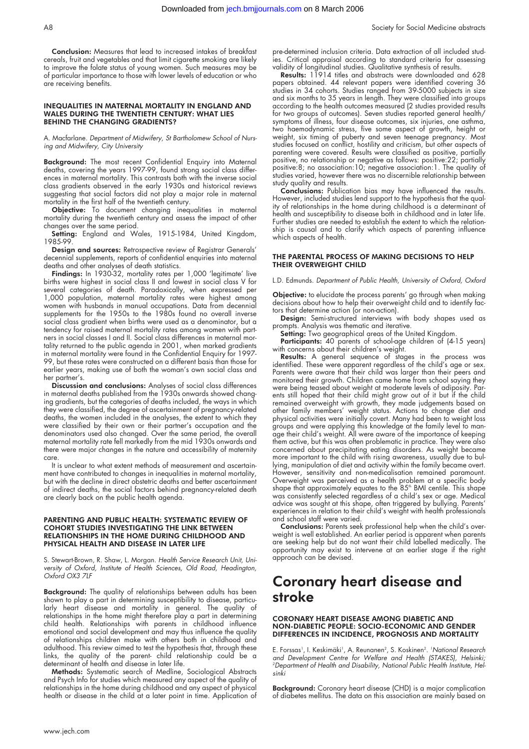**Conclusion:** Measures that lead to increased intakes of breakfast cereals, fruit and vegetables and that limit cigarette smoking are likely to improve the folate status of young women. Such measures may be of particular importance to those with lower levels of education or who are receiving benefits.

### INEQUALITIES IN MATERNAL MORTALITY IN ENGLAND AND WALES DURING THE TWENTIETH CENTURY: WHAT LIES BEHIND THE CHANGING GRADIENTS?

A. Macfarlane. *Department of Midwifery, St Bartholomew School of Nursing and Midwifery, City University*

**Background:** The most recent Confidential Enquiry into Maternal deaths, covering the years 1997-99, found strong social class differences in maternal mortality. This contrasts both with the inverse social class gradients observed in the early 1930s and historical reviews suggesting that social factors did not play a major role in maternal mortality in the first half of the twentieth century.

**Objective:** To document changing inequalities in maternal mortality during the twentieth century and assess the impact of other changes over the same period.

**Setting:** England and Wales, 1915-1984, United Kingdom, 1985-99.

**Design and sources:** Retrospective review of Registrar Generals' decennial supplements, reports of confidential enquiries into maternal deaths and other analyses of death statistics.

**Findings:** In 1930-32, mortality rates per 1,000 'legitimate' live births were highest in social class II and lowest in social class V for several categories of death. Paradoxically, when expressed per 1,000 population, maternal mortality rates were highest among women with husbands in manual occupations. Data from decennial supplements for the 1950s to the 1980s found no overall inverse social class gradient when births were used as a denominator, but a tendency for raised maternal mortality rates among women with partners in social classes I and II. Social class differences in maternal mortality returned to the public agenda in 2001, when marked gradients in maternal mortality were found in the Confidential Enquiry for 1997-99, but these rates were constructed on a different basis than those for earlier years, making use of both the woman's own social class and her partner's.

**Discussion and conclusions:** Analyses of social class differences in maternal deaths published from the 1930s onwards showed changing gradients, but the categories of deaths included, the ways in which they were classified, the degree of ascertainment of pregnancy-related deaths, the women included in the analyses, the extent to which they were classified by their own or their partner's occupation and the denominators used also changed. Over the same period, the overall maternal mortality rate fell markedly from the mid 1930s onwards and there were major changes in the nature and accessibility of maternity care.

It is unclear to what extent methods of measurement and ascertainment have contributed to changes in inequalities in maternal mortality, but with the decline in direct obstetric deaths and better ascertainment of indirect deaths, the social factors behind pregnancy-related death are clearly back on the public health agenda.

### PARENTING AND PUBLIC HEALTH: SYSTEMATIC REVIEW OF COHORT STUDIES INVESTIGATING THE LINK BETWEEN RELATIONSHIPS IN THE HOME DURING CHILDHOOD AND PHYSICAL HEALTH AND DISEASE IN LATER LIFE

S. Stewart-Brown, R. Shaw, L. Morgan. *Health Service Research Unit, University of Oxford, Institute of Health Sciences, Old Road, Headington, Oxford OX3 7LF*

**Background:** The quality of relationships between adults has been shown to play a part in determining susceptibility to disease, particularly heart disease and mortality in general. The quality of relationships in the home might therefore play a part in determining child health. Relationships with parents in childhood influence emotional and social development and may thus influence the quality of relationships children make with others both in childhood and adulthood. This review aimed to test the hypothesis that, through these links, the quality of the parent- child relationship could be a determinant of health and disease in later life.

**Methods:** Systematic search of Medline, Sociological Abstracts and Psych Info for studies which measured any aspect of the quality of relationships in the home during childhood and any aspect of physical health or disease in the child at a later point in time. Application of pre-determined inclusion criteria. Data extraction of all included studies. Critical appraisal according to standard criteria for assessing validity of longitudinal studies. Qualitative synthesis of results.

**Results:** 11914 titles and abstracts were downloaded and 628 papers obtained. 44 relevant papers were identified covering 36 studies in 34 cohorts. Studies ranged from 39-5000 subjects in size and six months to 35 years in length. They were classified into groups according to the health outcomes measured (2 studies provided results for two groups of outcomes). Seven studies reported general health/symptoms of illness, four disease outcomes, six injuries, one asthma, two haemodynamic stress, five some aspect of growth, height or weight, six timing of puberty and seven teenage pregnancy. Most studies focused on conflict, hostility and criticism, but other aspects of parenting were covered. Results were classified as positive, partially positive, no relationship or negative as follows: positive:22; partially positive:8; no association:10; negative association:1. The quality of studies varied, however there was no discernible relationship between study quality and results.

**Conclusions:** Publication bias may have influenced the results. However, included studies lend support to the hypothesis that the quality of relationships in the home during childhood is a determinant of health and susceptibility to disease both in childhood and in later life. Further studies are needed to establish the extent to which the relationship is causal and to clarify which aspects of parenting influence which aspects of health.

### THE PARENTAL PROCESS OF MAKING DECISIONS TO HELP THEIR OVERWEIGHT CHILD

L.D. Edmunds. *Department of Public Health, University of Oxford, Oxford*

**Objective:** to elucidate the process parents' go through when making decisions about how to help their overweight child and to identify factors that determine action (or non-action).

**Design:** Semi-structured interviews with body shapes used as prompts. Analysis was thematic and iterative.

**Setting:** Two geographical areas of the United Kingdom.

**Participants:** 40 parents of school-age children of (4-15 years) with concerns about their children's weight.

**Results:** A general sequence of stages in the process was identified. These were apparent regardless of the child's age or sex. Parents were aware that their child was larger than their peers and monitored their growth. Children came home from school saying they were being teased about weight at moderate levels of adiposity. Parents still hoped that their child might grow out of it but if the child remained overweight with growth, they made judgements based on other family members' weight status. Actions to change diet and physical activities were initially covert. Many had been to weight loss groups and were applying this knowledge at the family level to manage their child's weight. All were aware of the importance of keeping them active, but this was often problematic in practice. They were also concerned about precipitating eating disorders. As weight became more important to the child with rising awareness, usually due to bullying, manipulation of diet and activity within the family became overt. However, sensitivity and non-medicalisation remained paramount. Overweight was perceived as a health problem at a specific body shape that approximately equates to the 85th BMI centile. This shape was consistently selected regardless of a child's sex or age. Medical advice was sought at this shape, often triggered by bullying. Parents' experiences in relation to their child's weight with health professionals and school staff were varied.

**Conclusions:** Parents seek professional help when the child's overweight is well established. An earlier period is apparent when parents are seeking help but do not want their child labelled medically. The opportunity may exist to intervene at an earlier stage if the right approach can be devised.

## Coronary heart disease and stroke

### CORONARY HEART DISEASE AMONG DIABETIC AND NON-DIABETIC PEOPLE: SOCIO-ECONOMIC AND GENDER DIFFERENCES IN INCIDENCE, PROGNOSIS AND MORTALITY

E. Forssas[1], I. Keskimäki[1], A. Reunanen[2], S. Koskinen[2]. [1]*National Research and Development Centre for Welfare and Health (STAKES), Helsinki;* [2]*Department of Health and Disability, National Public Health Institute, Helsinki*

**Background:** Coronary heart disease (CHD) is a major complication of diabetes mellitus. The data on this association are mainly based on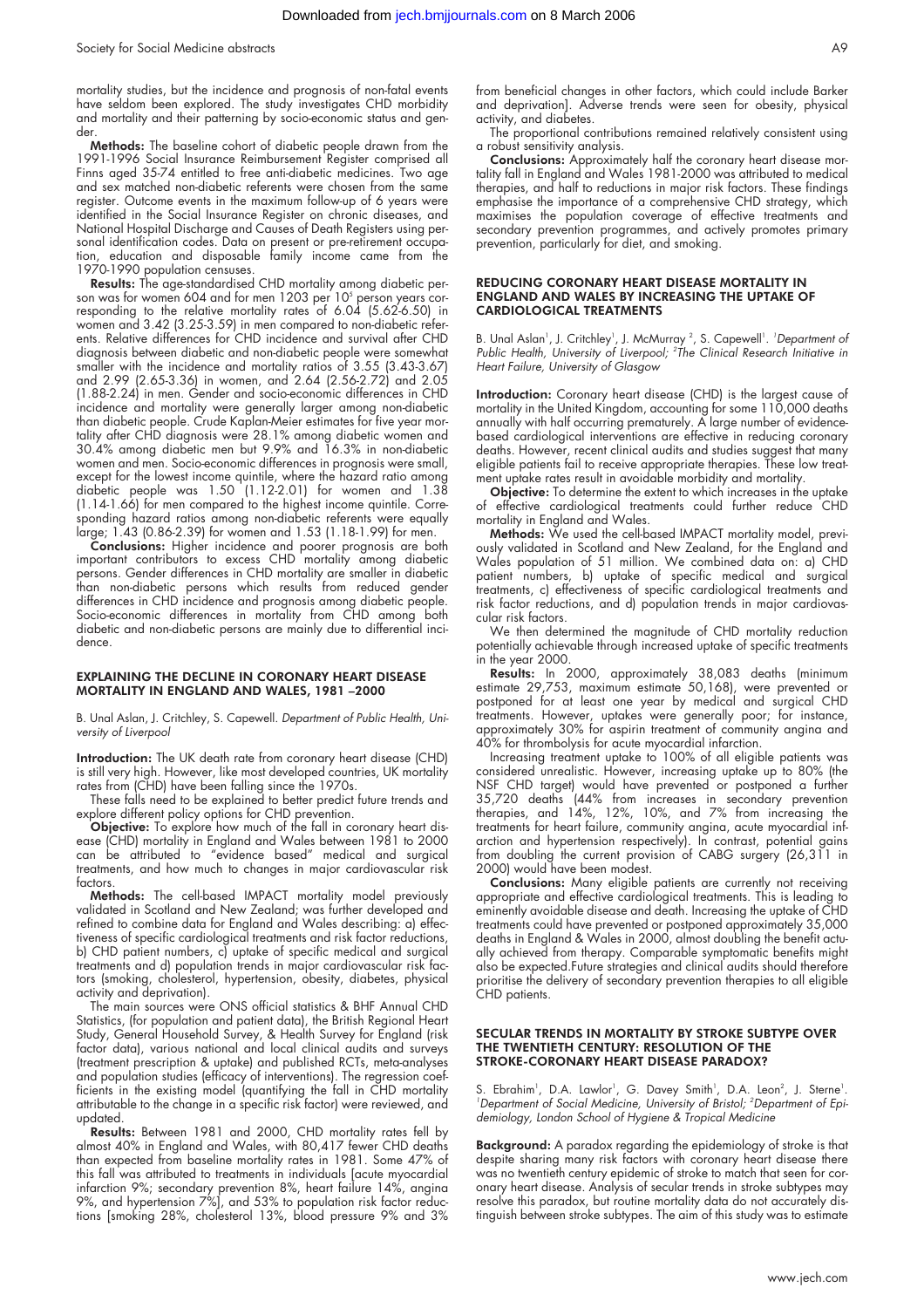mortality studies, but the incidence and prognosis of non-fatal events have seldom been explored. The study investigates CHD morbidity and mortality and their patterning by socio-economic status and gender.

**Methods:** The baseline cohort of diabetic people drawn from the 1991-1996 Social Insurance Reimbursement Register comprised all Finns aged 35-74 entitled to free anti-diabetic medicines. Two age and sex matched non-diabetic referents were chosen from the same register. Outcome events in the maximum follow-up of 6 years were identified in the Social Insurance Register on chronic diseases, and National Hospital Discharge and Causes of Death Registers using personal identification codes. Data on present or pre-retirement occupation, education and disposable family income came from the 1970-1990 population censuses.

**Results:** The age-standardised CHD mortality among diabetic person was for women 604 and for men 1203 per $10^5$ person years corresponding to the relative mortality rates of 6.04 (5.62-6.50) in women and 3.42 (3.25-3.59) in men compared to non-diabetic referents. Relative differences for CHD incidence and survival after CHD diagnosis between diabetic and non-diabetic people were somewhat smaller with the incidence and mortality ratios of 3.55 (3.43-3.67) and 2.99 (2.65-3.36) in women, and 2.64 (2.56-2.72) and 2.05 (1.88-2.24) in men. Gender and socio-economic differences in CHD incidence and mortality were generally larger among non-diabetic than diabetic people. Crude Kaplan-Meier estimates for five year mortality after CHD diagnosis were 28.1% among diabetic women and 30.4% among diabetic men but 9.9% and 16.3% in non-diabetic women and men. Socio-economic differences in prognosis were small, except for the lowest income quintile, where the hazard ratio among diabetic people was 1.50 (1.12-2.01) for women and 1.38 (1.14-1.66) for men compared to the highest income quintile. Corresponding hazard ratios among non-diabetic referents were equally large; 1.43 (0.86-2.39) for women and 1.53 (1.18-1.99) for men.

**Conclusions:** Higher incidence and poorer prognosis are both important contributors to excess CHD mortality among diabetic persons. Gender differences in CHD mortality are smaller in diabetic than non-diabetic persons which results from reduced gender differences in CHD incidence and prognosis among diabetic people. Socio-economic differences in mortality from CHD among both diabetic and non-diabetic persons are mainly due to differential incidence.

### EXPLAINING THE DECLINE IN CORONARY HEART DISEASE MORTALITY IN ENGLAND AND WALES, 1981 –2000

B. Unal Aslan, J. Critchley, S. Capewell. *Department of Public Health, University of Liverpool*

**Introduction:** The UK death rate from coronary heart disease (CHD) is still very high. However, like most developed countries, UK mortality rates from (CHD) have been falling since the 1970s.

These falls need to be explained to better predict future trends and explore different policy options for CHD prevention.

**Objective:** To explore how much of the fall in coronary heart disease (CHD) mortality in England and Wales between 1981 to 2000 can be attributed to "evidence based" medical and surgical treatments, and how much to changes in major cardiovascular risk factors.

**Methods:** The cell-based IMPACT mortality model previously validated in Scotland and New Zealand; was further developed and refined to combine data for England and Wales describing: a) effectiveness of specific cardiological treatments and risk factor reductions, b) CHD patient numbers, c) uptake of specific medical and surgical treatments and d) population trends in major cardiovascular risk factors (smoking, cholesterol, hypertension, obesity, diabetes, physical activity and deprivation).

The main sources were ONS official statistics & BHF Annual CHD Statistics, (for population and patient data), the British Regional Heart Study, General Household Survey, & Health Survey for England (risk factor data), various national and local clinical audits and surveys (treatment prescription & uptake) and published RCTs, meta-analyses and population studies (efficacy of interventions). The regression coefficients in the existing model (quantifying the fall in CHD mortality attributable to the change in a specific risk factor) were reviewed, and updated.

**Results:** Between 1981 and 2000, CHD mortality rates fell by almost 40% in England and Wales, with 80,417 fewer CHD deaths than expected from baseline mortality rates in 1981. Some 47% of this fall was attributed to treatments in individuals [acute myocardial infarction 9%; secondary prevention 8%, heart failure 14%, angina 9%, and hypertension 7%], and 53% to population risk factor reductions [smoking 28%, cholesterol 13%, blood pressure 9% and 3% from beneficial changes in other factors, which could include Barker and deprivation]. Adverse trends were seen for obesity, physical activity, and diabetes.

The proportional contributions remained relatively consistent using a robust sensitivity analysis.

**Conclusions:** Approximately half the coronary heart disease mortality fall in England and Wales 1981-2000 was attributed to medical therapies, and half to reductions in major risk factors. These findings emphasise the importance of a comprehensive CHD strategy, which maximises the population coverage of effective treatments and secondary prevention programmes, and actively promotes primary prevention, particularly for diet, and smoking.

### REDUCING CORONARY HEART DISEASE MORTALITY IN ENGLAND AND WALES BY INCREASING THE UPTAKE OF CARDIOLOGICAL TREATMENTS

B. Unal Aslan[1], J. Critchley[1], J. McMurray [2], S. Capewell[1]. [1]*Department of Public Health, University of Liverpool;* [2]*The Clinical Research Initiative in Heart Failure, University of Glasgow*

**Introduction:** Coronary heart disease (CHD) is the largest cause of mortality in the United Kingdom, accounting for some 110,000 deaths annually with half occurring prematurely. A large number of evidence-based cardiological interventions are effective in reducing coronary deaths. However, recent clinical audits and studies suggest that many eligible patients fail to receive appropriate therapies. These low treatment uptake rates result in avoidable morbidity and mortality.

**Objective:** To determine the extent to which increases in the uptake of effective cardiological treatments could further reduce CHD mortality in England and Wales.

**Methods:** We used the cell-based IMPACT mortality model, previously validated in Scotland and New Zealand, for the England and Wales population of 51 million. We combined data on: a) CHD patient numbers, b) uptake of specific medical and surgical treatments, c) effectiveness of specific cardiological treatments and risk factor reductions, and d) population trends in major cardiovascular risk factors.

We then determined the magnitude of CHD mortality reduction potentially achievable through increased uptake of specific treatments in the year 2000.

**Results:** In 2000, approximately 38,083 deaths (minimum estimate 29,753, maximum estimate 50,168), were prevented or postponed for at least one year by medical and surgical CHD treatments. However, uptakes were generally poor; for instance, approximately 30% for aspirin treatment of community angina and 40% for thrombolysis for acute myocardial infarction.

Increasing treatment uptake to 100% of all eligible patients was considered unrealistic. However, increasing uptake up to 80% (the NSF CHD target) would have prevented or postponed a further 35,720 deaths (44% from increases in secondary prevention therapies, and 14%, 12%, 10%, and 7% from increasing the treatments for heart failure, community angina, acute myocardial infarction and hypertension respectively). In contrast, potential gains from doubling the current provision of CABG surgery (26,311 in 2000) would have been modest.

**Conclusions:** Many eligible patients are currently not receiving appropriate and effective cardiological treatments. This is leading to eminently avoidable disease and death. Increasing the uptake of CHD treatments could have prevented or postponed approximately 35,000 deaths in England & Wales in 2000, almost doubling the benefit actually achieved from therapy. Comparable symptomatic benefits might also be expected.Future strategies and clinical audits should therefore prioritise the delivery of secondary prevention therapies to all eligible CHD patients.

### SECULAR TRENDS IN MORTALITY BY STROKE SUBTYPE OVER THE TWENTIETH CENTURY: RESOLUTION OF THE STROKE-CORONARY HEART DISEASE PARADOX?

S. Ebrahim[1], D.A. Lawlor[1], G. Davey Smith[1], D.A. Leon[2], J. Sterne[1]. [1]*Department of Social Medicine, University of Bristol;* [2]*Department of Epidemiology, London School of Hygiene & Tropical Medicine*

**Background:** A paradox regarding the epidemiology of stroke is that despite sharing many risk factors with coronary heart disease there was no twentieth century epidemic of stroke to match that seen for coronary heart disease. Analysis of secular trends in stroke subtypes may resolve this paradox, but routine mortality data do not accurately distinguish between stroke subtypes. The aim of this study was to estimate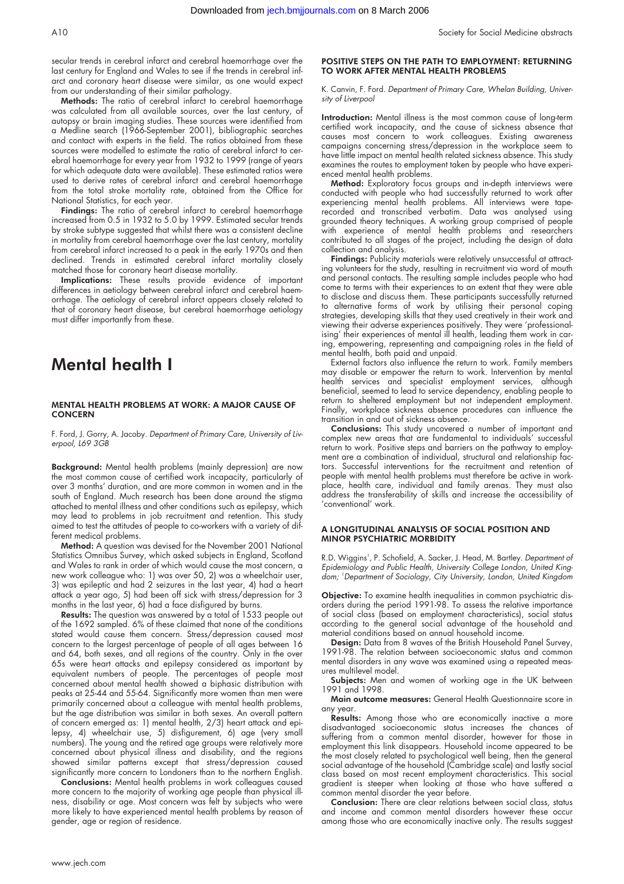secular trends in cerebral infarct and cerebral haemorrhage over the last century for England and Wales to see if the trends in cerebral infarct and coronary heart disease were similar, as one would expect from our understanding of their similar pathology.

**Methods:** The ratio of cerebral infarct to cerebral haemorrhage was calculated from all available sources, over the last century, of autopsy or brain imaging studies. These sources were identified from a Medline search (1966-September 2001), bibliographic searches and contact with experts in the field. The ratios obtained from these sources were modelled to estimate the ratio of cerebral infarct to cerebral haemorrhage for every year from 1932 to 1999 (range of years for which adequate data were available). These estimated ratios were used to derive rates of cerebral infarct and cerebral haemorrhage from the total stroke mortality rate, obtained from the Office for National Statistics, for each year.

**Findings:** The ratio of cerebral infarct to cerebral haemorrhage increased from 0.5 in 1932 to 5.0 by 1999. Estimated secular trends by stroke subtype suggested that whilst there was a consistent decline in mortality from cerebral haemorrhage over the last century, mortality from cerebral infarct increased to a peak in the early 1970s and then declined. Trends in estimated cerebral infarct mortality closely matched those for coronary heart disease mortality.

**Implications:** These results provide evidence of important differences in aetiology between cerebral infarct and cerebral haemorrhage. The aetiology of cerebral infarct appears closely related to that of coronary heart disease, but cerebral haemorrhage aetiology must differ importantly from these.

# Mental health I

### MENTAL HEALTH PROBLEMS AT WORK: A MAJOR CAUSE OF CONCERN

F. Ford, J. Gorry, A. Jacoby. *Department of Primary Care, University of Liverpool, L69 3GB*

**Background:** Mental health problems (mainly depression) are now the most common cause of certified work incapacity, particularly of over 3 months' duration, and are more common in women and in the south of England. Much research has been done around the stigma attached to mental illness and other conditions such as epilepsy, which may lead to problems in job recruitment and retention. This study aimed to test the attitudes of people to co-workers with a variety of different medical problems.

**Method:** A question was devised for the November 2001 National Statistics Omnibus Survey, which asked subjects in England, Scotland and Wales to rank in order of which would cause the most concern, a new work colleague who: 1) was over 50, 2) was a wheelchair user, 3) was epileptic and had 2 seizures in the last year, 4) had a heart attack a year ago, 5) had been off sick with stress/depression for 3 months in the last year, 6) had a face disfigured by burns.

**Results:** The question was answered by a total of 1533 people out of the 1692 sampled. 6% of these claimed that none of the conditions stated would cause them concern. Stress/depression caused most concern to the largest percentage of people of all ages between 16 and 64, both sexes, and all regions of the country. Only in the over 65s were heart attacks and epilepsy considered as important by equivalent numbers of people. The percentages of people most concerned about mental health showed a biphasic distribution with peaks at 25-44 and 55-64. Significantly more women than men were primarily concerned about a colleague with mental health problems, but the age distribution was similar in both sexes. An overall pattern of concern emerged as: 1) mental health, 2/3) heart attack and epilepsy, 4) wheelchair use, 5) disfigurement, 6) age (very small numbers). The young and the retired age groups were relatively more concerned about physical illness and disability, and the regions showed similar patterns except that stress/depression caused significantly more concern to Londoners than to the northern English.

**Conclusions:** Mental health problems in work colleagues caused more concern to the majority of working age people than physical illness, disability or age. Most concern was felt by subjects who were more likely to have experienced mental health problems by reason of gender, age or region of residence.

### POSITIVE STEPS ON THE PATH TO EMPLOYMENT: RETURNING TO WORK AFTER MENTAL HEALTH PROBLEMS

K. Canvin, F. Ford. *Department of Primary Care, Whelan Building, University of Liverpool*

**Introduction:** Mental illness is the most common cause of long-term certified work incapacity, and the cause of sickness absence that causes most concern to work colleagues. Existing awareness campaigns concerning stress/depression in the workplace seem to have little impact on mental health related sickness absence. This study examines the routes to employment taken by people who have experienced mental health problems.

**Method:** Exploratory focus groups and in-depth interviews were conducted with people who had successfully returned to work after experiencing mental health problems. All interviews were tape-recorded and transcribed verbatim. Data was analysed using grounded theory techniques. A working group comprised of people with experience of mental health problems and researchers contributed to all stages of the project, including the design of data collection and analysis.

**Findings:** Publicity materials were relatively unsuccessful at attracting volunteers for the study, resulting in recruitment via word of mouth and personal contacts. The resulting sample includes people who had come to terms with their experiences to an extent that they were able to disclose and discuss them. These participants successfully returned to alternative forms of work by utilising their personal coping strategies, developing skills that they used creatively in their work and viewing their adverse experiences positively. They were 'professionalising' their experiences of mental ill health, leading them work in caring, empowering, representing and campaigning roles in the field of mental health, both paid and unpaid.

External factors also influence the return to work. Family members may disable or empower the return to work. Intervention by mental health services and specialist employment services, although beneficial, seemed to lead to service dependency, enabling people to return to sheltered employment but not independent employment. Finally, workplace sickness absence procedures can influence the transition in and out of sickness absence.

**Conclusions:** This study uncovered a number of important and complex new areas that are fundamental to individuals' successful return to work. Positive steps and barriers on the pathway to employment are a combination of individual, structural and relationship factors. Successful interventions for the recruitment and retention of people with mental health problems must therefore be active in workplace, health care, individual and family arenas. They must also address the transferability of skills and increase the accessibility of 'conventional' work.

### A LONGITUDINAL ANALYSIS OF SOCIAL POSITION AND MINOR PSYCHIATRIC MORBIDITY

R.D. Wiggins[1], P. Schofield, A. Sacker, J. Head, M. Bartley. *Department of Epidemiology and Public Health, University College London, United Kingdom; [1]Department of Sociology, City University, London, United Kingdom*

**Objective:** To examine health inequalities in common psychiatric disorders during the period 1991-98. To assess the relative importance of social class (based on employment characteristics), social status according to the general social advantage of the household and material conditions based on annual household income.

**Design:** Data from 8 waves of the British Household Panel Survey, 1991-98. The relation between socioeconomic status and common mental disorders in any wave was examined using a repeated measures multilevel model.

**Subjects:** Men and women of working age in the UK between 1991 and 1998.

**Main outcome measures:** General Health Questionnaire score in any year.

**Results:** Among those who are economically inactive a more disadvantaged socioeconomic status increases the chances of suffering from a common mental disorder, however for those in employment this link disappears. Household income appeared to be the most closely related to psychological well being, then the general social advantage of the household (Cambridge scale) and lastly social class based on most recent employment characteristics. This social gradient is steeper when looking at those who have suffered a common mental disorder the year before.

**Conclusion:** There are clear relations between social class, status and income and common mental disorders however these occur among those who are economically inactive only. The results suggest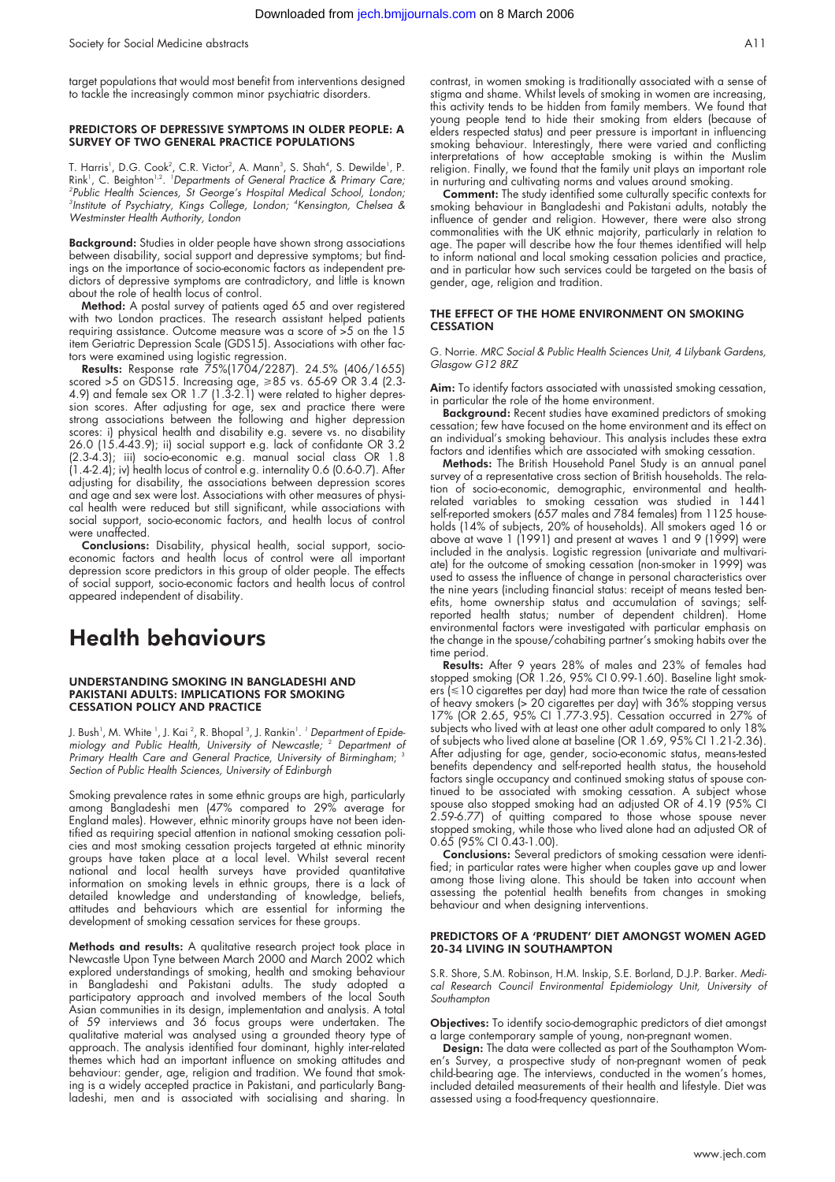target populations that would most benefit from interventions designed to tackle the increasingly common minor psychiatric disorders.

### PREDICTORS OF DEPRESSIVE SYMPTOMS IN OLDER PEOPLE: A SURVEY OF TWO GENERAL PRACTICE POPULATIONS

T. Harris[1], D.G. Cook[2], C.R. Victor[2], A. Mann[3], S. Shah[4], S. Dewilde[1], P. Rink[1], C. Beighton[1,2]. [1]*Departments of General Practice & Primary Care;* [2]*Public Health Sciences, St George's Hospital Medical School, London;* [3]*Institute of Psychiatry, Kings College, London;* [4]*Kensington, Chelsea & Westminster Health Authority, London*

**Background:** Studies in older people have shown strong associations between disability, social support and depressive symptoms; but findings on the importance of socio-economic factors as independent predictors of depressive symptoms are contradictory, and little is known about the role of health locus of control.

**Method:** A postal survey of patients aged 65 and over registered with two London practices. The research assistant helped patients requiring assistance. Outcome measure was a score of >5 on the 15 item Geriatric Depression Scale (GDS15). Associations with other factors were examined using logistic regression.

**Results:** Response rate 75%(1704/2287). 24.5% (406/1655) scored >5 on GDS15. Increasing age, ≥85 vs. 65-69 OR 3.4 (2.3-4.9) and female sex OR 1.7 (1.3-2.1) were related to higher depression scores. After adjusting for age, sex and practice there were strong associations between the following and higher depression scores: i) physical health and disability e.g. severe vs. no disability 26.0 (15.4-43.9); ii) social support e.g. lack of confidante OR 3.2 (2.3-4.3); iii) socio-economic e.g. manual social class OR 1.8 (1.4-2.4); iv) health locus of control e.g. internality 0.6 (0.6-0.7). After adjusting for disability, the associations between depression scores and age and sex were lost. Associations with other measures of physical health were reduced but still significant, while associations with social support, socio-economic factors, and health locus of control were unaffected.

**Conclusions:** Disability, physical health, social support, socio-economic factors and health locus of control were all important depression score predictors in this group of older people. The effects of social support, socio-economic factors and health locus of control appeared independent of disability.

# Health behaviours

### UNDERSTANDING SMOKING IN BANGLADESHI AND PAKISTANI ADULTS: IMPLICATIONS FOR SMOKING CESSATION POLICY AND PRACTICE

J. Bush[1], M. White [1], J. Kai [2], R. Bhopal [3], J. Rankin[1]. [1] *Department of Epidemiology and Public Health, University of Newcastle;* [2] *Department of Primary Health Care and General Practice, University of Birmingham;* [3] *Section of Public Health Sciences, University of Edinburgh*

Smoking prevalence rates in some ethnic groups are high, particularly among Bangladeshi men (47% compared to 29% average for England males). However, ethnic minority groups have not been identified as requiring special attention in national smoking cessation policies and most smoking cessation projects targeted at ethnic minority groups have taken place at a local level. Whilst several recent national and local health surveys have provided quantitative information on smoking levels in ethnic groups, there is a lack of detailed knowledge and understanding of knowledge, beliefs, attitudes and behaviours which are essential for informing the development of smoking cessation services for these groups.

**Methods and results:** A qualitative research project took place in Newcastle Upon Tyne between March 2000 and March 2002 which explored understandings of smoking, health and smoking behaviour in Bangladeshi and Pakistani adults. The study adopted a participatory approach and involved members of the local South Asian communities in its design, implementation and analysis. A total of 59 interviews and 36 focus groups were undertaken. The qualitative material was analysed using a grounded theory type of approach. The analysis identified four dominant, highly inter-related themes which had an important influence on smoking attitudes and behaviour: gender, age, religion and tradition. We found that smoking is a widely accepted practice in Pakistani, and particularly Bangladeshi, men and is associated with socialising and sharing. In contrast, in women smoking is traditionally associated with a sense of stigma and shame. Whilst levels of smoking in women are increasing, this activity tends to be hidden from family members. We found that young people tend to hide their smoking from elders (because of elders respected status) and peer pressure is important in influencing smoking behaviour. Interestingly, there were varied and conflicting interpretations of how acceptable smoking is within the Muslim religion. Finally, we found that the family unit plays an important role in nurturing and cultivating norms and values around smoking.

**Comment:** The study identified some culturally specific contexts for smoking behaviour in Bangladeshi and Pakistani adults, notably the influence of gender and religion. However, there were also strong commonalities with the UK ethnic majority, particularly in relation to age. The paper will describe how the four themes identified will help to inform national and local smoking cessation policies and practice, and in particular how such services could be targeted on the basis of gender, age, religion and tradition.

### THE EFFECT OF THE HOME ENVIRONMENT ON SMOKING CESSATION

G. Norrie. *MRC Social & Public Health Sciences Unit, 4 Lilybank Gardens, Glasgow G12 8RZ*

**Aim:** To identify factors associated with unassisted smoking cessation, in particular the role of the home environment.

**Background:** Recent studies have examined predictors of smoking cessation; few have focused on the home environment and its effect on an individual's smoking behaviour. This analysis includes these extra factors and identifies which are associated with smoking cessation.

**Methods:** The British Household Panel Study is an annual panel survey of a representative cross section of British households. The relation of socio-economic, demographic, environmental and health-related variables to smoking cessation was studied in 1441 self-reported smokers (657 males and 784 females) from 1125 households (14% of subjects, 20% of households). All smokers aged 16 or above at wave 1 (1991) and present at waves 1 and 9 (1999) were included in the analysis. Logistic regression (univariate and multivariate) for the outcome of smoking cessation (non-smoker in 1999) was used to assess the influence of change in personal characteristics over the nine years (including financial status: receipt of means tested benefits, home ownership status and accumulation of savings; self-reported health status; number of dependent children). Home environmental factors were investigated with particular emphasis on the change in the spouse/cohabiting partner's smoking habits over the time period.

**Results:** After 9 years 28% of males and 23% of females had stopped smoking (OR 1.26, 95% CI 0.99-1.60). Baseline light smokers (≤10 cigarettes per day) had more than twice the rate of cessation of heavy smokers (> 20 cigarettes per day) with 36% stopping versus 17% (OR 2.65, 95% CI 1.77-3.95). Cessation occurred in 27% of subjects who lived with at least one other adult compared to only 18% of subjects who lived alone at baseline (OR 1.69, 95% CI 1.21-2.36). After adjusting for age, gender, socio-economic status, means-tested benefits dependency and self-reported health status, the household factors single occupancy and continued smoking status of spouse continued to be associated with smoking cessation. A subject whose spouse also stopped smoking had an adjusted OR of 4.19 (95% CI 2.59-6.77) of quitting compared to those whose spouse never stopped smoking, while those who lived alone had an adjusted OR of 0.65 (95% CI 0.43-1.00).

**Conclusions:** Several predictors of smoking cessation were identified; in particular rates were higher when couples gave up and lower among those living alone. This should be taken into account when assessing the potential health benefits from changes in smoking behaviour and when designing interventions.

### PREDICTORS OF A 'PRUDENT' DIET AMONGST WOMEN AGED 20-34 LIVING IN SOUTHAMPTON

S.R. Shore, S.M. Robinson, H.M. Inskip, S.E. Borland, D.J.P. Barker. *Medical Research Council Environmental Epidemiology Unit, University of Southampton*

**Objectives:** To identify socio-demographic predictors of diet amongst a large contemporary sample of young, non-pregnant women.

**Design:** The data were collected as part of the Southampton Women's Survey, a prospective study of non-pregnant women of peak child-bearing age. The interviews, conducted in the women's homes, included detailed measurements of their health and lifestyle. Diet was assessed using a food-frequency questionnaire.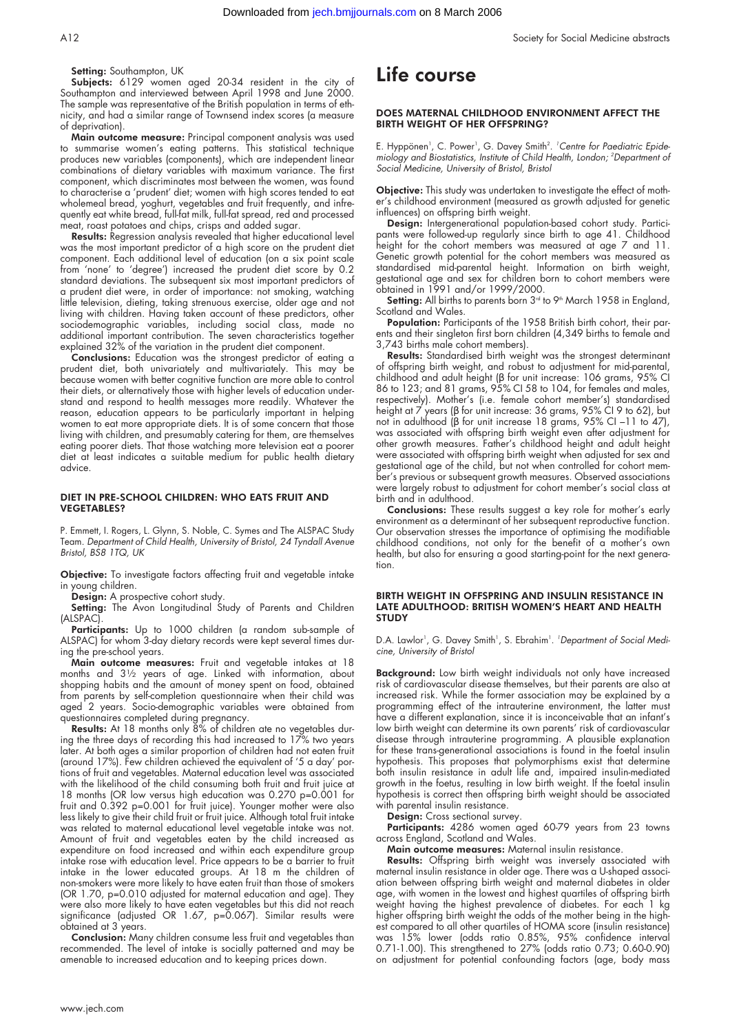**Setting:** Southampton, UK

**Subjects:** 6129 women aged 20-34 resident in the city of Southampton and interviewed between April 1998 and June 2000. The sample was representative of the British population in terms of ethnicity, and had a similar range of Townsend index scores (a measure of deprivation).

**Main outcome measure:** Principal component analysis was used to summarise women's eating patterns. This statistical technique produces new variables (components), which are independent linear combinations of dietary variables with maximum variance. The first component, which discriminates most between the women, was found to characterise a 'prudent' diet; women with high scores tended to eat wholemeal bread, yoghurt, vegetables and fruit frequently, and infrequently eat white bread, full-fat milk, full-fat spread, red and processed meat, roast potatoes and chips, crisps and added sugar.

**Results:** Regression analysis revealed that higher educational level was the most important predictor of a high score on the prudent diet component. Each additional level of education (on a six point scale from 'none' to 'degree') increased the prudent diet score by 0.2 standard deviations. The subsequent six most important predictors of a prudent diet were, in order of importance: not smoking, watching little television, dieting, taking strenuous exercise, older age and not living with children. Having taken account of these predictors, other sociodemographic variables, including social class, made no additional important contribution. The seven characteristics together explained 32% of the variation in the prudent diet component.

**Conclusions:** Education was the strongest predictor of eating a prudent diet, both univariately and multivariately. This may be because women with better cognitive function are more able to control their diets, or alternatively those with higher levels of education understand and respond to health messages more readily. Whatever the reason, education appears to be particularly important in helping women to eat more appropriate diets. It is of some concern that those living with children, and presumably catering for them, are themselves eating poorer diets. That those watching more television eat a poorer diet at least indicates a suitable medium for public health dietary advice.

### DIET IN PRE-SCHOOL CHILDREN: WHO EATS FRUIT AND VEGETABLES?

P. Emmett, I. Rogers, L. Glynn, S. Noble, C. Symes and The ALSPAC Study Team. *Department of Child Health, University of Bristol, 24 Tyndall Avenue Bristol, BS8 1TQ, UK*

**Objective:** To investigate factors affecting fruit and vegetable intake in young children.

**Design:** A prospective cohort study.

**Setting:** The Avon Longitudinal Study of Parents and Children (ALSPAC).

**Participants:** Up to 1000 children (a random sub-sample of ALSPAC) for whom 3-day dietary records were kept several times during the pre-school years.

**Main outcome measures:** Fruit and vegetable intakes at 18 months and 3½ years of age. Linked with information, about shopping habits and the amount of money spent on food, obtained from parents by self-completion questionnaire when their child was aged 2 years. Socio-demographic variables were obtained from questionnaires completed during pregnancy.

**Results:** At 18 months only 8% of children ate no vegetables during the three days of recording this had increased to 17% two years later. At both ages a similar proportion of children had not eaten fruit (around 17%). Few children achieved the equivalent of '5 a day' portions of fruit and vegetables. Maternal education level was associated with the likelihood of the child consuming both fruit and fruit juice at 18 months (OR low versus high education was 0.270 p=0.001 for fruit and 0.392 p=0.001 for fruit juice). Younger mother were also less likely to give their child fruit or fruit juice. Although total fruit intake was related to maternal educational level vegetable intake was not. Amount of fruit and vegetables eaten by the child increased as expenditure on food increased and within each expenditure group intake rose with education level. Price appears to be a barrier to fruit intake in the lower educated groups. At 18 m the children of non-smokers were more likely to have eaten fruit than those of smokers (OR 1.70, p=0.010 adjusted for maternal education and age). They were also more likely to have eaten vegetables but this did not reach significance (adjusted OR 1.67, p=0.067). Similar results were obtained at 3 years.

**Conclusion:** Many children consume less fruit and vegetables than recommended. The level of intake is socially patterned and may be amenable to increased education and to keeping prices down.

# Life course

### DOES MATERNAL CHILDHOOD ENVIRONMENT AFFECT THE BIRTH WEIGHT OF HER OFFSPRING?

E. Hyppönen[1], C. Power[1], G. Davey Smith[2]. [1]*Centre for Paediatric Epidemiology and Biostatistics, Institute of Child Health, London;* [2]*Department of Social Medicine, University of Bristol, Bristol*

**Objective:** This study was undertaken to investigate the effect of mother's childhood environment (measured as growth adjusted for genetic influences) on offspring birth weight.

**Design:** Intergenerational population-based cohort study. Participants were followed-up regularly since birth to age 41. Childhood height for the cohort members was measured at age 7 and 11. Genetic growth potential for the cohort members was measured as standardised mid-parental height. Information on birth weight, gestational age and sex for children born to cohort members were obtained in 1991 and/or 1999/2000.

**Setting:** All births to parents born 3rd to 9th March 1958 in England, Scotland and Wales.

**Population:** Participants of the 1958 British birth cohort, their parents and their singleton first born children (4,349 births to female and 3,743 births male cohort members).

**Results:** Standardised birth weight was the strongest determinant of offspring birth weight, and robust to adjustment for mid-parental, childhood and adult height (β for unit increase: 106 grams, 95% CI 86 to 123; and 81 grams, 95% CI 58 to 104, for females and males, respectively). Mother's (i.e. female cohort member's) standardised height at 7 years (β for unit increase: 36 grams, 95% CI 9 to 62), but not in adulthood (β for unit increase 18 grams, 95% CI −11 to 47), was associated with offspring birth weight even after adjustment for other growth measures. Father's childhood height and adult height were associated with offspring birth weight when adjusted for sex and gestational age of the child, but not when controlled for cohort member's previous or subsequent growth measures. Observed associations were largely robust to adjustment for cohort member's social class at birth and in adulthood.

**Conclusions:** These results suggest a key role for mother's early environment as a determinant of her subsequent reproductive function. Our observation stresses the importance of optimising the modifiable childhood conditions, not only for the benefit of a mother's own health, but also for ensuring a good starting-point for the next generation.

### BIRTH WEIGHT IN OFFSPRING AND INSULIN RESISTANCE IN LATE ADULTHOOD: BRITISH WOMEN'S HEART AND HEALTH STUDY

D.A. Lawlor[1], G. Davey Smith[1], S. Ebrahim[1]. [1]*Department of Social Medicine, University of Bristol*

**Background:** Low birth weight individuals not only have increased risk of cardiovascular disease themselves, but their parents are also at increased risk. While the former association may be explained by a programming effect of the intrauterine environment, the latter must have a different explanation, since it is inconceivable that an infant's low birth weight can determine its own parents' risk of cardiovascular disease through intrauterine programming. A plausible explanation for these trans-generational associations is found in the foetal insulin hypothesis. This proposes that polymorphisms exist that determine both insulin resistance in adult life and, impaired insulin-mediated growth in the foetus, resulting in low birth weight. If the foetal insulin hypothesis is correct then offspring birth weight should be associated with parental insulin resistance.

**Design:** Cross sectional survey.

**Participants:** 4286 women aged 60-79 years from 23 towns across England, Scotland and Wales.

**Main outcome measures:** Maternal insulin resistance.

**Results:** Offspring birth weight was inversely associated with maternal insulin resistance in older age. There was a U-shaped association between offspring birth weight and maternal diabetes in older age, with women in the lowest and highest quartiles of offspring birth weight having the highest prevalence of diabetes. For each 1 kg higher offspring birth weight the odds of the mother being in the highest compared to all other quartiles of HOMA score (insulin resistance) was 15% lower (odds ratio 0.85%, 95% confidence interval 0.71-1.00). This strengthened to 27% (odds ratio 0.73; 0.60-0.90) on adjustment for potential confounding factors (age, body mass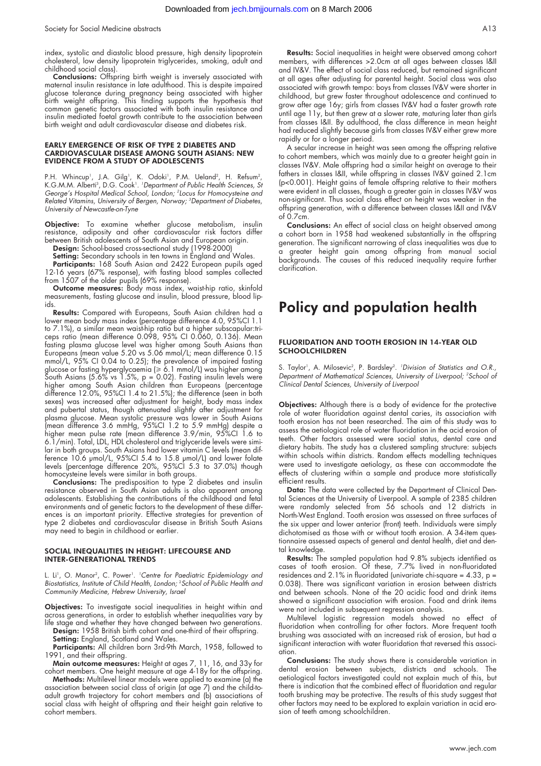index, systolic and diastolic blood pressure, high density lipoprotein cholesterol, low density lipoprotein triglycerides, smoking, adult and childhood social class).

**Conclusions:** Offspring birth weight is inversely associated with maternal insulin resistance in late adulthood. This is despite impaired glucose tolerance during pregnancy being associated with higher birth weight offspring. This finding supports the hypothesis that common genetic factors associated with both insulin resistance and insulin mediated foetal growth contribute to the association between birth weight and adult cardiovascular disease and diabetes risk.

### EARLY EMERGENCE OF RISK OF TYPE 2 DIABETES AND CARDIOVASCULAR DISEASE AMONG SOUTH ASIANS: NEW EVIDENCE FROM A STUDY OF ADOLESCENTS

P.H. Whincup[1], J.A. Gilg[1], K. Odoki[1], P.M. Ueland[2], H. Refsum[2], K.G.M.M. Alberti[3], D.G. Cook[1]. [1]*Department of Public Health Sciences, St George's Hospital Medical School, London;* [2]*Locus for Homocysteine and Related Vitamins, University of Bergen, Norway;* [3]*Department of Diabetes, University of Newcastle-on-Tyne*

**Objective:** To examine whether glucose metabolism, insulin resistance, adiposity and other cardiovascular risk factors differ between British adolescents of South Asian and European origin.

**Design:** School-based cross-sectional study (1998-2000)

**Setting:** Secondary schools in ten towns in England and Wales.

**Participants:** 168 South Asian and 2422 European pupils aged 12-16 years (67% response), with fasting blood samples collected from 1507 of the older pupils (69% response).

**Outcome measures:** Body mass index, waist-hip ratio, skinfold measurements, fasting glucose and insulin, blood pressure, blood lipids.

**Results:** Compared with Europeans, South Asian children had a lower mean body mass index (percentage difference 4.0, 95%CI 1.1 to 7.1%), a similar mean waist-hip ratio but a higher subscapular:triceps ratio (mean difference 0.098, 95% CI 0.060, 0.136). Mean fasting plasma glucose level was higher among South Asians than Europeans (mean value 5.20 vs 5.06 mmol/L; mean difference 0.15 mmol/L, 95% CI 0.04 to 0.25); the prevalence of impaired fasting glucose or fasting hyperglycaemia ($\geq$ 6.1 mmol/L) was higher among South Asians (5.6% vs 1.5%, p = 0.02). Fasting insulin levels were higher among South Asian children than Europeans (percentage difference 12.0%, 95%CI 1.4 to 21.5%); the difference (seen in both sexes) was increased after adjustment for height, body mass index and pubertal status, though attenuated slightly after adjustment for plasma glucose. Mean systolic pressure was lower in South Asians (mean difference 3.6 mmHg, 95%CI 1.2 to 5.9 mmHg) despite a higher mean pulse rate (mean difference 3.9/min, 95%CI 1.6 to 6.1/min). Total, LDL, HDL cholesterol and triglyceride levels were similar in both groups. South Asians had lower vitamin C levels (mean difference 10.6 μmol/L, 95%CI 5.4 to 15.8 μmol/L) and lower folate levels (percentage difference 20%, 95%CI 5.3 to 37.0%) though homocysteine levels were similar in both groups.

**Conclusions:** The predisposition to type 2 diabetes and insulin resistance observed in South Asian adults is also apparent among adolescents. Establishing the contributions of the childhood and fetal environments and of genetic factors to the development of these differences is an important priority. Effective strategies for prevention of type 2 diabetes and cardiovascular disease in British South Asians may need to begin in childhood or earlier.

### SOCIAL INEQUALITIES IN HEIGHT: LIFECOURSE AND INTER-GENERATIONAL TRENDS

L. Li[1], O. Manor[2], C. Power[1]. [1]*Centre for Paediatric Epidemiology and Biostatistics, Institute of Child Health, London;* [2]*School of Public Health and Community Medicine, Hebrew University, Israel*

**Objectives:** To investigate social inequalities in height within and across generations, in order to establish whether inequalities vary by life stage and whether they have changed between two generations.

**Design:** 1958 British birth cohort and one-third of their offspring.

**Setting:** England, Scotland and Wales.

**Participants:** All children born 3rd-9th March, 1958, followed to 1991, and their offspring.

**Main outcome measures:** Height at ages 7, 11, 16, and 33y for cohort members. One height measure at age 4-18y for the offspring.

**Methods:** Multilevel linear models were applied to examine (a) the association between social class of origin (at age 7) and the child-to-adult growth trajectory for cohort members and (b) associations of social class with height of offspring and their height gain relative to cohort members.

**Results:** Social inequalities in height were observed among cohort members, with differences >2.0cm at all ages between classes I&II and IV&V. The effect of social class reduced, but remained significant at all ages after adjusting for parental height. Social class was also associated with growth tempo: boys from classes IV&V were shorter in childhood, but grew faster throughout adolescence and continued to grow after age 16y; girls from classes IV&V had a faster growth rate until age 11y, but then grew at a slower rate, maturing later than girls from classes I&II. By adulthood, the class difference in mean height had reduced slightly because girls from classes IV&V either grew more rapidly or for a longer period.

A secular increase in height was seen among the offspring relative to cohort members, which was mainly due to a greater height gain in classes IV&V. Male offspring had a similar height on average to their fathers in classes I&II, while offspring in classes IV&V gained 2.1cm (p<0.001). Height gains of female offspring relative to their mothers were evident in all classes, though a greater gain in classes IV&V was non-significant. Thus social class effect on height was weaker in the offspring generation, with a difference between classes I&II and IV&V of 0.7cm.

**Conclusions:** An effect of social class on height observed among a cohort born in 1958 had weakened substantially in the offspring generation. The significant narrowing of class inequalities was due to a greater height gain among offspring from manual social backgrounds. The causes of this reduced inequality require further clarification.

# Policy and population health

### FLUORIDATION AND TOOTH EROSION IN 14-YEAR OLD SCHOOLCHILDREN

S. Taylor[1], A. Milosevic[2], P. Bardsley[2]. [1]*Division of Statistics and O.R., Department of Mathematical Sciences, University of Liverpool;* [2]*School of Clinical Dental Sciences, University of Liverpool*

**Objectives:** Although there is a body of evidence for the protective role of water fluoridation against dental caries, its association with tooth erosion has not been researched. The aim of this study was to assess the aetiological role of water fluoridation in the acid erosion of teeth. Other factors assessed were social status, dental care and dietary habits. The study has a clustered sampling structure: subjects within schools within districts. Random effects modelling techniques were used to investigate aetiology, as these can accommodate the effects of clustering within a sample and produce more statistically efficient results.

**Data:** The data were collected by the Department of Clinical Dental Sciences at the University of Liverpool. A sample of 2385 children were randomly selected from 56 schools and 12 districts in North-West England. Tooth erosion was assessed on three surfaces of the six upper and lower anterior (front) teeth. Individuals were simply dichotomised as those with or without tooth erosion. A 34-item questionnaire assessed aspects of general and dental health, diet and dental knowledge.

**Results:** The sampled population had 9.8% subjects identified as cases of tooth erosion. Of these, 7.7% lived in non-fluoridated residences and 2.1% in fluoridated (univariate chi-square = 4.33, p = 0.038). There was significant variation in erosion between districts and between schools. None of the 20 acidic food and drink items showed a significant association with erosion. Food and drink items were not included in subsequent regression analysis.

Multilevel logistic regression models showed no effect of fluoridation when controlling for other factors. More frequent tooth brushing was associated with an increased risk of erosion, but had a significant interaction with water fluoridation that reversed this association.

**Conclusions:** The study shows there is considerable variation in dental erosion between subjects, districts and schools. The aetiological factors investigated could not explain much of this, but there is indication that the combined effect of fluoridation and regular tooth brushing may be protective. The results of this study suggest that other factors may need to be explored to explain variation in acid erosion of teeth among schoolchildren.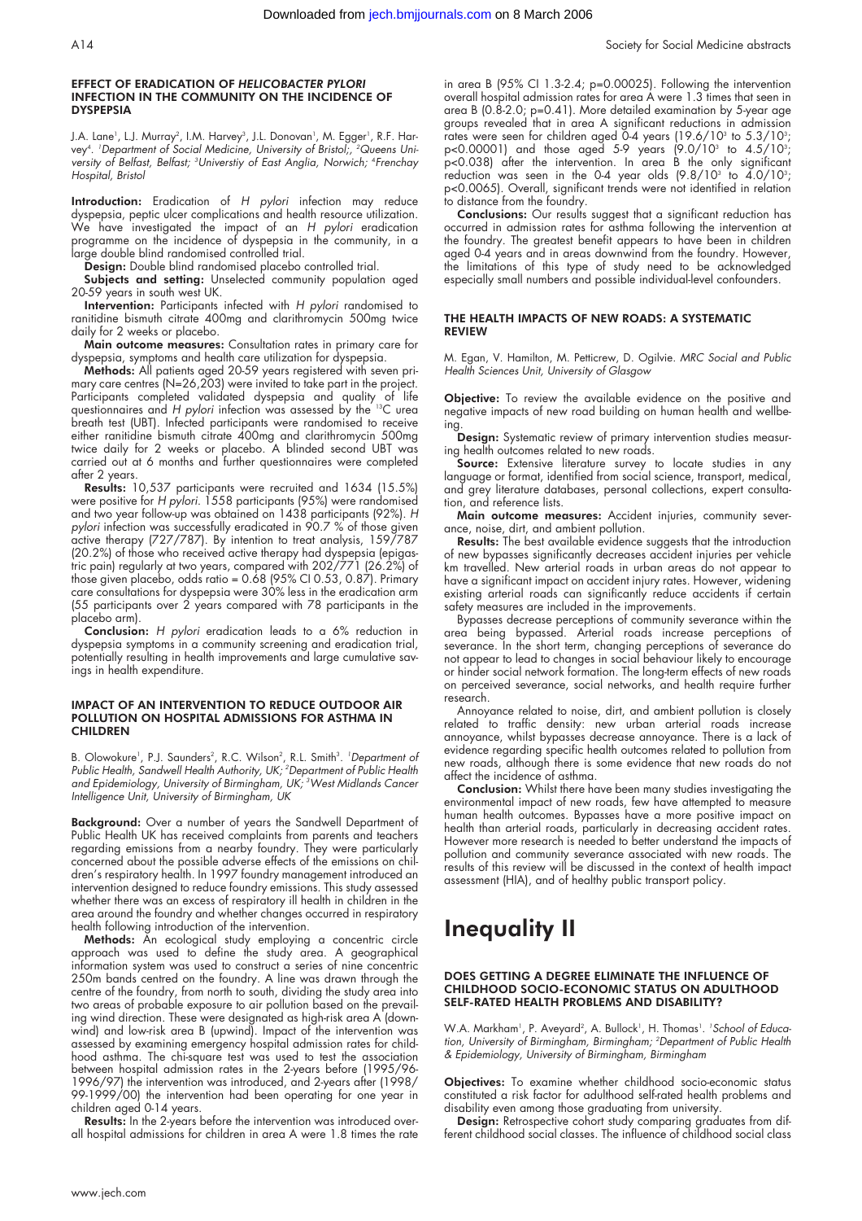### EFFECT OF ERADICATION OF *HELICOBACTER PYLORI* INFECTION IN THE COMMUNITY ON THE INCIDENCE OF DYSPEPSIA

J.A. Lane[1], L.J. Murray[2], I.M. Harvey[3], J.L. Donovan[1], M. Egger[1], R.F. Harvey[4]. [1]*Department of Social Medicine, University of Bristol;,* [2]*Queens University of Belfast, Belfast;* [3]*Universtiy of East Anglia, Norwich;* [4]*Frenchay Hospital, Bristol*

**Introduction:** Eradication of *H pylori* infection may reduce dyspepsia, peptic ulcer complications and health resource utilization. We have investigated the impact of an *H pylori* eradication programme on the incidence of dyspepsia in the community, in a large double blind randomised controlled trial.

**Design:** Double blind randomised placebo controlled trial.

**Subjects and setting:** Unselected community population aged 20-59 years in south west UK.

**Intervention:** Participants infected with *H pylori* randomised to ranitidine bismuth citrate 400mg and clarithromycin 500mg twice daily for 2 weeks or placebo.

**Main outcome measures:** Consultation rates in primary care for dyspepsia, symptoms and health care utilization for dyspepsia.

**Methods:** All patients aged 20-59 years registered with seven primary care centres (N=26,203) were invited to take part in the project. Participants completed validated dyspepsia and quality of life questionnaires and *H pylori* infection was assessed by the $^{13}C$ urea breath test (UBT). Infected participants were randomised to receive either ranitidine bismuth citrate 400mg and clarithromycin 500mg twice daily for 2 weeks or placebo. A blinded second UBT was carried out at 6 months and further questionnaires were completed after 2 years.

**Results:** 10,537 participants were recruited and 1634 (15.5%) were positive for *H pylori*. 1558 participants (95%) were randomised and two year follow-up was obtained on 1438 participants (92%). *H pylori* infection was successfully eradicated in 90.7 % of those given active therapy (727/787). By intention to treat analysis, 159/787 (20.2%) of those who received active therapy had dyspepsia (epigastric pain) regularly at two years, compared with 202/771 (26.2%) of those given placebo, odds ratio = 0.68 (95% CI 0.53, 0.87). Primary care consultations for dyspepsia were 30% less in the eradication arm (55 participants over 2 years compared with 78 participants in the placebo arm).

**Conclusion:** *H pylori* eradication leads to a 6% reduction in dyspepsia symptoms in a community screening and eradication trial, potentially resulting in health improvements and large cumulative savings in health expenditure.

### IMPACT OF AN INTERVENTION TO REDUCE OUTDOOR AIR POLLUTION ON HOSPITAL ADMISSIONS FOR ASTHMA IN CHILDREN

B. Olowokure[1], P.J. Saunders[2], R.C. Wilson[2], R.L. Smith[3]. [1]*Department of Public Health, Sandwell Health Authority, UK;* [2]*Department of Public Health and Epidemiology, University of Birmingham, UK;* [3]*West Midlands Cancer Intelligence Unit, University of Birmingham, UK*

**Background:** Over a number of years the Sandwell Department of Public Health UK has received complaints from parents and teachers regarding emissions from a nearby foundry. They were particularly concerned about the possible adverse effects of the emissions on children's respiratory health. In 1997 foundry management introduced an intervention designed to reduce foundry emissions. This study assessed whether there was an excess of respiratory ill health in children in the area around the foundry and whether changes occurred in respiratory health following introduction of the intervention.

**Methods:** An ecological study employing a concentric circle approach was used to define the study area. A geographical information system was used to construct a series of nine concentric 250m bands centred on the foundry. A line was drawn through the centre of the foundry, from north to south, dividing the study area into two areas of probable exposure to air pollution based on the prevailing wind direction. These were designated as high-risk area A (downwind) and low-risk area B (upwind). Impact of the intervention was assessed by examining emergency hospital admission rates for childhood asthma. The chi-square test was used to test the association between hospital admission rates in the 2-years before (1995/96-1996/97) the intervention was introduced, and 2-years after (1998/99-1999/00) the intervention had been operating for one year in children aged 0-14 years.

**Results:** In the 2-years before the intervention was introduced overall hospital admissions for children in area A were 1.8 times the rate in area B (95% CI 1.3-2.4; p=0.00025). Following the intervention overall hospital admission rates for area A were 1.3 times that seen in area B (0.8-2.0; p=0.41). More detailed examination by 5-year age groups revealed that in area A significant reductions in admission rates were seen for children aged 0-4 years ($19.6/10^3$ to $5.3/10^3$; $p<0.00001$) and those aged 5-9 years ($9.0/10^3$ to $4.5/10^3$; $p<0.038$) after the intervention. In area B the only significant reduction was seen in the 0-4 year olds ($9.8/10^3$ to $4.0/10^3$; $p<0.0065$). Overall, significant trends were not identified in relation to distance from the foundry.

**Conclusions:** Our results suggest that a significant reduction has occurred in admission rates for asthma following the intervention at the foundry. The greatest benefit appears to have been in children aged 0-4 years and in areas downwind from the foundry. However, the limitations of this type of study need to be acknowledged especially small numbers and possible individual-level confounders.

### THE HEALTH IMPACTS OF NEW ROADS: A SYSTEMATIC REVIEW

M. Egan, V. Hamilton, M. Petticrew, D. Ogilvie. *MRC Social and Public Health Sciences Unit, University of Glasgow*

**Objective:** To review the available evidence on the positive and negative impacts of new road building on human health and wellbeing.

**Design:** Systematic review of primary intervention studies measuring health outcomes related to new roads.

**Source:** Extensive literature survey to locate studies in any language or format, identified from social science, transport, medical, and grey literature databases, personal collections, expert consultation, and reference lists.

**Main outcome measures:** Accident injuries, community severance, noise, dirt, and ambient pollution.

**Results:** The best available evidence suggests that the introduction of new bypasses significantly decreases accident injuries per vehicle km travelled. New arterial roads in urban areas do not appear to have a significant impact on accident injury rates. However, widening existing arterial roads can significantly reduce accidents if certain safety measures are included in the improvements.

Bypasses decrease perceptions of community severance within the area being bypassed. Arterial roads increase perceptions of severance. In the short term, changing perceptions of severance do not appear to lead to changes in social behaviour likely to encourage or hinder social network formation. The long-term effects of new roads on perceived severance, social networks, and health require further research.

Annoyance related to noise, dirt, and ambient pollution is closely related to traffic density: new urban arterial roads increase annoyance, whilst bypasses decrease annoyance. There is a lack of evidence regarding specific health outcomes related to pollution from new roads, although there is some evidence that new roads do not affect the incidence of asthma.

**Conclusion:** Whilst there have been many studies investigating the environmental impact of new roads, few have attempted to measure human health outcomes. Bypasses have a more positive impact on health than arterial roads, particularly in decreasing accident rates. However more research is needed to better understand the impacts of pollution and community severance associated with new roads. The results of this review will be discussed in the context of health impact assessment (HIA), and of healthy public transport policy.

# Inequality II

### DOES GETTING A DEGREE ELIMINATE THE INFLUENCE OF CHILDHOOD SOCIO-ECONOMIC STATUS ON ADULTHOOD SELF-RATED HEALTH PROBLEMS AND DISABILITY?

W.A. Markham[1], P. Aveyard[2], A. Bullock[1], H. Thomas[1]. [1]*School of Education, University of Birmingham, Birmingham;* [2]*Department of Public Health & Epidemiology, University of Birmingham, Birmingham*

**Objectives:** To examine whether childhood socio-economic status constituted a risk factor for adulthood self-rated health problems and disability even among those graduating from university.

**Design:** Retrospective cohort study comparing graduates from different childhood social classes. The influence of childhood social class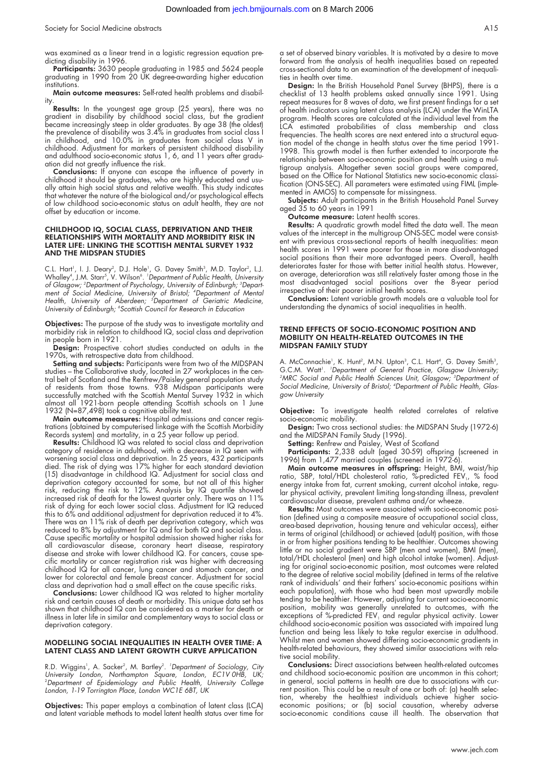was examined as a linear trend in a logistic regression equation predicting disability in 1996.

**Participants:** 3630 people graduating in 1985 and 5624 people graduating in 1990 from 20 UK degree-awarding higher education institutions.

**Main outcome measures:** Self-rated health problems and disability.

**Results:** In the youngest age group (25 years), there was no gradient in disability by childhood social class, but the gradient became increasingly steep in older graduates. By age 38 (the oldest) the prevalence of disability was 3.4% in graduates from social class I in childhood, and 10.0% in graduates from social class V in childhood. Adjustment for markers of persistent childhood disability and adulthood socio-economic status 1, 6, and 11 years after graduation did not greatly influence the risk.

**Conclusions:** If anyone can escape the influence of poverty in childhood it should be graduates, who are highly educated and usually attain high social status and relative wealth. This study indicates that whatever the nature of the biological and/or psychological effects of low childhood socio-economic status on adult health, they are not offset by education or income.

## CHILDHOOD IQ, SOCIAL CLASS, DEPRIVATION AND THEIR RELATIONSHIPS WITH MORTALITY AND MORBIDITY RISK IN LATER LIFE: LINKING THE SCOTTISH MENTAL SURVEY 1932 AND THE MIDSPAN STUDIES

C.L. Hart[1], I. J. Deary[2], D.J. Hole[1], G. Davey Smith[3], M.D. Taylor[2], L.J. Whalley[4], J.M. Starr[5], V. Wilson[6]. [1]*Department of Public Health, University of Glasgow;* [2]*Department of Psychology, University of Edinburgh;* [3]*Department of Social Medicine, University of Bristol;* [4]*Department of Mental Health, University of Aberdeen;* [5]*Department of Geriatric Medicine, University of Edinburgh;* [6]*Scottish Council for Research in Education*

**Objectives:** The purpose of the study was to investigate mortality and morbidity risk in relation to childhood IQ, social class and deprivation in people born in 1921.

**Design:** Prospective cohort studies conducted on adults in the 1970s, with retrospective data from childhood.

**Setting and subjects:** Participants were from two of the MIDSPAN studies – the Collaborative study, located in 27 workplaces in the central belt of Scotland and the Renfrew/Paisley general population study of residents from those towns. 938 Midspan participants were successfully matched with the Scottish Mental Survey 1932 in which almost all 1921-born people attending Scottish schools on 1 June 1932 (N=87,498) took a cognitive ability test.

**Main outcome measures:** Hospital admissions and cancer registrations (obtained by computerised linkage with the Scottish Morbidity Records system) and mortality, in a 25 year follow up period.

**Results:** Childhood IQ was related to social class and deprivation category of residence in adulthood, with a decrease in IQ seen with worsening social class and deprivation. In 25 years, 432 participants died. The risk of dying was 17% higher for each standard deviation (15) disadvantage in childhood IQ. Adjustment for social class and deprivation category accounted for some, but not all of this higher risk, reducing the risk to 12%. Analysis by IQ quartile showed increased risk of death for the lowest quarter only. There was an 11% risk of dying for each lower social class. Adjustment for IQ reduced this to 6% and additional adjustment for deprivation reduced it to 4%. There was an 11% risk of death per deprivation category, which was reduced to 8% by adjustment for IQ and for both IQ and social class. Cause specific mortality or hospital admission showed higher risks for all cardiovascular disease, coronary heart disease, respiratory disease and stroke with lower childhood IQ. For cancers, cause specific mortality or cancer registration risk was higher with decreasing childhood IQ for all cancer, lung cancer and stomach cancer, and lower for colorectal and female breast cancer. Adjustment for social class and deprivation had a small effect on the cause specific risks.

**Conclusions:** Lower childhood IQ was related to higher mortality risk and certain causes of death or morbidity. This unique data set has shown that childhood IQ can be considered as a marker for death or illness in later life in similar and complementary ways to social class or deprivation category.

## MODELLING SOCIAL INEQUALITIES IN HEALTH OVER TIME: A LATENT CLASS AND LATENT GROWTH CURVE APPLICATION

R.D. Wiggins[1], A. Sacker[2], M. Bartley[2]. [1]*Department of Sociology, City University London, Northampton Square, London, EC1V 0HB, UK;* [2]*Department of Epidemiology and Public Health, University College London, 1-19 Torrington Place, London WC1E 6BT, UK*

**Objectives:** This paper employs a combination of latent class (LCA) and latent variable methods to model latent health status over time for a set of observed binary variables. It is motivated by a desire to move forward from the analysis of health inequalities based on repeated cross-sectional data to an examination of the development of inequalities in health over time.

**Design:** In the British Household Panel Survey (BHPS), there is a checklist of 13 health problems asked annually since 1991. Using repeat measures for 8 waves of data, we first present findings for a set of health indicators using latent class analysis (LCA) under the WinLTA program. Health scores are calculated at the individual level from the LCA estimated probabilities of class membership and class frequencies. The health scores are next entered into a structural equation model of the change in health status over the time period 1991-1998. This growth model is then further extended to incorporate the relationship between socio-economic position and health using a multigroup analysis. Altogether seven social groups were compared, based on the Office for National Statistics new socio-economic classification (ONS-SEC). All parameters were estimated using FIML (implemented in AMOS) to compensate for missingness.

**Subjects:** Adult participants in the British Household Panel Survey aged 35 to 60 years in 1991

**Outcome measure:** Latent health scores.

**Results:** A quadratic growth model fitted the data well. The mean values of the intercept in the multigroup ONS-SEC model were consistent with previous cross-sectional reports of health inequalities: mean health scores in 1991 were poorer for those in more disadvantaged social positions than their more advantaged peers. Overall, health deteriorates faster for those with better initial health status. However, on average, deterioration was still relatively faster among those in the most disadvantaged social positions over the 8-year period irrespective of their poorer initial health scores.

**Conclusion:** Latent variable growth models are a valuable tool for understanding the dynamics of social inequalities in health.

## TREND EFFECTS OF SOCIO-ECONOMIC POSITION AND MOBILITY ON HEALTH-RELATED OUTCOMES IN THE MIDSPAN FAMILY STUDY

A. McConnachie[1], K. Hunt[2], M.N. Upton[3], C.L. Hart[4], G. Davey Smith[3], G.C.M. Watt[1]. [1]*Department of General Practice, Glasgow University;* [2]*MRC Social and Public Health Sciences Unit, Glasgow;* [3]*Department of Social Medicine, University of Bristol;* [4]*Department of Public Health, Glasgow University*

**Objective:** To investigate health related correlates of relative socio-economic mobility.

**Design:** Two cross sectional studies: the MIDSPAN Study (1972-6) and the MIDSPAN Family Study (1996).

**Setting:** Renfrew and Paisley, West of Scotland

**Participants:** 2,338 adult (aged 30-59) offspring (screened in 1996) from 1,477 married couples (screened in 1972-6).

**Main outcome measures in offspring:** Height, BMI, waist/hip ratio, SBP, total/HDL cholesterol ratio, %-predicted $FEV_1$, % food energy intake from fat, current smoking, current alcohol intake, regular physical activity, prevalent limiting long-standing illness, prevalent cardiovascular disease, prevalent asthma and/or wheeze.

**Results:** Most outcomes were associated with socio-economic position (defined using a composite measure of occupational social class, area-based deprivation, housing tenure and vehicular access), either in terms of original (childhood) or achieved (adult) position, with those in or from higher positions tending to be healthier. Outcomes showing little or no social gradient were SBP (men and women), BMI (men), total/HDL cholesterol (men) and high alcohol intake (women). Adjusting for original socio-economic position, most outcomes were related to the degree of relative social mobility (defined in terms of the relative rank of individuals' and their fathers' socio-economic positions within each population), with those who had been most upwardly mobile tending to be healthier. However, adjusting for current socio-economic position, mobility was generally unrelated to outcomes, with the exceptions of %-predicted $FEV_1$ and regular physical activity. Lower childhood socio-economic position was associated with impaired lung function and being less likely to take regular exercise in adulthood. Whilst men and women showed differing socio-economic gradients in health-related behaviours, they showed similar associations with relative social mobility.

**Conclusions:** Direct associations between health-related outcomes and childhood socio-economic position are uncommon in this cohort; in general, social patterns in health are due to associations with current position. This could be a result of one or both of: (a) health selection, whereby the healthiest individuals achieve higher socio-economic positions; or (b) social causation, whereby adverse socio-economic conditions cause ill health. The observation that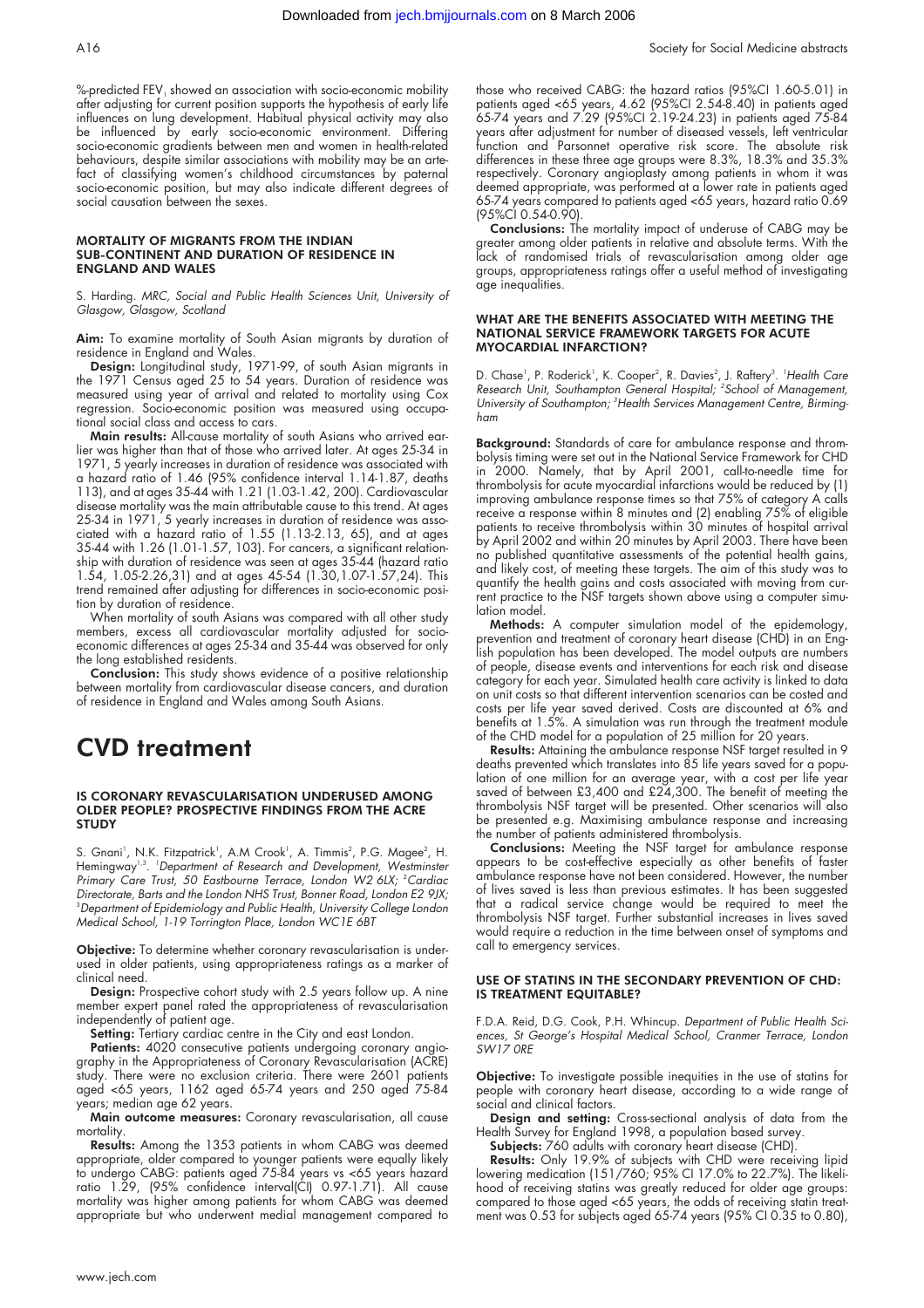%-predicted $FEV_1$ showed an association with socio-economic mobility after adjusting for current position supports the hypothesis of early life influences on lung development. Habitual physical activity may also be influenced by early socio-economic environment. Differing socio-economic gradients between men and women in health-related behaviours, despite similar associations with mobility may be an artefact of classifying women's childhood circumstances by paternal socio-economic position, but may also indicate different degrees of social causation between the sexes.

### MORTALITY OF MIGRANTS FROM THE INDIAN SUB-CONTINENT AND DURATION OF RESIDENCE IN ENGLAND AND WALES

S. Harding. *MRC, Social and Public Health Sciences Unit, University of Glasgow, Glasgow, Scotland*

**Aim:** To examine mortality of South Asian migrants by duration of residence in England and Wales.

**Design:** Longitudinal study, 1971-99, of south Asian migrants in the 1971 Census aged 25 to 54 years. Duration of residence was measured using year of arrival and related to mortality using Cox regression. Socio-economic position was measured using occupational social class and access to cars.

**Main results:** All-cause mortality of south Asians who arrived earlier was higher than that of those who arrived later. At ages 25-34 in 1971, 5 yearly increases in duration of residence was associated with a hazard ratio of 1.46 (95% confidence interval 1.14-1.87, deaths 113), and at ages 35-44 with 1.21 (1.03-1.42, 200). Cardiovascular disease mortality was the main attributable cause to this trend. At ages 25-34 in 1971, 5 yearly increases in duration of residence was associated with a hazard ratio of 1.55 (1.13-2.13, 65), and at ages 35-44 with 1.26 (1.01-1.57, 103). For cancers, a significant relationship with duration of residence was seen at ages 35-44 (hazard ratio 1.54, 1.05-2.26,31) and at ages 45-54 (1.30,1.07-1.57,24). This trend remained after adjusting for differences in socio-economic position by duration of residence.

When mortality of south Asians was compared with all other study members, excess all cardiovascular mortality adjusted for socio-economic differences at ages 25-34 and 35-44 was observed for only the long established residents.

**Conclusion:** This study shows evidence of a positive relationship between mortality from cardiovascular disease cancers, and duration of residence in England and Wales among South Asians.

# CVD treatment

### IS CORONARY REVASCULARISATION UNDERUSED AMONG OLDER PEOPLE? PROSPECTIVE FINDINGS FROM THE ACRE STUDY

S. Gnani[1], N.K. Fitzpatrick[1], A.M Crook[1], A. Timmis[2], P.G. Magee[2], H. Hemingway[1,3]. [1]*Department of Research and Development, Westminster Primary Care Trust, 50 Eastbourne Terrace, London W2 6LX;* [2]*Cardiac Directorate, Barts and the London NHS Trust, Bonner Road, London E2 9JX;* [3]*Department of Epidemiology and Public Health, University College London Medical School, 1-19 Torrington Place, London WC1E 6BT*

**Objective:** To determine whether coronary revascularisation is underused in older patients, using appropriateness ratings as a marker of clinical need.

**Design:** Prospective cohort study with 2.5 years follow up. A nine member expert panel rated the appropriateness of revascularisation independently of patient age.

**Setting:** Tertiary cardiac centre in the City and east London.

**Patients:** 4020 consecutive patients undergoing coronary angiography in the Appropriateness of Coronary Revascularisation (ACRE) study. There were no exclusion criteria. There were 2601 patients aged <65 years, 1162 aged 65-74 years and 250 aged 75-84 years; median age 62 years.

**Main outcome measures:** Coronary revascularisation, all cause mortality.

**Results:** Among the 1353 patients in whom CABG was deemed appropriate, older compared to younger patients were equally likely to undergo CABG: patients aged 75-84 years vs <65 years hazard ratio 1.29, (95% confidence interval(CI) 0.97-1.71). All cause mortality was higher among patients for whom CABG was deemed appropriate but who underwent medial management compared to those who received CABG: the hazard ratios (95%CI 1.60-5.01) in patients aged <65 years, 4.62 (95%CI 2.54-8.40) in patients aged 65-74 years and 7.29 (95%CI 2.19-24.23) in patients aged 75-84 years after adjustment for number of diseased vessels, left ventricular function and Parsonnet operative risk score. The absolute risk differences in these three age groups were 8.3%, 18.3% and 35.3% respectively. Coronary angioplasty among patients in whom it was deemed appropriate, was performed at a lower rate in patients aged 65-74 years compared to patients aged <65 years, hazard ratio 0.69 (95%CI 0.54-0.90).

**Conclusions:** The mortality impact of underuse of CABG may be greater among older patients in relative and absolute terms. With the lack of randomised trials of revascularisation among older age groups, appropriateness ratings offer a useful method of investigating age inequalities.

### WHAT ARE THE BENEFITS ASSOCIATED WITH MEETING THE NATIONAL SERVICE FRAMEWORK TARGETS FOR ACUTE MYOCARDIAL INFARCTION?

D. Chase[1], P. Roderick[1], K. Cooper[2], R. Davies[2], J. Raftery[3]. [1]*Health Care Research Unit, Southampton General Hospital;* [2]*School of Management, University of Southampton;* [3]*Health Services Management Centre, Birmingham*

**Background:** Standards of care for ambulance response and thrombolysis timing were set out in the National Service Framework for CHD in 2000. Namely, that by April 2001, call-to-needle time for thrombolysis for acute myocardial infarctions would be reduced by (1) improving ambulance response times so that 75% of category A calls receive a response within 8 minutes and (2) enabling 75% of eligible patients to receive thrombolysis within 30 minutes of hospital arrival by April 2002 and within 20 minutes by April 2003. There have been no published quantitative assessments of the potential health gains, and likely cost, of meeting these targets. The aim of this study was to quantify the health gains and costs associated with moving from current practice to the NSF targets shown above using a computer simulation model.

**Methods:** A computer simulation model of the epidemiology, prevention and treatment of coronary heart disease (CHD) in an English population has been developed. The model outputs are numbers of people, disease events and interventions for each risk and disease category for each year. Simulated health care activity is linked to data on unit costs so that different intervention scenarios can be costed and costs per life year saved derived. Costs are discounted at 6% and benefits at 1.5%. A simulation was run through the treatment module of the CHD model for a population of 25 million for 20 years.

**Results:** Attaining the ambulance response NSF target resulted in 9 deaths prevented which translates into 85 life years saved for a population of one million for an average year, with a cost per life year saved of between £3,400 and £24,300. The benefit of meeting the thrombolysis NSF target will be presented. Other scenarios will also be presented e.g. Maximising ambulance response and increasing the number of patients administered thrombolysis.

**Conclusions:** Meeting the NSF target for ambulance response appears to be cost-effective especially as other benefits of faster ambulance response have not been considered. However, the number of lives saved is less than previous estimates. It has been suggested that a radical service change would be required to meet the thrombolysis NSF target. Further substantial increases in lives saved would require a reduction in the time between onset of symptoms and call to emergency services.

### USE OF STATINS IN THE SECONDARY PREVENTION OF CHD: IS TREATMENT EQUITABLE?

F.D.A. Reid, D.G. Cook, P.H. Whincup. *Department of Public Health Sciences, St George's Hospital Medical School, Cranmer Terrace, London SW17 0RE*

**Objective:** To investigate possible inequities in the use of statins for people with coronary heart disease, according to a wide range of social and clinical factors.

**Design and setting:** Cross-sectional analysis of data from the Health Survey for England 1998, a population based survey.

**Subjects:** 760 adults with coronary heart disease (CHD).

**Results:** Only 19.9% of subjects with CHD were receiving lipid lowering medication (151/760; 95% CI 17.0% to 22.7%). The likelihood of receiving statins was greatly reduced for older age groups: compared to those aged <65 years, the odds of receiving statin treatment was 0.53 for subjects aged 65-74 years (95% CI 0.35 to 0.80),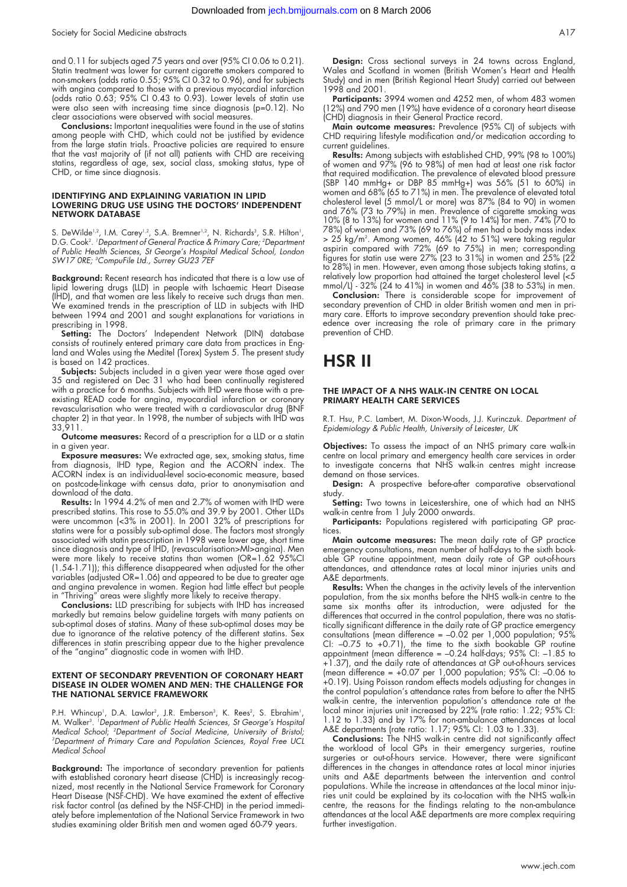and 0.11 for subjects aged 75 years and over (95% CI 0.06 to 0.21). Statin treatment was lower for current cigarette smokers compared to non-smokers (odds ratio 0.55; 95% CI 0.32 to 0.96), and for subjects with angina compared to those with a previous myocardial infarction (odds ratio 0.63; 95% CI 0.43 to 0.93). Lower levels of statin use were also seen with increasing time since diagnosis (p=0.12). No clear associations were observed with social measures.

**Conclusions:** Important inequalities were found in the use of statins among people with CHD, which could not be justified by evidence from the large statin trials. Proactive policies are required to ensure that the vast majority of (if not all) patients with CHD are receiving statins, regardless of age, sex, social class, smoking status, type of CHD, or time since diagnosis.

### IDENTIFYING AND EXPLAINING VARIATION IN LIPID LOWERING DRUG USE USING THE DOCTORS' INDEPENDENT NETWORK DATABASE

S. DeWilde[1,2], I.M. Carey[1,2], S.A. Bremner[1,2], N. Richards[3], S.R. Hilton[1], D.G. Cook[2]. [1]*Department of General Practice & Primary Care;* [2]*Department of Public Health Sciences, St George's Hospital Medical School, London SW17 0RE;* [3]*CompuFile Ltd., Surrey GU23 7EF*

**Background:** Recent research has indicated that there is a low use of lipid lowering drugs (LLD) in people with Ischaemic Heart Disease (IHD), and that women are less likely to receive such drugs than men. We examined trends in the prescription of LLD in subjects with IHD between 1994 and 2001 and sought explanations for variations in prescribing in 1998.

**Setting:** The Doctors' Independent Network (DIN) database consists of routinely entered primary care data from practices in England and Wales using the Meditel (Torex) System 5. The present study is based on 142 practices.

**Subjects:** Subjects included in a given year were those aged over 35 and registered on Dec 31 who had been continually registered with a practice for 6 months. Subjects with IHD were those with a pre-existing READ code for angina, myocardial infarction or coronary revascularisation who were treated with a cardiovascular drug (BNF chapter 2) in that year. In 1998, the number of subjects with IHD was 33,911.

**Outcome measures:** Record of a prescription for a LLD or a statin in a given year.

**Exposure measures:** We extracted age, sex, smoking status, time from diagnosis, IHD type, Region and the ACORN index. The ACORN index is an individual-level socio-economic measure, based on postcode-linkage with census data, prior to anonymisation and download of the data.

**Results:** In 1994 4.2% of men and 2.7% of women with IHD were prescribed statins. This rose to 55.0% and 39.9 by 2001. Other LLDs were uncommon (<3% in 2001). In 2001 32% of prescriptions for statins were for a possibly sub-optimal dose. The factors most strongly associated with statin prescription in 1998 were lower age, short time since diagnosis and type of IHD, (revascularisation>MI>angina). Men were more likely to receive statins than women (OR=1.62 95%CI (1.54-1.71)); this difference disappeared when adjusted for the other variables (adjusted OR=1.06) and appeared to be due to greater age and angina prevalence in women. Region had little effect but people in "Thriving" areas were slightly more likely to receive therapy.

**Conclusions:** LLD prescribing for subjects with IHD has increased markedly but remains below guideline targets with many patients on sub-optimal doses of statins. Many of these sub-optimal doses may be due to ignorance of the relative potency of the different statins. Sex differences in statin prescribing appear due to the higher prevalence of the "angina" diagnostic code in women with IHD.

### EXTENT OF SECONDARY PREVENTION OF CORONARY HEART DISEASE IN OLDER WOMEN AND MEN: THE CHALLENGE FOR THE NATIONAL SERVICE FRAMEWORK

P.H. Whincup[1], D.A. Lawlor[2], J.R. Emberson[3], K. Rees[2], S. Ebrahim[1], M. Walker[3]. [1]*Department of Public Health Sciences, St George's Hospital Medical School;* [2]*Department of Social Medicine, University of Bristol;* [3]*Department of Primary Care and Population Sciences, Royal Free UCL Medical School*

**Background:** The importance of secondary prevention for patients with established coronary heart disease (CHD) is increasingly recognized, most recently in the National Service Framework for Coronary Heart Disease (NSF-CHD). We have examined the extent of effective risk factor control (as defined by the NSF-CHD) in the period immediately before implementation of the National Service Framework in two studies examining older British men and women aged 60-79 years.

**Design:** Cross sectional surveys in 24 towns across England, Wales and Scotland in women (British Women's Heart and Health Study) and in men (British Regional Heart Study) carried out between 1998 and 2001.

**Participants:** 3994 women and 4252 men, of whom 483 women (12%) and 790 men (19%) have evidence of a coronary heart disease (CHD) diagnosis in their General Practice record.

**Main outcome measures:** Prevalence (95% CI) of subjects with CHD requiring lifestyle modification and/or medication according to current guidelines.

**Results:** Among subjects with established CHD, 99% (98 to 100%) of women and 97% (96 to 98%) of men had at least one risk factor that required modification. The prevalence of elevated blood pressure (SBP 140 mmHg+ or DBP 85 mmHg+) was 56% (51 to 60%) in women and 68% (65 to 71%) in men. The prevalence of elevated total cholesterol level (5 mmol/L or more) was 87% (84 to 90) in women and 76% (73 to 79%) in men. Prevalence of cigarette smoking was 10% (8 to 13%) for women and 11% (9 to 14%) for men. 74% (70 to 78%) of women and 73% (69 to 76%) of men had a body mass index > 25 kg/m$^2$. Among women, 46% (42 to 51%) were taking regular aspirin compared with 72% (69 to 75%) in men; corresponding figures for statin use were 27% (23 to 31%) in women and 25% (22 to 28%) in men. However, even among those subjects taking statins, a relatively low proportion had attained the target cholesterol level (<5 mmol/L) - 32% (24 to 41%) in women and 46% (38 to 53%) in men.

**Conclusion:** There is considerable scope for improvement of secondary prevention of CHD in older British women and men in primary care. Efforts to improve secondary prevention should take precedence over increasing the role of primary care in the primary prevention of CHD.

# HSR II

### THE IMPACT OF A NHS WALK-IN CENTRE ON LOCAL PRIMARY HEALTH CARE SERVICES

R.T. Hsu, P.C. Lambert, M. Dixon-Woods, J.J. Kurinczuk. *Department of Epidemiology & Public Health, University of Leicester, UK*

**Objectives:** To assess the impact of an NHS primary care walk-in centre on local primary and emergency health care services in order to investigate concerns that NHS walk-in centres might increase demand on those services.

**Design:** A prospective before-after comparative observational study.

**Setting:** Two towns in Leicestershire, one of which had an NHS walk-in centre from 1 July 2000 onwards.

**Participants:** Populations registered with participating GP practices.

**Main outcome measures:** The mean daily rate of GP practice emergency consultations, mean number of half-days to the sixth bookable GP routine appointment, mean daily rate of GP out-of-hours attendances, and attendance rates at local minor injuries units and A&E departments.

**Results:** When the changes in the activity levels of the intervention population, from the six months before the NHS walk-in centre to the same six months after its introduction, were adjusted for the differences that occurred in the control population, there was no statistically significant difference in the daily rate of GP practice emergency consultations (mean difference = –0.02 per 1,000 population; 95% CI: –0.75 to +0.71), the time to the sixth bookable GP routine appointment (mean difference = –0.24 half-days; 95% CI: –1.85 to +1.37), and the daily rate of attendances at GP out-of-hours services (mean difference = +0.07 per 1,000 population; 95% CI: –0.06 to +0.19). Using Poisson random effects models adjusting for changes in the control population's attendance rates from before to after the NHS walk-in centre, the intervention population's attendance rate at the local minor injuries unit increased by 22% (rate ratio: 1.22; 95% CI: 1.12 to 1.33) and by 17% for non-ambulance attendances at local A&E departments (rate ratio: 1.17; 95% CI: 1.03 to 1.33).

**Conclusions:** The NHS walk-in centre did not significantly affect the workload of local GPs in their emergency surgeries, routine surgeries or out-of-hours service. However, there were significant differences in the changes in attendance rates at local minor injuries units and A&E departments between the intervention and control populations. While the increase in attendances at the local minor injuries unit could be explained by its co-location with the NHS walk-in centre, the reasons for the findings relating to the non-ambulance attendances at the local A&E departments are more complex requiring further investigation.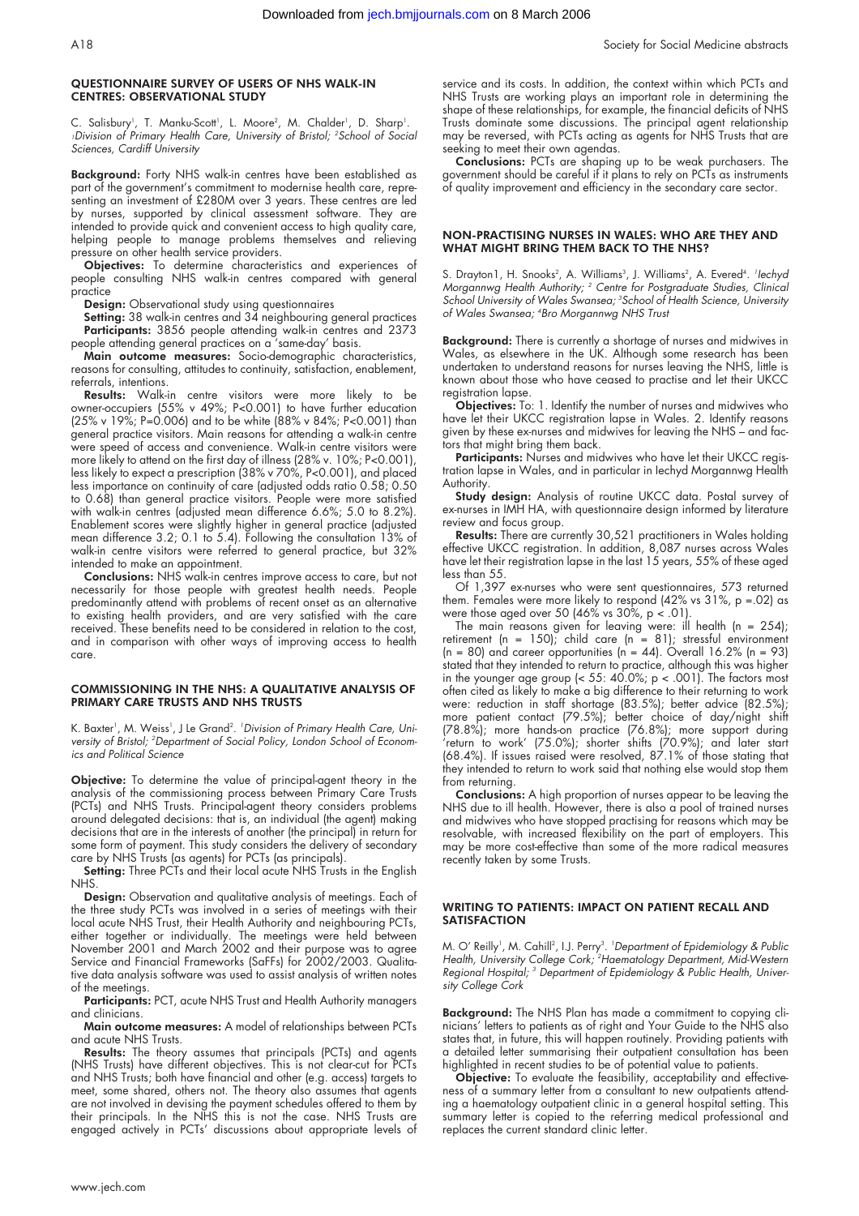## QUESTIONNAIRE SURVEY OF USERS OF NHS WALK-IN CENTRES: OBSERVATIONAL STUDY

C. Salisbury[1], T. Manku-Scott[1], L. Moore[2], M. Chalder[1], D. Sharp[1]. [1]*Division of Primary Health Care, University of Bristol;* [2]*School of Social Sciences, Cardiff University*

**Background:** Forty NHS walk-in centres have been established as part of the government's commitment to modernise health care, representing an investment of £280M over 3 years. These centres are led by nurses, supported by clinical assessment software. They are intended to provide quick and convenient access to high quality care, helping people to manage problems themselves and relieving pressure on other health service providers.

**Objectives:** To determine characteristics and experiences of people consulting NHS walk-in centres compared with general practice

**Design:** Observational study using questionnaires

**Setting:** 38 walk-in centres and 34 neighbouring general practices

**Participants:** 3856 people attending walk-in centres and 2373 people attending general practices on a 'same-day' basis.

**Main outcome measures:** Socio-demographic characteristics, reasons for consulting, attitudes to continuity, satisfaction, enablement, referrals, intentions.

**Results:** Walk-in centre visitors were more likely to be owner-occupiers (55% v 49%; P<0.001) to have further education (25% v 19%; P=0.006) and to be white (88% v 84%; P<0.001) than general practice visitors. Main reasons for attending a walk-in centre were speed of access and convenience. Walk-in centre visitors were more likely to attend on the first day of illness (28% v. 10%; P<0.001), less likely to expect a prescription (38% v 70%, P<0.001), and placed less importance on continuity of care (adjusted odds ratio 0.58; 0.50 to 0.68) than general practice visitors. People were more satisfied with walk-in centres (adjusted mean difference 6.6%; 5.0 to 8.2%). Enablement scores were slightly higher in general practice (adjusted mean difference 3.2; 0.1 to 5.4). Following the consultation 13% of walk-in centre visitors were referred to general practice, but 32% intended to make an appointment.

**Conclusions:** NHS walk-in centres improve access to care, but not necessarily for those people with greatest health needs. People predominantly attend with problems of recent onset as an alternative to existing health providers, and are very satisfied with the care received. These benefits need to be considered in relation to the cost, and in comparison with other ways of improving access to health care.

## COMMISSIONING IN THE NHS: A QUALITATIVE ANALYSIS OF PRIMARY CARE TRUSTS AND NHS TRUSTS

K. Baxter[1], M. Weiss[1], J Le Grand[2]. [1]*Division of Primary Health Care, University of Bristol;* [2]*Department of Social Policy, London School of Economics and Political Science*

**Objective:** To determine the value of principal-agent theory in the analysis of the commissioning process between Primary Care Trusts (PCTs) and NHS Trusts. Principal-agent theory considers problems around delegated decisions: that is, an individual (the agent) making decisions that are in the interests of another (the principal) in return for some form of payment. This study considers the delivery of secondary care by NHS Trusts (as agents) for PCTs (as principals).

**Setting:** Three PCTs and their local acute NHS Trusts in the English NHS.

**Design:** Observation and qualitative analysis of meetings. Each of the three study PCTs was involved in a series of meetings with their local acute NHS Trust, their Health Authority and neighbouring PCTs, either together or individually. The meetings were held between November 2001 and March 2002 and their purpose was to agree Service and Financial Frameworks (SaFFs) for 2002/2003. Qualitative data analysis software was used to assist analysis of written notes of the meetings.

**Participants:** PCT, acute NHS Trust and Health Authority managers and clinicians.

**Main outcome measures:** A model of relationships between PCTs and acute NHS Trusts.

**Results:** The theory assumes that principals (PCTs) and agents (NHS Trusts) have different objectives. This is not clear-cut for PCTs and NHS Trusts; both have financial and other (e.g. access) targets to meet, some shared, others not. The theory also assumes that agents are not involved in devising the payment schedules offered to them by their principals. In the NHS this is not the case. NHS Trusts are engaged actively in PCTs' discussions about appropriate levels of service and its costs. In addition, the context within which PCTs and NHS Trusts are working plays an important role in determining the shape of these relationships, for example, the financial deficits of NHS Trusts dominate some discussions. The principal agent relationship may be reversed, with PCTs acting as agents for NHS Trusts that are seeking to meet their own agendas.

**Conclusions:** PCTs are shaping up to be weak purchasers. The government should be careful if it plans to rely on PCTs as instruments of quality improvement and efficiency in the secondary care sector.

## NON-PRACTISING NURSES IN WALES: WHO ARE THEY AND WHAT MIGHT BRING THEM BACK TO THE NHS?

S. Drayton1, H. Snooks[2], A. Williams[3], J. Williams[2], A. Evered[4]. [1]*Iechyd Morgannwg Health Authority;* [2] *Centre for Postgraduate Studies, Clinical School University of Wales Swansea;* [3]*School of Health Science, University of Wales Swansea;* [4]*Bro Morgannwg NHS Trust*

**Background:** There is currently a shortage of nurses and midwives in Wales, as elsewhere in the UK. Although some research has been undertaken to understand reasons for nurses leaving the NHS, little is known about those who have ceased to practise and let their UKCC registration lapse.

**Objectives:** To: 1. Identify the number of nurses and midwives who have let their UKCC registration lapse in Wales. 2. Identify reasons given by these ex-nurses and midwives for leaving the NHS – and factors that might bring them back.

**Participants:** Nurses and midwives who have let their UKCC registration lapse in Wales, and in particular in Iechyd Morgannwg Health Authority.

**Study design:** Analysis of routine UKCC data. Postal survey of ex-nurses in IMH HA, with questionnaire design informed by literature review and focus group.

**Results:** There are currently 30,521 practitioners in Wales holding effective UKCC registration. In addition, 8,087 nurses across Wales have let their registration lapse in the last 15 years, 55% of these aged less than 55.

Of 1,397 ex-nurses who were sent questionnaires, 573 returned them. Females were more likely to respond (42% vs 31%, p =.02) as were those aged over 50 (46% vs 30%, p < .01).

The main reasons given for leaving were: ill health (n = 254); retirement (n = 150); child care (n = 81); stressful environment (n = 80) and career opportunities (n = 44). Overall 16.2% (n = 93) stated that they intended to return to practice, although this was higher in the younger age group (< 55: 40.0%; p < .001). The factors most often cited as likely to make a big difference to their returning to work were: reduction in staff shortage (83.5%); better advice (82.5%); more patient contact (79.5%); better choice of day/night shift (78.8%); more hands-on practice (76.8%); more support during 'return to work' (75.0%); shorter shifts (70.9%); and later start (68.4%). If issues raised were resolved, 87.1% of those stating that they intended to return to work said that nothing else would stop them from returning.

**Conclusions:** A high proportion of nurses appear to be leaving the NHS due to ill health. However, there is also a pool of trained nurses and midwives who have stopped practising for reasons which may be resolvable, with increased flexibility on the part of employers. This may be more cost-effective than some of the more radical measures recently taken by some Trusts.

## WRITING TO PATIENTS: IMPACT ON PATIENT RECALL AND SATISFACTION

M. O' Reilly[1], M. Cahill[2], I.J. Perry[3]. [1]*Department of Epidemiology & Public Health, University College Cork;* [2]*Haematology Department, Mid-Western Regional Hospital;* [3] *Department of Epidemiology & Public Health, University College Cork*

**Background:** The NHS Plan has made a commitment to copying clinicians' letters to patients as of right and Your Guide to the NHS also states that, in future, this will happen routinely. Providing patients with a detailed letter summarising their outpatient consultation has been highlighted in recent studies to be of potential value to patients.

**Objective:** To evaluate the feasibility, acceptability and effectiveness of a summary letter from a consultant to new outpatients attending a haematology outpatient clinic in a general hospital setting. This summary letter is copied to the referring medical professional and replaces the current standard clinic letter.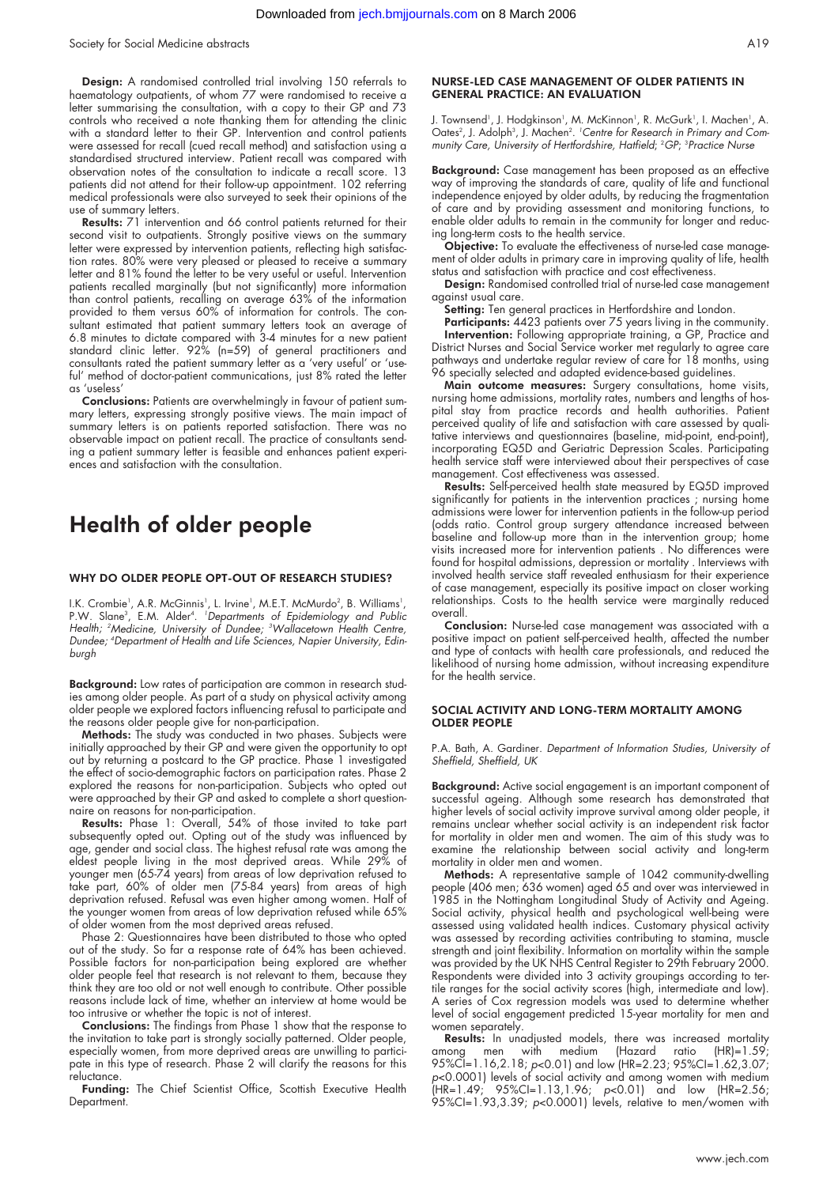**Design:** A randomised controlled trial involving 150 referrals to haematology outpatients, of whom 77 were randomised to receive a letter summarising the consultation, with a copy to their GP and 73 controls who received a note thanking them for attending the clinic with a standard letter to their GP. Intervention and control patients were assessed for recall (cued recall method) and satisfaction using a standardised structured interview. Patient recall was compared with observation notes of the consultation to indicate a recall score. 13 patients did not attend for their follow-up appointment. 102 referring medical professionals were also surveyed to seek their opinions of the use of summary letters.

**Results:** 71 intervention and 66 control patients returned for their second visit to outpatients. Strongly positive views on the summary letter were expressed by intervention patients, reflecting high satisfaction rates. 80% were very pleased or pleased to receive a summary letter and 81% found the letter to be very useful or useful. Intervention patients recalled marginally (but not significantly) more information than control patients, recalling on average 63% of the information provided to them versus 60% of information for controls. The consultant estimated that patient summary letters took an average of 6.8 minutes to dictate compared with 3-4 minutes for a new patient standard clinic letter. 92% (n=59) of general practitioners and consultants rated the patient summary letter as a 'very useful' or 'useful' method of doctor-patient communications, just 8% rated the letter as 'useless'

**Conclusions:** Patients are overwhelmingly in favour of patient summary letters, expressing strongly positive views. The main impact of summary letters is on patients reported satisfaction. There was no observable impact on patient recall. The practice of consultants sending a patient summary letter is feasible and enhances patient experiences and satisfaction with the consultation.

# Health of older people

### WHY DO OLDER PEOPLE OPT-OUT OF RESEARCH STUDIES?

I.K. Crombie[1], A.R. McGinnis[1], L. Irvine[1], M.E.T. McMurdo[2], B. Williams[1], P.W. Slane[3], E.M. Alder[4]. [1]*Departments of Epidemiology and Public Health;* [2]*Medicine, University of Dundee;* [3]*Wallacetown Health Centre, Dundee;* [4]*Department of Health and Life Sciences, Napier University, Edinburgh*

**Background:** Low rates of participation are common in research studies among older people. As part of a study on physical activity among older people we explored factors influencing refusal to participate and the reasons older people give for non-participation.

**Methods:** The study was conducted in two phases. Subjects were initially approached by their GP and were given the opportunity to opt out by returning a postcard to the GP practice. Phase 1 investigated the effect of socio-demographic factors on participation rates. Phase 2 explored the reasons for non-participation. Subjects who opted out were approached by their GP and asked to complete a short questionnaire on reasons for non-participation.

**Results:** Phase 1: Overall, 54% of those invited to take part subsequently opted out. Opting out of the study was influenced by age, gender and social class. The highest refusal rate was among the eldest people living in the most deprived areas. While 29% of younger men (65-74 years) from areas of low deprivation refused to take part, 60% of older men (75-84 years) from areas of high deprivation refused. Refusal was even higher among women. Half of the younger women from areas of low deprivation refused while 65% of older women from the most deprived areas refused.

Phase 2: Questionnaires have been distributed to those who opted out of the study. So far a response rate of 64% has been achieved. Possible factors for non-participation being explored are whether older people feel that research is not relevant to them, because they think they are too old or not well enough to contribute. Other possible reasons include lack of time, whether an interview at home would be too intrusive or whether the topic is not of interest.

**Conclusions:** The findings from Phase 1 show that the response to the invitation to take part is strongly socially patterned. Older people, especially women, from more deprived areas are unwilling to participate in this type of research. Phase 2 will clarify the reasons for this reluctance.

**Funding:** The Chief Scientist Office, Scottish Executive Health Department.

### NURSE-LED CASE MANAGEMENT OF OLDER PATIENTS IN GENERAL PRACTICE: AN EVALUATION

J. Townsend[1], J. Hodgkinson[1], M. McKinnon[1], R. McGurk[1], I. Machen[1], A. Oates[2], J. Adolph[3], J. Machen[2]. [1]*Centre for Research in Primary and Community Care, University of Hertfordshire, Hatfield;* [2]*GP;* [3]*Practice Nurse*

**Background:** Case management has been proposed as an effective way of improving the standards of care, quality of life and functional independence enjoyed by older adults, by reducing the fragmentation of care and by providing assessment and monitoring functions, to enable older adults to remain in the community for longer and reducing long-term costs to the health service.

**Objective:** To evaluate the effectiveness of nurse-led case management of older adults in primary care in improving quality of life, health status and satisfaction with practice and cost effectiveness.

**Design:** Randomised controlled trial of nurse-led case management against usual care.

**Setting:** Ten general practices in Hertfordshire and London.

**Participants:** 4423 patients over 75 years living in the community.

**Intervention:** Following appropriate training, a GP, Practice and District Nurses and Social Service worker met regularly to agree care pathways and undertake regular review of care for 18 months, using 96 specially selected and adapted evidence-based guidelines.

**Main outcome measures:** Surgery consultations, home visits, nursing home admissions, mortality rates, numbers and lengths of hospital stay from practice records and health authorities. Patient perceived quality of life and satisfaction with care assessed by qualitative interviews and questionnaires (baseline, mid-point, end-point), incorporating EQ5D and Geriatric Depression Scales. Participating health service staff were interviewed about their perspectives of case management. Cost effectiveness was assessed.

**Results:** Self-perceived health state measured by EQ5D improved significantly for patients in the intervention practices ; nursing home admissions were lower for intervention patients in the follow-up period (odds ratio. Control group surgery attendance increased between baseline and follow-up more than in the intervention group; home visits increased more for intervention patients . No differences were found for hospital admissions, depression or mortality . Interviews with involved health service staff revealed enthusiasm for their experience of case management, especially its positive impact on closer working relationships. Costs to the health service were marginally reduced overall.

**Conclusion:** Nurse-led case management was associated with a positive impact on patient self-perceived health, affected the number and type of contacts with health care professionals, and reduced the likelihood of nursing home admission, without increasing expenditure for the health service.

### SOCIAL ACTIVITY AND LONG-TERM MORTALITY AMONG OLDER PEOPLE

P.A. Bath, A. Gardiner. *Department of Information Studies, University of Sheffield, Sheffield, UK*

**Background:** Active social engagement is an important component of successful ageing. Although some research has demonstrated that higher levels of social activity improve survival among older people, it remains unclear whether social activity is an independent risk factor for mortality in older men and women. The aim of this study was to examine the relationship between social activity and long-term mortality in older men and women.

**Methods:** A representative sample of 1042 community-dwelling people (406 men; 636 women) aged 65 and over was interviewed in 1985 in the Nottingham Longitudinal Study of Activity and Ageing. Social activity, physical health and psychological well-being were assessed using validated health indices. Customary physical activity was assessed by recording activities contributing to stamina, muscle strength and joint flexibility. Information on mortality within the sample was provided by the UK NHS Central Register to 29th February 2000. Respondents were divided into 3 activity groupings according to tertile ranges for the social activity scores (high, intermediate and low). A series of Cox regression models was used to determine whether level of social engagement predicted 15-year mortality for men and women separately.

**Results:** In unadjusted models, there was increased mortality among men with medium (Hazard ratio (HR)=1.59; 95%CI=1.16,2.18; $p<0.01$) and low (HR=2.23; 95%CI=1.62,3.07; $p<0.0001$) levels of social activity and among women with medium (HR=1.49; 95%CI=1.13,1.96; $p<0.01$) and low (HR=2.56; 95%CI=1.93,3.39; $p<0.0001$) levels, relative to men/women with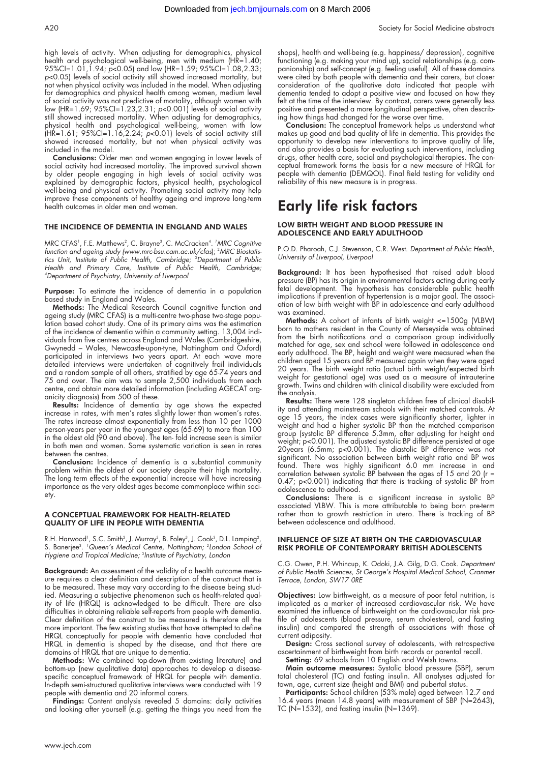high levels of activity. When adjusting for demographics, physical health and psychological well-being, men with medium (HR=1.40; 95%CI=1.01,1.94; $p<0.05$) and low (HR=1.59; 95%CI=1.08,2.33; $p<0.05$) levels of social activity still showed increased mortality, but not when physical activity was included in the model. When adjusting for demographics and physical health among women, medium level of social activity was not predictive of mortality, although women with low (HR=1.69; 95%CI=1.23,2.31; $p<0.001$) levels of social activity still showed increased mortality. When adjusting for demographics, physical health and psychological well-being, women with low (HR=1.61; 95%CI=1.16,2.24; $p<0.01$) levels of social activity still showed increased mortality, but not when physical activity was included in the model.

**Conclusions:** Older men and women engaging in lower levels of social activity had increased mortality. The improved survival shown by older people engaging in high levels of social activity was explained by demographic factors, physical health, psychological well-being and physical activity. Promoting social activity may help improve these components of healthy ageing and improve long-term health outcomes in older men and women.

### THE INCIDENCE OF DEMENTIA IN ENGLAND AND WALES

MRC CFAS[1], F.E. Matthews[2], C. Brayne[3], C. McCracken[4]. [1]*MRC Cognitive function and ageing study (www.mrc-bsu.cam.ac.uk/cfas);* [2]*MRC Biostatistics Unit, Institute of Public Health, Cambridge;* [3]*Department of Public Health and Primary Care, Institute of Public Health, Cambridge;* [4]*Department of Psychiatry, University of Liverpool*

**Purpose:** To estimate the incidence of dementia in a population based study in England and Wales.

**Methods:** The Medical Research Council cognitive function and ageing study (MRC CFAS) is a multi-centre two-phase two-stage population based cohort study. One of its primary aims was the estimation of the incidence of dementia within a community setting. 13,004 individuals from five centres across England and Wales (Cambridgeshire, Gwynedd – Wales, Newcastle-upon-tyne, Nottingham and Oxford) participated in interviews two years apart. At each wave more detailed interviews were undertaken of cognitively frail individuals and a random sample of all others, stratified by age 65-74 years and 75 and over. The aim was to sample 2,500 individuals from each centre, and obtain more detailed information (including AGECAT organicity diagnosis) from 500 of these.

**Results:** Incidence of dementia by age shows the expected increase in rates, with men's rates slightly lower than women's rates. The rates increase almost exponentially from less than 10 per 1000 person-years per year in the youngest ages (65-69) to more than 100 in the oldest old (90 and above). The ten- fold increase seen is similar in both men and women. Some systematic variation is seen in rates between the centres.

**Conclusion:** Incidence of dementia is a substantial community problem within the oldest of our society despite their high mortality. The long term effects of the exponential increase will have increasing importance as the very oldest ages become commonplace within society.

### A CONCEPTUAL FRAMEWORK FOR HEALTH-RELATED QUALITY OF LIFE IN PEOPLE WITH DEMENTIA

R.H. Harwood[1], S.C. Smith[2], J. Murray[3], B. Foley[3], J. Cook[3], D.L. Lamping[2], S. Banerjee[3]. [1]*Queen's Medical Centre, Nottingham;* [2]*London School of Hygiene and Tropical Medicine;* [3]*Institute of Psychiatry, London*

**Background:** An assessment of the validity of a health outcome measure requires a clear definition and description of the construct that is to be measured. These may vary according to the disease being studied. Measuring a subjective phenomenon such as health-related quality of life (HRQL) is acknowledged to be difficult. There are also difficulties in obtaining reliable self-reports from people with dementia. Clear definition of the construct to be measured is therefore all the more important. The few existing studies that have attempted to define HRQL conceptually for people with dementia have concluded that HRQL in dementia is shaped by the disease, and that there are domains of HRQL that are unique to dementia.

**Methods:** We combined top-down (from existing literature) and bottom-up (new qualitative data) approaches to develop a disease-specific conceptual framework of HRQL for people with dementia. In-depth semi-structured qualitative interviews were conducted with 19 people with dementia and 20 informal carers.

**Findings:** Content analysis revealed 5 domains: daily activities and looking after yourself (e.g. getting the things you need from the shops), health and well-being (e.g. happiness/ depression), cognitive functioning (e.g. making your mind up), social relationships (e.g. companionship) and self-concept (e.g. feeling useful). All of these domains were cited by both people with dementia and their carers, but closer consideration of the qualitative data indicated that people with dementia tended to adopt a positive view and focused on how they felt at the time of the interview. By contrast, carers were generally less positive and presented a more longitudinal perspective, often describing how things had changed for the worse over time.

**Conclusion:** The conceptual framework helps us understand what makes up good and bad quality of life in dementia. This provides the opportunity to develop new interventions to improve quality of life, and also provides a basis for evaluating such interventions, including drugs, other health care, social and psychological therapies. The conceptual framework forms the basis for a new measure of HRQL for people with dementia (DEMQOL). Final field testing for validity and reliability of this new measure is in progress.

## Early life risk factors

### LOW BIRTH WEIGHT AND BLOOD PRESSURE IN ADOLESCENCE AND EARLY ADULTHOOD

P.O.D. Pharoah, C.J. Stevenson, C.R. West. *Department of Public Health, University of Liverpool, Liverpool*

**Background:** It has been hypothesised that raised adult blood pressure (BP) has its origin in environmental factors acting during early fetal development. The hypothesis has considerable public health implications if prevention of hypertension is a major goal. The association of low birth weight with BP in adolescence and early adulthood was examined.

**Methods:** A cohort of infants of birth weight <=1500g (VLBW) born to mothers resident in the County of Merseyside was obtained from the birth notifications and a comparison group individually matched for age, sex and school were followed in adolescence and early adulthood. The BP, height and weight were measured when the children aged 15 years and BP measured again when they were aged 20 years. The birth weight ratio (actual birth weight/expected birth weight for gestational age) was used as a measure of intrauterine growth. Twins and children with clinical disability were excluded from the analysis.

**Results:** There were 128 singleton children free of clinical disability and attending mainstream schools with their matched controls. At age 15 years, the index cases were significantly shorter, lighter in weight and had a higher systolic BP than the matched comparison group (systolic BP difference 5.3mm, after adjusting for height and weight; $p<0.001$). The adjusted systolic BP difference persisted at age 20years (6.5mm; $p<0.001$). The diastolic BP difference was not significant. No association between birth weight ratio and BP was found. There was highly significant 6.0 mm increase in and correlation between systolic BP between the ages of 15 and 20 ($r = 0.47$; $p<0.001$) indicating that there is tracking of systolic BP from adolescence to adulthood.

**Conclusions:** There is a significant increase in systolic BP associated VLBW. This is more attributable to being born pre-term rather than to growth restriction in utero. There is tracking of BP between adolescence and adulthood.

### INFLUENCE OF SIZE AT BIRTH ON THE CARDIOVASCULAR RISK PROFILE OF CONTEMPORARY BRITISH ADOLESCENTS

C.G. Owen, P.H. Whincup, K. Odoki, J.A. Gilg, D.G. Cook. *Department of Public Health Sciences, St George's Hospital Medical School, Cranmer Terrace, London, SW17 0RE*

**Objectives:** Low birthweight, as a measure of poor fetal nutrition, is implicated as a marker of increased cardiovascular risk. We have examined the influence of birthweight on the cardiovascular risk profile of adolescents (blood pressure, serum cholesterol, and fasting insulin) and compared the strength of associations with those of current adiposity.

**Design:** Cross sectional survey of adolescents, with retrospective ascertainment of birthweight from birth records or parental recall.

**Setting:** 69 schools from 10 English and Welsh towns.

**Main outcome measures:** Systolic blood pressure (SBP), serum total cholesterol (TC) and fasting insulin. All analyses adjusted for town, age, current size (height and BMI) and pubertal status.

**Participants:** School children (53% male) aged between 12.7 and 16.4 years (mean 14.8 years) with measurement of SBP (N=2643), TC (N=1532), and fasting insulin (N=1369).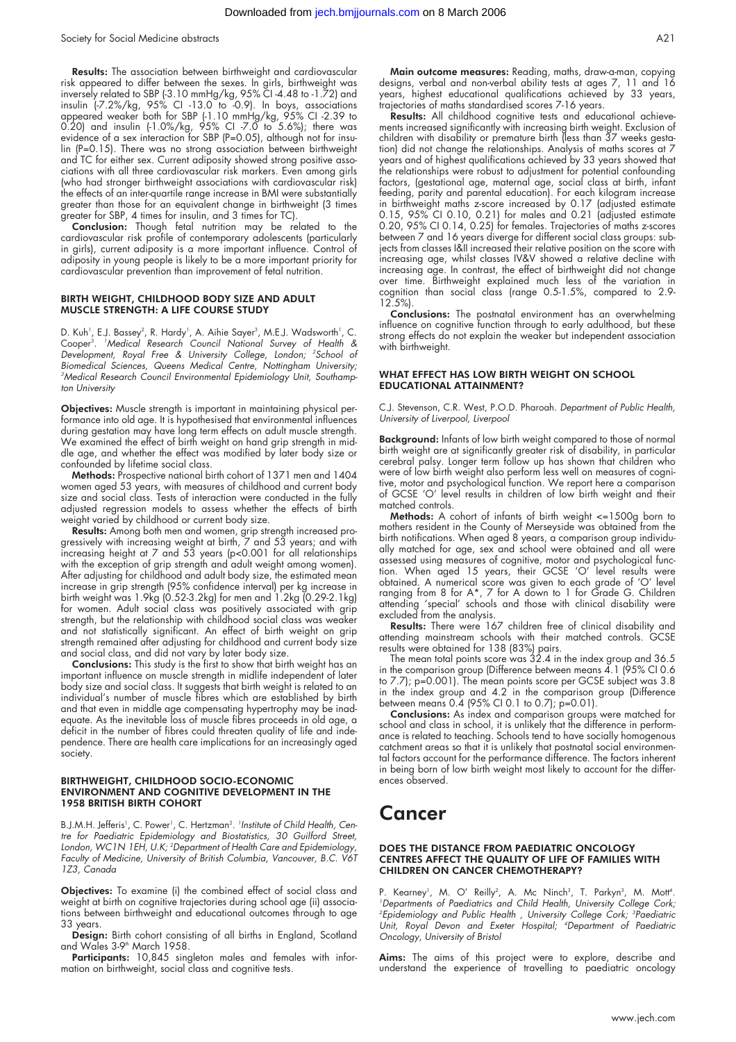**Results:** The association between birthweight and cardiovascular risk appeared to differ between the sexes. In girls, birthweight was inversely related to SBP (-3.10 mmHg/kg, 95% CI -4.48 to -1.72) and insulin (-7.2%/kg, 95% CI -13.0 to -0.9). In boys, associations appeared weaker both for SBP (-1.10 mmHg/kg, 95% CI -2.39 to 0.20) and insulin (-1.0%/kg, 95% CI -7.0 to 5.6%); there was evidence of a sex interaction for SBP (P=0.05), although not for insulin (P=0.15). There was no strong association between birthweight and TC for either sex. Current adiposity showed strong positive associations with all three cardiovascular risk markers. Even among girls (who had stronger birthweight associations with cardiovascular risk) the effects of an inter-quartile range increase in BMI were substantially greater than those for an equivalent change in birthweight (3 times greater for SBP, 4 times for insulin, and 3 times for TC).

**Conclusion:** Though fetal nutrition may be related to the cardiovascular risk profile of contemporary adolescents (particularly in girls), current adiposity is a more important influence. Control of adiposity in young people is likely to be a more important priority for cardiovascular prevention than improvement of fetal nutrition.

### BIRTH WEIGHT, CHILDHOOD BODY SIZE AND ADULT MUSCLE STRENGTH: A LIFE COURSE STUDY

D. Kuh[1], E.J. Bassey[2], R. Hardy[1], A. Aihie Sayer[3], M.E.J. Wadsworth[1], C. Cooper[3]. *[1]Medical Research Council National Survey of Health & Development, Royal Free & University College, London; [2]School of Biomedical Sciences, Queens Medical Centre, Nottingham University; [3]Medical Research Council Environmental Epidemiology Unit, Southampton University*

**Objectives:** Muscle strength is important in maintaining physical performance into old age. It is hypothesised that environmental influences during gestation may have long term effects on adult muscle strength. We examined the effect of birth weight on hand grip strength in middle age, and whether the effect was modified by later body size or confounded by lifetime social class.

**Methods:** Prospective national birth cohort of 1371 men and 1404 women aged 53 years, with measures of childhood and current body size and social class. Tests of interaction were conducted in the fully adjusted regression models to assess whether the effects of birth weight varied by childhood or current body size.

**Results:** Among both men and women, grip strength increased progressively with increasing weight at birth, 7 and 53 years; and with increasing height at 7 and 53 years (p<0.001 for all relationships with the exception of grip strength and adult weight among women). After adjusting for childhood and adult body size, the estimated mean increase in grip strength (95% confidence interval) per kg increase in birth weight was 1.9kg (0.52-3.2kg) for men and 1.2kg (0.29-2.1kg) for women. Adult social class was positively associated with grip strength, but the relationship with childhood social class was weaker and not statistically significant. An effect of birth weight on grip strength remained after adjusting for childhood and current body size and social class, and did not vary by later body size.

**Conclusions:** This study is the first to show that birth weight has an important influence on muscle strength in midlife independent of later body size and social class. It suggests that birth weight is related to an individual's number of muscle fibres which are established by birth and that even in middle age compensating hypertrophy may be inadequate. As the inevitable loss of muscle fibres proceeds in old age, a deficit in the number of fibres could threaten quality of life and independence. There are health care implications for an increasingly aged society.

### BIRTHWEIGHT, CHILDHOOD SOCIO-ECONOMIC ENVIRONMENT AND COGNITIVE DEVELOPMENT IN THE 1958 BRITISH BIRTH COHORT

B.J.M.H. Jefferis[1], C. Power[1], C. Hertzman[2]. *[1]Institute of Child Health, Centre for Paediatric Epidemiology and Biostatistics, 30 Guilford Street, London, WC1N 1EH, U.K; [2]Department of Health Care and Epidemiology, Faculty of Medicine, University of British Columbia, Vancouver, B.C. V6T 1Z3, Canada*

**Objectives:** To examine (i) the combined effect of social class and weight at birth on cognitive trajectories during school age (ii) associations between birthweight and educational outcomes through to age 33 years.

**Design:** Birth cohort consisting of all births in England, Scotland and Wales 3-9th March 1958.

**Participants:** 10,845 singleton males and females with information on birthweight, social class and cognitive tests.

**Main outcome measures:** Reading, maths, draw-a-man, copying designs, verbal and non-verbal ability tests at ages 7, 11 and 16 years, highest educational qualifications achieved by 33 years, trajectories of maths standardised scores 7-16 years.

**Results:** All childhood cognitive tests and educational achievements increased significantly with increasing birth weight. Exclusion of children with disability or premature birth (less than 37 weeks gestation) did not change the relationships. Analysis of maths scores at 7 years and of highest qualifications achieved by 33 years showed that the relationships were robust to adjustment for potential confounding factors, (gestational age, maternal age, social class at birth, infant feeding, parity and parental education). For each kilogram increase in birthweight maths z-score increased by 0.17 (adjusted estimate 0.15, 95% CI 0.10, 0.21) for males and 0.21 (adjusted estimate 0.20, 95% CI 0.14, 0.25) for females. Trajectories of maths z-scores between 7 and 16 years diverge for different social class groups: subjects from classes I&II increased their relative position on the score with increasing age, whilst classes IV&V showed a relative decline with increasing age. In contrast, the effect of birthweight did not change over time. Birthweight explained much less of the variation in cognition than social class (range 0.5-1.5%, compared to 2.9-12.5%).

**Conclusions:** The postnatal environment has an overwhelming influence on cognitive function through to early adulthood, but these strong effects do not explain the weaker but independent association with birthweight.

### WHAT EFFECT HAS LOW BIRTH WEIGHT ON SCHOOL EDUCATIONAL ATTAINMENT?

C.J. Stevenson, C.R. West, P.O.D. Pharoah. *Department of Public Health, University of Liverpool, Liverpool*

**Background:** Infants of low birth weight compared to those of normal birth weight are at significantly greater risk of disability, in particular cerebral palsy. Longer term follow up has shown that children who were of low birth weight also perform less well on measures of cognitive, motor and psychological function. We report here a comparison of GCSE 'O' level results in children of low birth weight and their matched controls.

**Methods:** A cohort of infants of birth weight <=1500g born to mothers resident in the County of Merseyside was obtained from the birth notifications. When aged 8 years, a comparison group individually matched for age, sex and school were obtained and all were assessed using measures of cognitive, motor and psychological function. When aged 15 years, their GCSE 'O' level results were obtained. A numerical score was given to each grade of 'O' level ranging from 8 for A*, 7 for A down to 1 for Grade G. Children attending 'special' schools and those with clinical disability were excluded from the analysis.

**Results:** There were 167 children free of clinical disability and attending mainstream schools with their matched controls. GCSE results were obtained for 138 (83%) pairs.

The mean total points score was 32.4 in the index group and 36.5 in the comparison group (Difference between means 4.1 (95% CI 0.6 to 7.7); p=0.001). The mean points score per GCSE subject was 3.8 in the index group and 4.2 in the comparison group (Difference between means 0.4 (95% CI 0.1 to 0.7); p=0.01).

**Conclusions:** As index and comparison groups were matched for school and class in school, it is unlikely that the difference in performance is related to teaching. Schools tend to have socially homogenous catchment areas so that it is unlikely that postnatal social environmental factors account for the performance difference. The factors inherent in being born of low birth weight most likely to account for the differences observed.

# Cancer

### DOES THE DISTANCE FROM PAEDIATRIC ONCOLOGY CENTRES AFFECT THE QUALITY OF LIFE OF FAMILIES WITH CHILDREN ON CANCER CHEMOTHERAPY?

P. Kearney[1], M. O' Reilly[2], A. Mc Ninch[3], T. Parkyn[3], M. Mott[4]. *[1]Departments of Paediatrics and Child Health, University College Cork; [2]Epidemiology and Public Health, University College Cork; [3]Paediatric Unit, Royal Devon and Exeter Hospital; [4]Department of Paediatric Oncology, University of Bristol*

**Aims:** The aims of this project were to explore, describe and understand the experience of travelling to paediatric oncology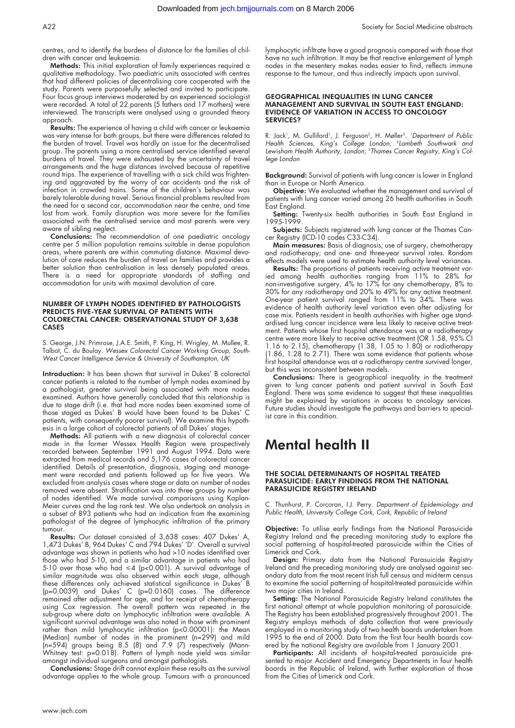centres, and to identify the burdens of distance for the families of children with cancer and leukaemia.

**Methods:** This initial exploration of family experiences required a qualitative methodology. Two paediatric units associated with centres that had different policies of decentralising care cooperated with the study. Parents were purposefully selected and invited to participate. Four focus group interviews moderated by an experienced sociologist were recorded. A total of 22 parents (5 fathers and 17 mothers) were interviewed. The transcripts were analysed using a grounded theory approach.

**Results:** The experience of having a child with cancer or leukaemia was very intense for both groups, but there were differences related to the burden of travel. Travel was hardly an issue for the decentralised group. The parents using a more centralised service identified several burdens of travel. They were exhausted by the uncertainty of travel arrangements and the huge distances involved because of repetitive round trips. The experience of travelling with a sick child was frightening and aggravated by the worry of car accidents and the risk of infection in crowded trains. Some of the children's behaviour was barely tolerable during travel. Serious financial problems resulted from the need for a second car, accommodation near the centre, and time lost from work. Family disruption was more severe for the families associated with the centralised service and most parents were very aware of sibling neglect.

**Conclusions:** The recommendation of one paediatric oncology centre per 5 million population remains suitable in dense population areas, where parents are within commuting distance. Maximal devolution of care reduces the burden of travel on families and provides a better solution than centralisation in less densely populated areas. There is a need for appropriate standards of staffing and accommodation for units with maximal devolution of care.

### NUMBER OF LYMPH NODES IDENTIFIED BY PATHOLOGISTS PREDICTS FIVE-YEAR SURVIVAL OF PATIENTS WITH COLORECTAL CANCER: OBSERVATIONAL STUDY OF 3,638 CASES

S. George, J.N. Primrose, J.A.E. Smith, P. King, H. Wrigley, M. Mullee, R. Talbot, C. du Boulay. *Wessex Colorectal Cancer Working Group, South-West Cancer Intelligence Service & University of Southampton, UK*

**Introduction:** It has been shown that survival in Dukes' B colorectal cancer patients is related to the number of lymph nodes examined by a pathologist, greater survival being associated with more nodes examined. Authors have generally concluded that this relationship is due to stage drift (i.e. that had more nodes been examined some of those staged as Dukes' B would have been found to be Dukes' C patients, with consequently poorer survival). We examine this hypothesis in a large cohort of colorectal patients of all Dukes' stages.

**Methods:** All patients with a new diagnosis of colorectal cancer made in the former Wessex Health Region were prospectively recorded between September 1991 and August 1994. Data were extracted from medical records and 5,176 cases of colorectal cancer identified. Details of presentation, diagnosis, staging and management were recorded and patients followed up for five years. We excluded from analysis cases where stage or data on number of nodes removed were absent. Stratification was into three groups by number of nodes identified. We made survival comparisons using Kaplan-Meier curves and the log rank test. We also undertook an analysis in a subset of 893 patients who had an indication from the examining pathologist of the degree of lymphocytic infiltration of the primary tumour.

**Results:** Our dataset consisted of 3,638 cases: 407 Dukes' A, 1,473 Dukes' B, 964 Dukes' C and 794 Dukes' 'D'. Overall a survival advantage was shown in patients who had >10 nodes identified over those who had 5-10, and a similar advantage in patients who had 5-10 over those who had ≤4 ($p<0.001$). A survival advantage of similar magnitude was also observed within each stage, although these differences only achieved statistical significance in Dukes' B ($p=0.0039$) and Dukes' C ($p=0.0160$) cases. The difference remained after adjustment for age, and for receipt of chemotherapy using Cox regression. The overall pattern was repeated in the sub-group where data on lymphocytic infiltration were available. A significant survival advantage was also noted in those with prominent rather than mild lymphocytic infiltration ($p<0.00001$): the Mean (Median) number of nodes in the prominent (n=299) and mild (n=594) groups being 8.5 (8) and 7.9 (7) respectively (Mann-Whitney test: $p=0.018$). Pattern of lymph node yield was similar amongst individual surgeons and amongst pathologists.

**Conclusions:** Stage drift cannot explain these results as the survival advantage applies to the whole group. Tumours with a pronounced lymphocytic infiltrate have a good prognosis compared with those that have no such infiltration. It may be that reactive enlargement of lymph nodes in the mesentery makes nodes easier to find, reflects immune response to the tumour, and thus indirectly impacts upon survival.

### GEOGRAPHICAL INEQUALITIES IN LUNG CANCER MANAGEMENT AND SURVIVAL IN SOUTH EAST ENGLAND: EVIDENCE OF VARIATION IN ACCESS TO ONCOLOGY SERVICES?

R. Jack[1], M. Gulliford[1], J. Ferguson[2], H. Møller[3]. [1]*Department of Public Health Sciences, King's College London;* [2]*Lambeth Southwark and Lewisham Health Authority, London;* [3]*Thames Cancer Registry, King's College London*

**Background:** Survival of patients with lung cancer is lower in England than in Europe or North America.

**Objective:** We evaluated whether the management and survival of patients with lung cancer varied among 26 health authorities in South East England.

**Setting:** Twenty-six health authorities in South East England in 1995-1999.

**Subjects:** Subjects registered with lung cancer at the Thames Cancer Registry (ICD-10 codes C33-C34).

**Main measures:** Basis of diagnosis; use of surgery, chemotherapy and radiotherapy; and one- and three-year survival rates. Random effects models were used to estimate health authority level variances.

**Results:** The proportions of patients receiving active treatment varied among health authorities ranging from 11% to 28% for non-investigative surgery, 4% to 17% for any chemotherapy, 8% to 30% for any radiotherapy and 20% to 49% for any active treatment. One-year patient survival ranged from 11% to 34%. There was evidence of health authority level variation even after adjusting for case mix. Patients resident in health authorities with higher age standardised lung cancer incidence were less likely to receive active treatment. Patients whose first hospital attendance was at a radiotherapy centre were more likely to receive active treatment (OR 1.58, 95% CI 1.16 to 2.15), chemotherapy (1.38, 1.05 to 1.80) or radiotherapy (1.86, 1.28 to 2.71). There was some evidence that patients whose first hospital attendance was at a radiotherapy centre survived longer, but this was inconsistent between models.

**Conclusions:** There is geographical inequality in the treatment given to lung cancer patients and patient survival in South East England. There was some evidence to suggest that these inequalities might be explained by variations in access to oncology services. Future studies should investigate the pathways and barriers to specialist care in this condition.

# Mental health II

### THE SOCIAL DETERMINANTS OF HOSPITAL TREATED PARASUICIDE: EARLY FINDINGS FROM THE NATIONAL PARASUICIDE REGISTRY IRELAND

C. Thunhurst, P. Corcoran, I.J. Perry. *Department of Epidemiology and Public Health, University College Cork, Cork, Republic of Ireland*

**Objective:** To utilise early findings from the National Parasuicide Registry Ireland and the preceding monitoring study to explore the social patterning of hospital-treated parasuicide within the Cities of Limerick and Cork.

**Design:** Primary data from the National Parasuicide Registry Ireland and the preceding monitoring study are analysed against secondary data from the most recent Irish full census and mid-term census to examine the social patterning of hospital-treated parasuicide within two major cities in Ireland.

**Setting:** The National Parasuicide Registry Ireland constitutes the first national attempt at whole population monitoring of parasuicide. The Registry has been established progressively throughout 2001. The Registry employs methods of data collection that were previously employed in a monitoring study of two health boards undertaken from 1995 to the end of 2000. Data from the first four health boards covered by the national Registry are available from 1 January 2001.

**Participants:** All incidents of hospital-treated parasuicide presented to major Accident and Emergency Departments in four health boards in the Republic of Ireland, with further exploration of those from the Cities of Limerick and Cork.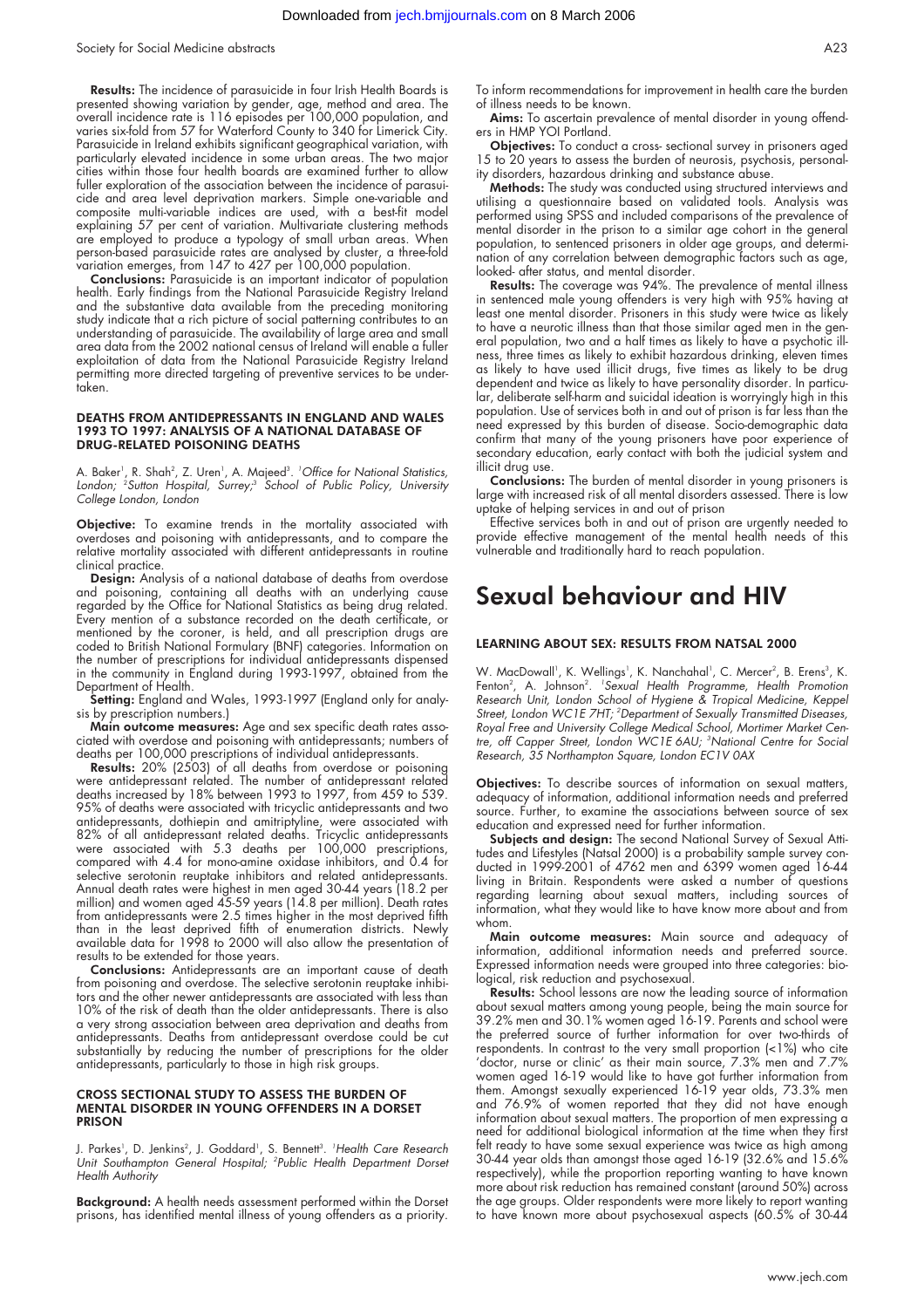**Results:** The incidence of parasuicide in four Irish Health Boards is presented showing variation by gender, age, method and area. The overall incidence rate is 116 episodes per 100,000 population, and varies six-fold from 57 for Waterford County to 340 for Limerick City. Parasuicide in Ireland exhibits significant geographical variation, with particularly elevated incidence in some urban areas. The two major cities within those four health boards are examined further to allow fuller exploration of the association between the incidence of parasuicide and area level deprivation markers. Simple one-variable and composite multi-variable indices are used, with a best-fit model explaining 57 per cent of variation. Multivariate clustering methods are employed to produce a typology of small urban areas. When person-based parasuicide rates are analysed by cluster, a three-fold variation emerges, from 147 to 427 per 100,000 population.

**Conclusions:** Parasuicide is an important indicator of population health. Early findings from the National Parasuicide Registry Ireland and the substantive data available from the preceding monitoring study indicate that a rich picture of social patterning contributes to an understanding of parasuicide. The availability of large area and small area data from the 2002 national census of Ireland will enable a fuller exploitation of data from the National Parasuicide Registry Ireland permitting more directed targeting of preventive services to be undertaken.

#### DEATHS FROM ANTIDEPRESSANTS IN ENGLAND AND WALES 1993 TO 1997: ANALYSIS OF A NATIONAL DATABASE OF DRUG-RELATED POISONING DEATHS

A. Baker[1], R. Shah[2], Z. Uren[1], A. Majeed[3]. [1]*Office for National Statistics, London;* [2]*Sutton Hospital, Surrey;*[3] *School of Public Policy, University College London, London*

**Objective:** To examine trends in the mortality associated with overdoses and poisoning with antidepressants, and to compare the relative mortality associated with different antidepressants in routine clinical practice.

**Design:** Analysis of a national database of deaths from overdose and poisoning, containing all deaths with an underlying cause regarded by the Office for National Statistics as being drug related. Every mention of a substance recorded on the death certificate, or mentioned by the coroner, is held, and all prescription drugs are coded to British National Formulary (BNF) categories. Information on the number of prescriptions for individual antidepressants dispensed in the community in England during 1993-1997, obtained from the Department of Health.

**Setting:** England and Wales, 1993-1997 (England only for analysis by prescription numbers.)

**Main outcome measures:** Age and sex specific death rates associated with overdose and poisoning with antidepressants; numbers of deaths per 100,000 prescriptions of individual antidepressants.

**Results:** 20% (2503) of all deaths from overdose or poisoning were antidepressant related. The number of antidepressant related deaths increased by 18% between 1993 to 1997, from 459 to 539. 95% of deaths were associated with tricyclic antidepressants and two antidepressants, dothiepin and amitriptyline, were associated with 82% of all antidepressant related deaths. Tricyclic antidepressants were associated with 5.3 deaths per 100,000 prescriptions, compared with 4.4 for mono-amine oxidase inhibitors, and 0.4 for selective serotonin reuptake inhibitors and related antidepressants. Annual death rates were highest in men aged 30-44 years (18.2 per million) and women aged 45-59 years (14.8 per million). Death rates from antidepressants were 2.5 times higher in the most deprived fifth than in the least deprived fifth of enumeration districts. Newly available data for 1998 to 2000 will also allow the presentation of results to be extended for those years.

**Conclusions:** Antidepressants are an important cause of death from poisoning and overdose. The selective serotonin reuptake inhibitors and the other newer antidepressants are associated with less than 10% of the risk of death than the older antidepressants. There is also a very strong association between area deprivation and deaths from antidepressants. Deaths from antidepressant overdose could be cut substantially by reducing the number of prescriptions for the older antidepressants, particularly to those in high risk groups.

#### CROSS SECTIONAL STUDY TO ASSESS THE BURDEN OF MENTAL DISORDER IN YOUNG OFFENDERS IN A DORSET PRISON

J. Parkes[1], D. Jenkins[2], J. Goddard[1], S. Bennett[3]. [1]*Health Care Research Unit Southampton General Hospital;* [2]*Public Health Department Dorset Health Authority*

**Background:** A health needs assessment performed within the Dorset prisons, has identified mental illness of young offenders as a priority. To inform recommendations for improvement in health care the burden of illness needs to be known.

**Aims:** To ascertain prevalence of mental disorder in young offenders in HMP YOI Portland.

**Objectives:** To conduct a cross- sectional survey in prisoners aged 15 to 20 years to assess the burden of neurosis, psychosis, personality disorders, hazardous drinking and substance abuse.

**Methods:** The study was conducted using structured interviews and utilising a questionnaire based on validated tools. Analysis was performed using SPSS and included comparisons of the prevalence of mental disorder in the prison to a similar age cohort in the general population, to sentenced prisoners in older age groups, and determination of any correlation between demographic factors such as age, looked- after status, and mental disorder.

**Results:** The coverage was 94%. The prevalence of mental illness in sentenced male young offenders is very high with 95% having at least one mental disorder. Prisoners in this study were twice as likely to have a neurotic illness than that those similar aged men in the general population, two and a half times as likely to have a psychotic illness, three times as likely to exhibit hazardous drinking, eleven times as likely to have used illicit drugs, five times as likely to be drug dependent and twice as likely to have personality disorder. In particular, deliberate self-harm and suicidal ideation is worryingly high in this population. Use of services both in and out of prison is far less than the need expressed by this burden of disease. Socio-demographic data confirm that many of the young prisoners have poor experience of secondary education, early contact with both the judicial system and illicit drug use.

**Conclusions:** The burden of mental disorder in young prisoners is large with increased risk of all mental disorders assessed. There is low uptake of helping services in and out of prison

Effective services both in and out of prison are urgently needed to provide effective management of the mental health needs of this vulnerable and traditionally hard to reach population.

# Sexual behaviour and HIV

#### LEARNING ABOUT SEX: RESULTS FROM NATSAL 2000

W. MacDowall[1], K. Wellings[1], K. Nanchahal[1], C. Mercer[2], B. Erens[3], K. Fenton[2], A. Johnson[2]. [1]*Sexual Health Programme, Health Promotion Research Unit, London School of Hygiene & Tropical Medicine, Keppel Street, London WC1E 7HT;* [2]*Department of Sexually Transmitted Diseases, Royal Free and University College Medical School, Mortimer Market Centre, off Capper Street, London WC1E 6AU;* [3]*National Centre for Social Research, 35 Northampton Square, London EC1V 0AX*

**Objectives:** To describe sources of information on sexual matters, adequacy of information, additional information needs and preferred source. Further, to examine the associations between source of sex education and expressed need for further information.

**Subjects and design:** The second National Survey of Sexual Attitudes and Lifestyles (Natsal 2000) is a probability sample survey conducted in 1999-2001 of 4762 men and 6399 women aged 16-44 living in Britain. Respondents were asked a number of questions regarding learning about sexual matters, including sources of information, what they would like to have know more about and from whom.

**Main outcome measures:** Main source and adequacy of information, additional information needs and preferred source. Expressed information needs were grouped into three categories: biological, risk reduction and psychosexual.

**Results:** School lessons are now the leading source of information about sexual matters among young people, being the main source for 39.2% men and 30.1% women aged 16-19. Parents and school were the preferred source of further information for over two-thirds of respondents. In contrast to the very small proportion (<1%) who cite 'doctor, nurse or clinic' as their main source, 7.3% men and 7.7% women aged 16-19 would like to have got further information from them. Amongst sexually experienced 16-19 year olds, 73.3% men and 76.9% of women reported that they did not have enough information about sexual matters. The proportion of men expressing a need for additional biological information at the time when they first felt ready to have some sexual experience was twice as high among 30-44 year olds than amongst those aged 16-19 (32.6% and 15.6% respectively), while the proportion reporting wanting to have known more about risk reduction has remained constant (around 50%) across the age groups. Older respondents were more likely to report wanting to have known more about psychosexual aspects (60.5% of 30-44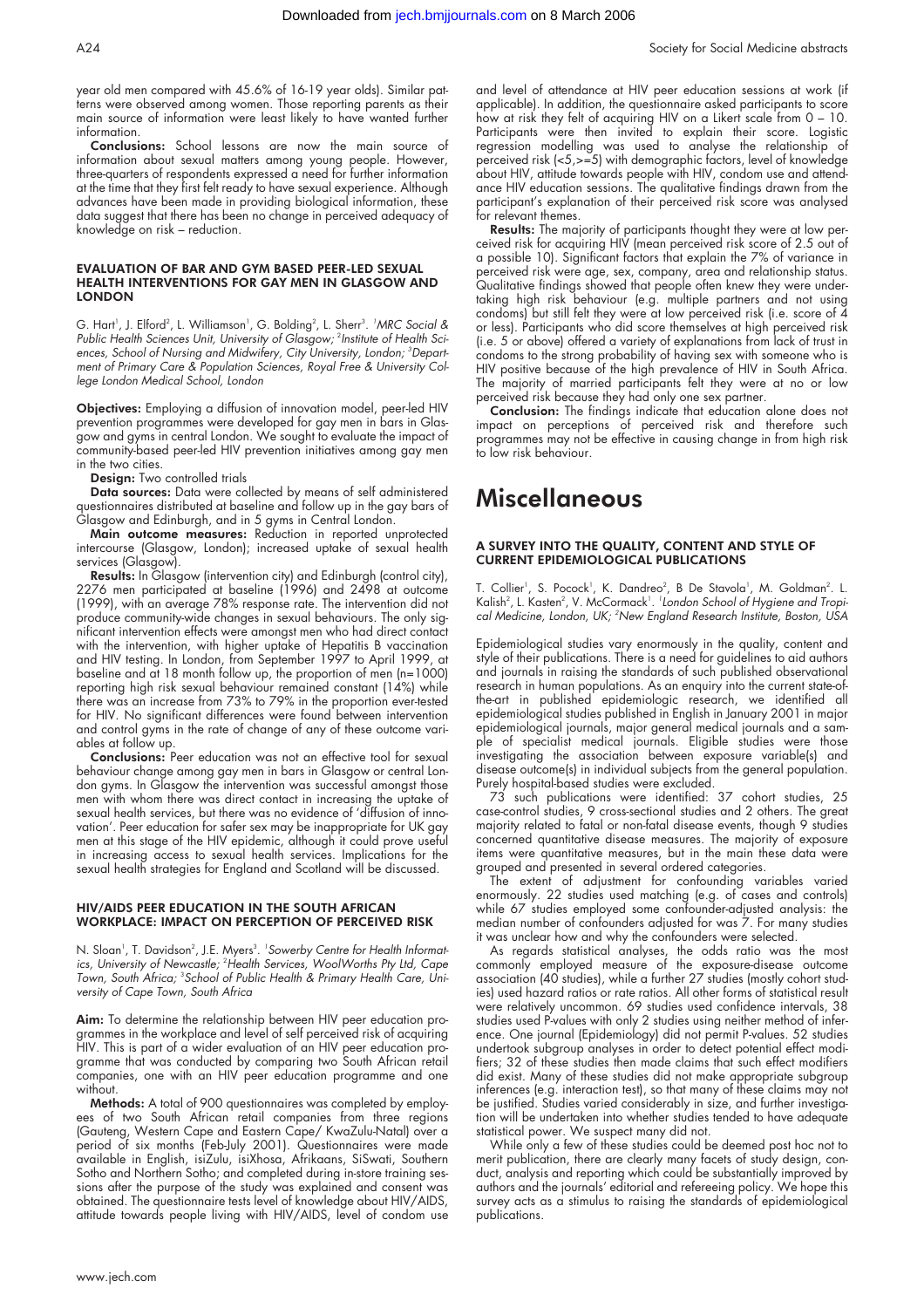year old men compared with 45.6% of 16-19 year olds). Similar patterns were observed among women. Those reporting parents as their main source of information were least likely to have wanted further information.

**Conclusions:** School lessons are now the main source of information about sexual matters among young people. However, three-quarters of respondents expressed a need for further information at the time that they first felt ready to have sexual experience. Although advances have been made in providing biological information, these data suggest that there has been no change in perceived adequacy of knowledge on risk – reduction.

### EVALUATION OF BAR AND GYM BASED PEER-LED SEXUAL HEALTH INTERVENTIONS FOR GAY MEN IN GLASGOW AND LONDON

G. Hart[1], J. Elford[2], L. Williamson[1], G. Bolding[2], L. Sherr[3]. [1]*MRC Social & Public Health Sciences Unit, University of Glasgow;* [2]*Institute of Health Sciences, School of Nursing and Midwifery, City University, London;* [3]*Department of Primary Care & Population Sciences, Royal Free & University College London Medical School, London*

**Objectives:** Employing a diffusion of innovation model, peer-led HIV prevention programmes were developed for gay men in bars in Glasgow and gyms in central London. We sought to evaluate the impact of community-based peer-led HIV prevention initiatives among gay men in the two cities.

**Design:** Two controlled trials

**Data sources:** Data were collected by means of self administered questionnaires distributed at baseline and follow up in the gay bars of Glasgow and Edinburgh, and in 5 gyms in Central London.

**Main outcome measures:** Reduction in reported unprotected intercourse (Glasgow, London); increased uptake of sexual health services (Glasgow).

**Results:** In Glasgow (intervention city) and Edinburgh (control city), 2276 men participated at baseline (1996) and 2498 at outcome (1999), with an average 78% response rate. The intervention did not produce community-wide changes in sexual behaviours. The only significant intervention effects were amongst men who had direct contact with the intervention, with higher uptake of Hepatitis B vaccination and HIV testing. In London, from September 1997 to April 1999, at baseline and at 18 month follow up, the proportion of men (n=1000) reporting high risk sexual behaviour remained constant (14%) while there was an increase from 73% to 79% in the proportion ever-tested for HIV. No significant differences were found between intervention and control gyms in the rate of change of any of these outcome variables at follow up.

**Conclusions:** Peer education was not an effective tool for sexual behaviour change among gay men in bars in Glasgow or central London gyms. In Glasgow the intervention was successful amongst those men with whom there was direct contact in increasing the uptake of sexual health services, but there was no evidence of 'diffusion of innovation'. Peer education for safer sex may be inappropriate for UK gay men at this stage of the HIV epidemic, although it could prove useful in increasing access to sexual health services. Implications for the sexual health strategies for England and Scotland will be discussed.

### HIV/AIDS PEER EDUCATION IN THE SOUTH AFRICAN WORKPLACE: IMPACT ON PERCEPTION OF PERCEIVED RISK

N. Sloan[1], T. Davidson[2], J.E. Myers[3]. [1]*Sowerby Centre for Health Informatics, University of Newcastle;* [2]*Health Services, WoolWorths Pty Ltd, Cape Town, South Africa;* [3]*School of Public Health & Primary Health Care, University of Cape Town, South Africa*

**Aim:** To determine the relationship between HIV peer education programmes in the workplace and level of self perceived risk of acquiring HIV. This is part of a wider evaluation of an HIV peer education programme that was conducted by comparing two South African retail companies, one with an HIV peer education programme and one without.

**Methods:** A total of 900 questionnaires was completed by employees of two South African retail companies from three regions (Gauteng, Western Cape and Eastern Cape/ KwaZulu-Natal) over a period of six months (Feb-July 2001). Questionnaires were made available in English, isiZulu, isiXhosa, Afrikaans, SiSwati, Southern Sotho and Northern Sotho; and completed during in-store training sessions after the purpose of the study was explained and consent was obtained. The questionnaire tests level of knowledge about HIV/AIDS, attitude towards people living with HIV/AIDS, level of condom use and level of attendance at HIV peer education sessions at work (if applicable). In addition, the questionnaire asked participants to score how at risk they felt of acquiring HIV on a Likert scale from 0 – 10. Participants were then invited to explain their score. Logistic regression modelling was used to analyse the relationship of perceived risk (<5,>=5) with demographic factors, level of knowledge about HIV, attitude towards people with HIV, condom use and attendance HIV education sessions. The qualitative findings drawn from the participant's explanation of their perceived risk score was analysed for relevant themes.

**Results:** The majority of participants thought they were at low perceived risk for acquiring HIV (mean perceived risk score of 2.5 out of a possible 10). Significant factors that explain the 7% of variance in perceived risk were age, sex, company, area and relationship status. Qualitative findings showed that people often knew they were undertaking high risk behaviour (e.g. multiple partners and not using condoms) but still felt they were at low perceived risk (i.e. score of 4 or less). Participants who did score themselves at high perceived risk (i.e. 5 or above) offered a variety of explanations from lack of trust in condoms to the strong probability of having sex with someone who is HIV positive because of the high prevalence of HIV in South Africa. The majority of married participants felt they were at no or low perceived risk because they had only one sex partner.

**Conclusion:** The findings indicate that education alone does not impact on perceptions of perceived risk and therefore such programmes may not be effective in causing change in from high risk to low risk behaviour.

# Miscellaneous

### A SURVEY INTO THE QUALITY, CONTENT AND STYLE OF CURRENT EPIDEMIOLOGICAL PUBLICATIONS

T. Collier[1], S. Pocock[1], K. Dandreo[2], B De Stavola[1], M. Goldman[2]. L. Kalish[2], L. Kasten[2], V. McCormack[1]. [1]*London School of Hygiene and Tropical Medicine, London, UK;* [2]*New England Research Institute, Boston, USA*

Epidemiological studies vary enormously in the quality, content and style of their publications. There is a need for guidelines to aid authors and journals in raising the standards of such published observational research in human populations. As an enquiry into the current state-of-the-art in published epidemiologic research, we identified all epidemiological studies published in English in January 2001 in major epidemiological journals, major general medical journals and a sample of specialist medical journals. Eligible studies were those investigating the association between exposure variable(s) and disease outcome(s) in individual subjects from the general population. Purely hospital-based studies were excluded.

73 such publications were identified: 37 cohort studies, 25 case-control studies, 9 cross-sectional studies and 2 others. The great majority related to fatal or non-fatal disease events, though 9 studies concerned quantitative disease measures. The majority of exposure items were quantitative measures, but in the main these data were grouped and presented in several ordered categories.

The extent of adjustment for confounding variables varied enormously. 22 studies used matching (e.g. of cases and controls) while 67 studies employed some confounder-adjusted analysis: the median number of confounders adjusted for was 7. For many studies it was unclear how and why the confounders were selected.

As regards statistical analyses, the odds ratio was the most commonly employed measure of the exposure-disease outcome association (40 studies), while a further 27 studies (mostly cohort studies) used hazard ratios or rate ratios. All other forms of statistical result were relatively uncommon. 69 studies used confidence intervals, 38 studies used P-values with only 2 studies using neither method of inference. One journal (Epidemiology) did not permit P-values. 52 studies undertook subgroup analyses in order to detect potential effect modifiers; 32 of these studies then made claims that such effect modifiers did exist. Many of these studies did not make appropriate subgroup inferences (e.g. interaction test), so that many of these claims may not be justified. Studies varied considerably in size, and further investigation will be undertaken into whether studies tended to have adequate statistical power. We suspect many did not.

While only a few of these studies could be deemed post hoc not to merit publication, there are clearly many facets of study design, conduct, analysis and reporting which could be substantially improved by authors and the journals' editorial and refereeing policy. We hope this survey acts as a stimulus to raising the standards of epidemiological publications.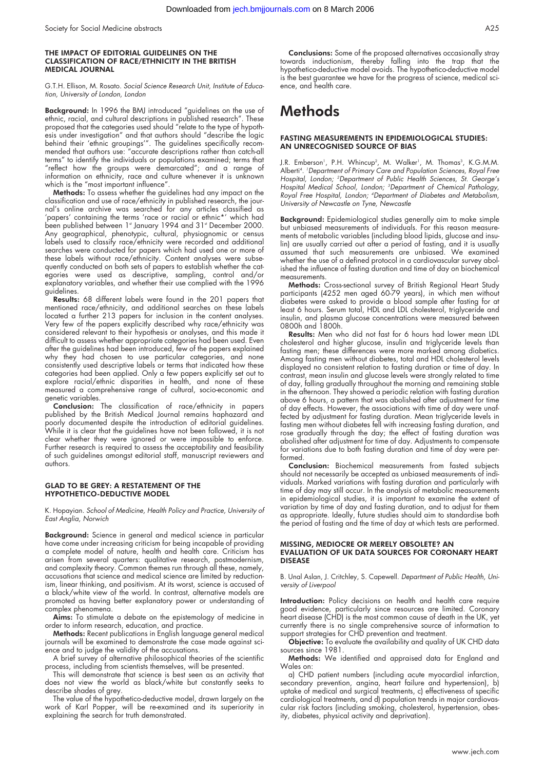### THE IMPACT OF EDITORIAL GUIDELINES ON THE CLASSIFICATION OF RACE/ETHNICITY IN THE BRITISH MEDICAL JOURNAL

G.T.H. Ellison, M. Rosato. *Social Science Research Unit, Institute of Education, University of London, London*

**Background:** In 1996 the BMJ introduced "guidelines on the use of ethnic, racial, and cultural descriptions in published research". These proposed that the categories used should "relate to the type of hypothesis under investigation" and that authors should "describe the logic behind their 'ethnic groupings'". The guidelines specifically recommended that authors use: "accurate descriptions rather than catch-all terms" to identify the individuals or populations examined; terms that "reflect how the groups were demarcated"; and a range of information on ethnicity, race and culture whenever it is unknown which is the "most important influence".

**Methods:** To assess whether the guidelines had any impact on the classification and use of race/ethnicity in published research, the journal's online archive was searched for any articles classified as 'papers' containing the terms 'race or racial or ethnic*' which had been published between 1st January 1994 and 31st December 2000. Any geographical, phenotypic, cultural, physiognomic or census labels used to classify race/ethnicity were recorded and additional searches were conducted for papers which had used one or more of these labels without race/ethnicity. Content analyses were subsequently conducted on both sets of papers to establish whether the categories were used as descriptive, sampling, control and/or explanatory variables, and whether their use complied with the 1996 guidelines.

**Results:** 68 different labels were found in the 201 papers that mentioned race/ethnicity, and additional searches on these labels located a further 213 papers for inclusion in the content analyses. Very few of the papers explicitly described why race/ethnicity was considered relevant to their hypothesis or analyses, and this made it difficult to assess whether appropriate categories had been used. Even after the guidelines had been introduced, few of the papers explained why they had chosen to use particular categories, and none consistently used descriptive labels or terms that indicated how these categories had been applied. Only a few papers explicitly set out to explore racial/ethnic disparities in health, and none of these measured a comprehensive range of cultural, socio-economic and genetic variables.

**Conclusion:** The classification of race/ethnicity in papers published by the British Medical Journal remains haphazard and poorly documented despite the introduction of editorial guidelines. While it is clear that the guidelines have not been followed, it is not clear whether they were ignored or were impossible to enforce. Further research is required to assess the acceptability and feasibility of such guidelines amongst editorial staff, manuscript reviewers and authors.

### GLAD TO BE GREY: A RESTATEMENT OF THE HYPOTHETICO-DEDUCTIVE MODEL

K. Hopayian. *School of Medicine, Health Policy and Practice, University of East Anglia, Norwich*

**Background:** Science in general and medical science in particular have come under increasing criticism for being incapable of providing a complete model of nature, health and health care. Criticism has arisen from several quarters: qualitative research, postmodernism, and complexity theory. Common themes run through all these, namely, accusations that science and medical science are limited by reductionism, linear thinking, and positivism. At its worst, science is accused of a black/white view of the world. In contrast, alternative models are promoted as having better explanatory power or understanding of complex phenomena.

**Aims:** To stimulate a debate on the epistemology of medicine in order to inform research, education, and practice.

**Methods:** Recent publications in English language general medical journals will be examined to demonstrate the case made against science and to judge the validity of the accusations.

A brief survey of alternative philosophical theories of the scientific process, including from scientists themselves, will be presented.

This will demonstrate that science is best seen as an activity that does not view the world as black/white but constantly seeks to describe shades of grey.

The value of the hypothetico-deductive model, drawn largely on the work of Karl Popper, will be re-examined and its superiority in explaining the search for truth demonstrated.

**Conclusions:** Some of the proposed alternatives occasionally stray towards inductionism, thereby falling into the trap that the hypothetico-deductive model avoids. The hypothetico-deductive model is the best guarantee we have for the progress of science, medical science, and health care.

## Methods

### FASTING MEASUREMENTS IN EPIDEMIOLOGICAL STUDIES: AN UNRECOGNISED SOURCE OF BIAS

J.R. Emberson[1], P.H. Whincup[2], M. Walker[1], M. Thomas[3], K.G.M.M. Alberti[4]. [1]*Department of Primary Care and Population Sciences, Royal Free Hospital, London;* [2]*Department of Public Health Sciences, St. George's Hospital Medical School, London;* [3]*Department of Chemical Pathology, Royal Free Hospital, London;* [4]*Department of Diabetes and Metabolism, University of Newcastle on Tyne, Newcastle*

**Background:** Epidemiological studies generally aim to make simple but unbiased measurements of individuals. For this reason measurements of metabolic variables (including blood lipids, glucose and insulin) are usually carried out after a period of fasting, and it is usually assumed that such measurements are unbiased. We examined whether the use of a defined protocol in a cardiovascular survey abolished the influence of fasting duration and time of day on biochemical measurements.

**Methods:** Cross-sectional survey of British Regional Heart Study participants (4252 men aged 60-79 years), in which men without diabetes were asked to provide a blood sample after fasting for at least 6 hours. Serum total, HDL and LDL cholesterol, triglyceride and insulin, and plasma glucose concentrations were measured between 0800h and 1800h.

**Results:** Men who did not fast for 6 hours had lower mean LDL cholesterol and higher glucose, insulin and triglyceride levels than fasting men; these differences were more marked among diabetics. Among fasting men without diabetes, total and HDL cholesterol levels displayed no consistent relation to fasting duration or time of day. In contrast, mean insulin and glucose levels were strongly related to time of day, falling gradually throughout the morning and remaining stable in the afternoon. They showed a parabolic relation with fasting duration above 6 hours, a pattern that was abolished after adjustment for time of day effects. However, the associations with time of day were unaffected by adjustment for fasting duration. Mean triglyceride levels in fasting men without diabetes fell with increasing fasting duration, and rose gradually through the day; the effect of fasting duration was abolished after adjustment for time of day. Adjustments to compensate for variations due to both fasting duration and time of day were performed.

**Conclusion:** Biochemical measurements from fasted subjects should not necessarily be accepted as unbiased measurements of individuals. Marked variations with fasting duration and particularly with time of day may still occur. In the analysis of metabolic measurements in epidemiological studies, it is important to examine the extent of variation by time of day and fasting duration, and to adjust for them as appropriate. Ideally, future studies should aim to standardise both the period of fasting and the time of day at which tests are performed.

### MISSING, MEDIOCRE OR MERELY OBSOLETE? AN EVALUATION OF UK DATA SOURCES FOR CORONARY HEART DISEASE

B. Unal Aslan, J. Critchley, S. Capewell. *Department of Public Health, University of Liverpool*

**Introduction:** Policy decisions on health and health care require good evidence, particularly since resources are limited. Coronary heart disease (CHD) is the most common cause of death in the UK, yet currently there is no single comprehensive source of information to support strategies for CHD prevention and treatment.

**Objective:** To evaluate the availability and quality of UK CHD data sources since 1981.

**Methods:** We identified and appraised data for England and Wales on:

a) CHD patient numbers (including acute myocardial infarction, secondary prevention, angina, heart failure and hypertension), b) uptake of medical and surgical treatments, c) effectiveness of specific cardiological treatments, and d) population trends in major cardiovascular risk factors (including smoking, cholesterol, hypertension, obesity, diabetes, physical activity and deprivation).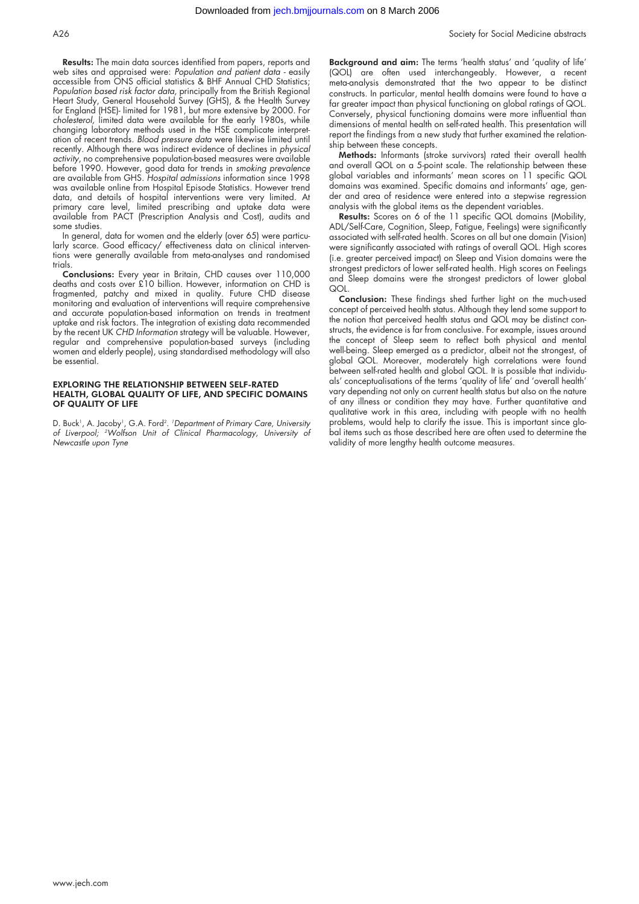**Results:** The main data sources identified from papers, reports and web sites and appraised were: *Population and patient data* - easily accessible from ONS official statistics & BHF Annual CHD Statistics; *Population based risk factor data*, principally from the British Regional Heart Study, General Household Survey (GHS), & the Health Survey for England (HSE)- limited for 1981, but more extensive by 2000. For *cholesterol*, limited data were available for the early 1980s, while changing laboratory methods used in the HSE complicate interpretation of recent trends. *Blood pressure data* were likewise limited until recently. Although there was indirect evidence of declines in *physical activity*, no comprehensive population-based measures were available before 1990. However, good data for trends in *smoking prevalence* are available from GHS. *Hospital admissions* information since 1998 was available online from Hospital Episode Statistics. However trend data, and details of hospital interventions were very limited. At primary care level, limited prescribing and uptake data were available from PACT (Prescription Analysis and Cost), audits and some studies.

In general, data for women and the elderly (over 65) were particularly scarce. Good efficacy/ effectiveness data on clinical interventions were generally available from meta-analyses and randomised trials.

**Conclusions:** Every year in Britain, CHD causes over 110,000 deaths and costs over £10 billion. However, information on CHD is fragmented, patchy and mixed in quality. Future CHD disease monitoring and evaluation of interventions will require comprehensive and accurate population-based information on trends in treatment uptake and risk factors. The integration of existing data recommended by the recent UK *CHD Information* strategy will be valuable. However, regular and comprehensive population-based surveys (including women and elderly people), using standardised methodology will also be essential.

## EXPLORING THE RELATIONSHIP BETWEEN SELF-RATED HEALTH, GLOBAL QUALITY OF LIFE, AND SPECIFIC DOMAINS OF QUALITY OF LIFE

D. Buck[1], A. Jacoby[1], G.A. Ford[2]. [1]*Department of Primary Care, University of Liverpool;* [2]*Wolfson Unit of Clinical Pharmacology, University of Newcastle upon Tyne*

**Background and aim:** The terms 'health status' and 'quality of life' (QOL) are often used interchangeably. However, a recent meta-analysis demonstrated that the two appear to be distinct constructs. In particular, mental health domains were found to have a far greater impact than physical functioning on global ratings of QOL. Conversely, physical functioning domains were more influential than dimensions of mental health on self-rated health. This presentation will report the findings from a new study that further examined the relationship between these concepts.

**Methods:** Informants (stroke survivors) rated their overall health and overall QOL on a 5-point scale. The relationship between these global variables and informants' mean scores on 11 specific QOL domains was examined. Specific domains and informants' age, gender and area of residence were entered into a stepwise regression analysis with the global items as the dependent variables.

**Results:** Scores on 6 of the 11 specific QOL domains (Mobility, ADL/Self-Care, Cognition, Sleep, Fatigue, Feelings) were significantly associated with self-rated health. Scores on all but one domain (Vision) were significantly associated with ratings of overall QOL. High scores (i.e. greater perceived impact) on Sleep and Vision domains were the strongest predictors of lower self-rated health. High scores on Feelings and Sleep domains were the strongest predictors of lower global QOL.

**Conclusion:** These findings shed further light on the much-used concept of perceived health status. Although they lend some support to the notion that perceived health status and QOL may be distinct constructs, the evidence is far from conclusive. For example, issues around the concept of Sleep seem to reflect both physical and mental well-being. Sleep emerged as a predictor, albeit not the strongest, of global QOL. Moreover, moderately high correlations were found between self-rated health and global QOL. It is possible that individuals' conceptualisations of the terms 'quality of life' and 'overall health' vary depending not only on current health status but also on the nature of any illness or condition they may have. Further quantitative and qualitative work in this area, including with people with no health problems, would help to clarify the issue. This is important since global items such as those described here are often used to determine the validity of more lengthy health outcome measures.